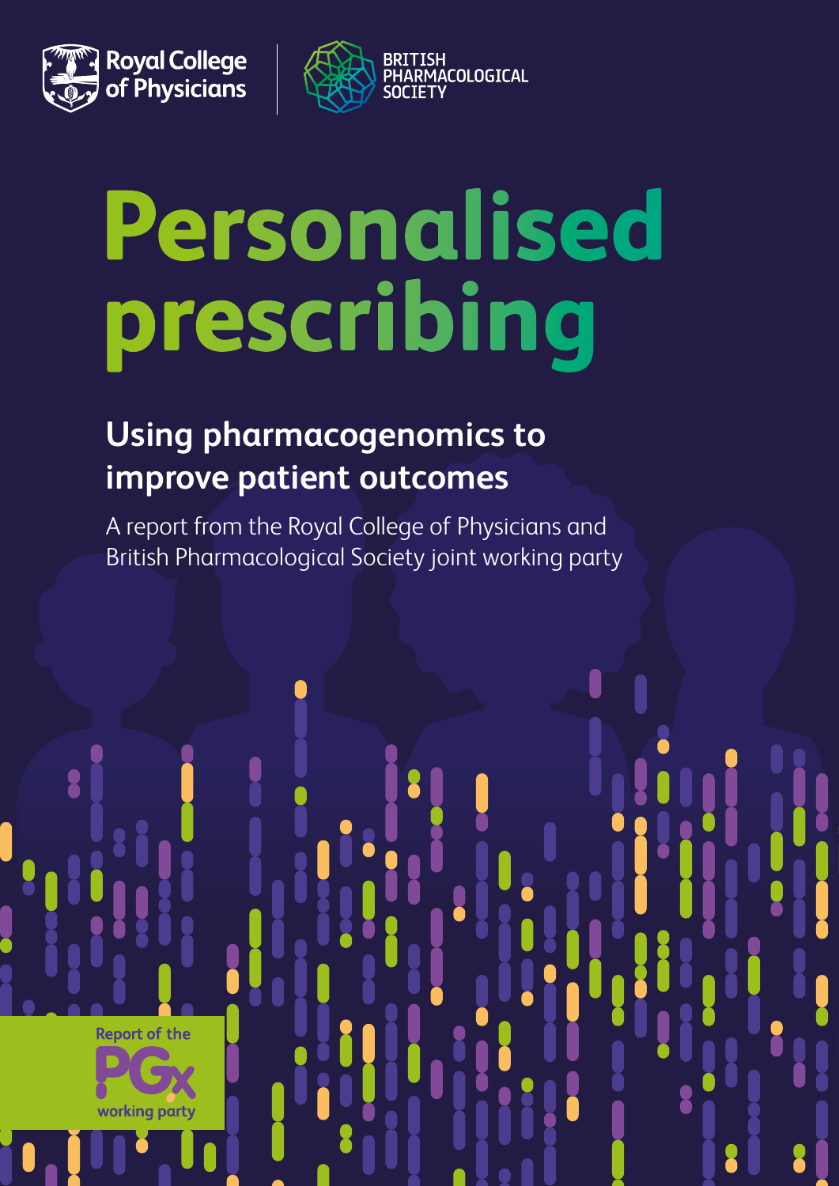Royal College of Physicians

BRITISH PHARMACOLOGICAL SOCIETY

# Personalised prescribing

## Using pharmacogenomics to improve patient outcomes

A report from the Royal College of Physicians and British Pharmacological Society joint working party

Report of the PGx working party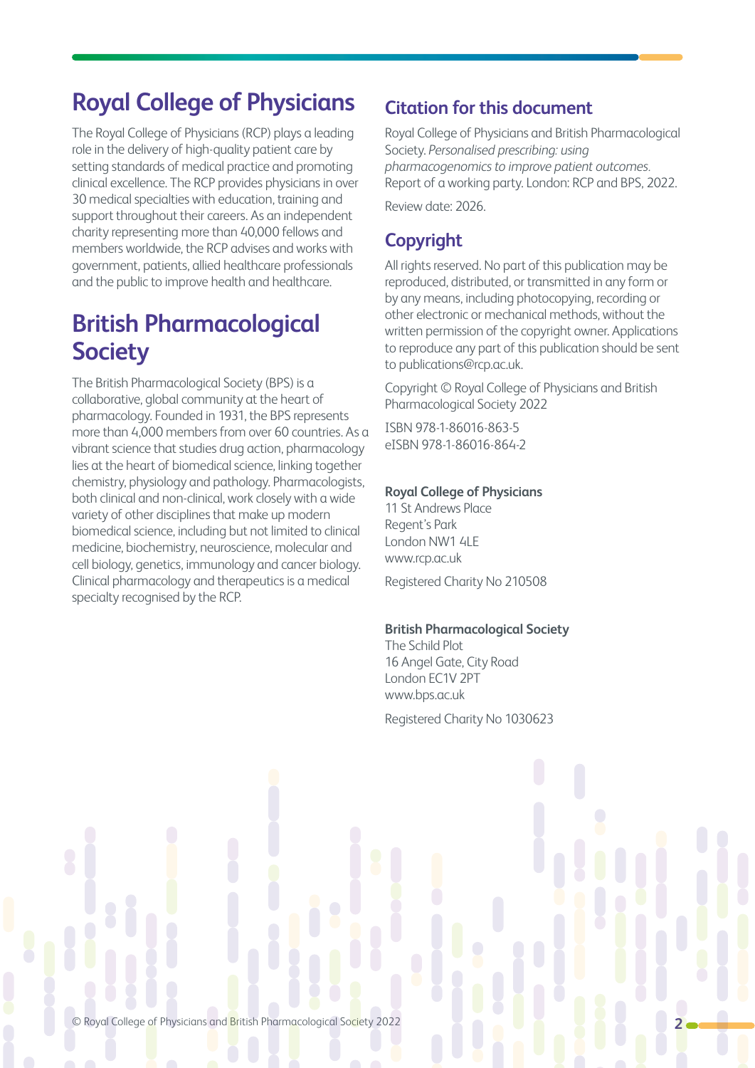## Royal College of Physicians

The Royal College of Physicians (RCP) plays a leading role in the delivery of high-quality patient care by setting standards of medical practice and promoting clinical excellence. The RCP provides physicians in over 30 medical specialties with education, training and support throughout their careers. As an independent charity representing more than 40,000 fellows and members worldwide, the RCP advises and works with government, patients, allied healthcare professionals and the public to improve health and healthcare.

## British Pharmacological Society

The British Pharmacological Society (BPS) is a collaborative, global community at the heart of pharmacology. Founded in 1931, the BPS represents more than 4,000 members from over 60 countries. As a vibrant science that studies drug action, pharmacology lies at the heart of biomedical science, linking together chemistry, physiology and pathology. Pharmacologists, both clinical and non-clinical, work closely with a wide variety of other disciplines that make up modern biomedical science, including but not limited to clinical medicine, biochemistry, neuroscience, molecular and cell biology, genetics, immunology and cancer biology. Clinical pharmacology and therapeutics is a medical specialty recognised by the RCP.

### Citation for this document

Royal College of Physicians and British Pharmacological Society. *Personalised prescribing: using pharmacogenomics to improve patient outcomes.* Report of a working party. London: RCP and BPS, 2022.

Review date: 2026.

### Copyright

All rights reserved. No part of this publication may be reproduced, distributed, or transmitted in any form or by any means, including photocopying, recording or other electronic or mechanical methods, without the written permission of the copyright owner. Applications to reproduce any part of this publication should be sent to publications@rcp.ac.uk.

Copyright © Royal College of Physicians and British Pharmacological Society 2022

ISBN 978-1-86016-863-5
eISBN 978-1-86016-864-2

**Royal College of Physicians**
11 St Andrews Place
Regent's Park
London NW1 4LE
www.rcp.ac.uk

Registered Charity No 210508

**British Pharmacological Society**
The Schild Plot
16 Angel Gate, City Road
London EC1V 2PT
www.bps.ac.uk

Registered Charity No 1030623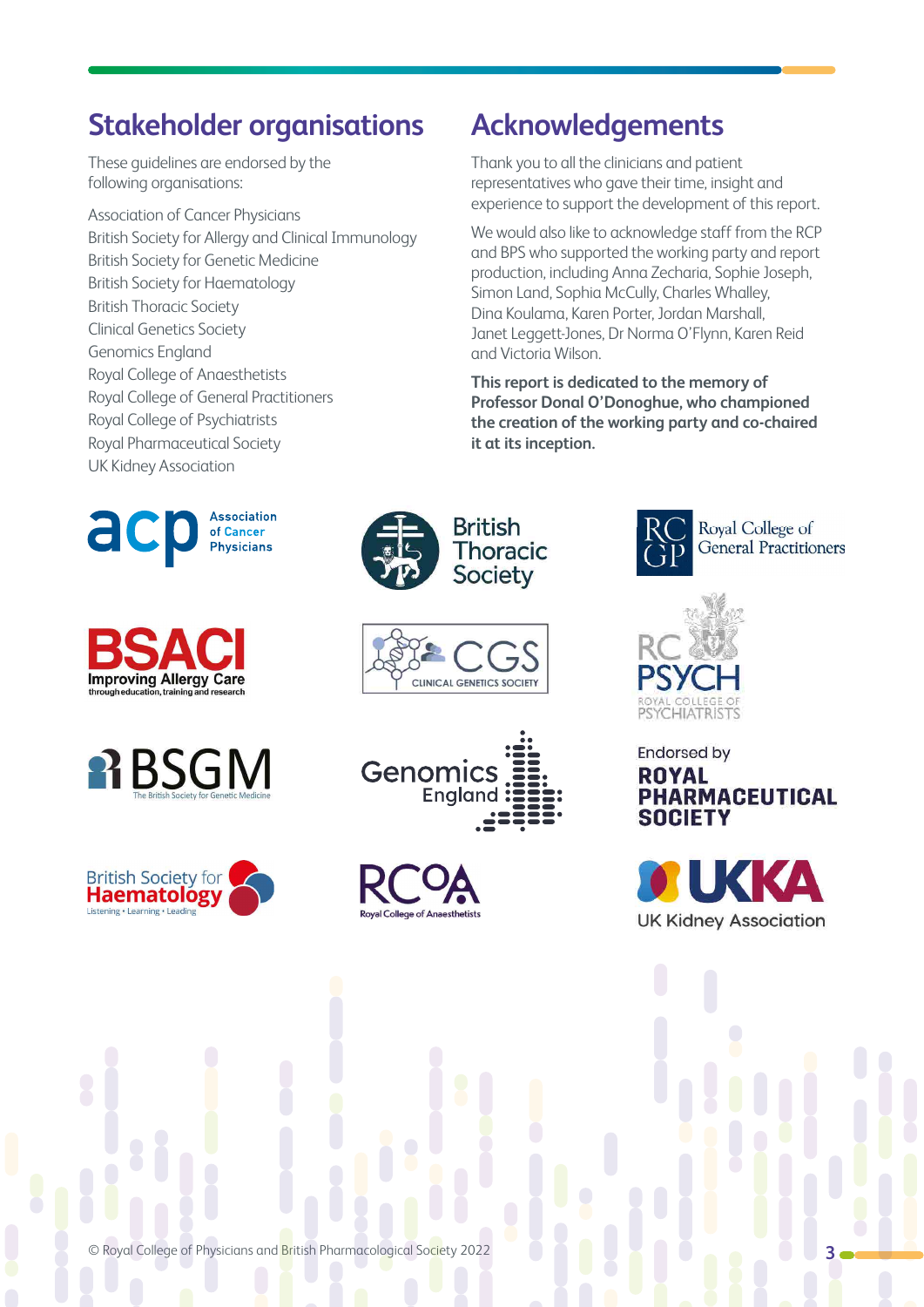## Stakeholder organisations

These guidelines are endorsed by the following organisations:

Association of Cancer Physicians
British Society for Allergy and Clinical Immunology
British Society for Genetic Medicine
British Society for Haematology
British Thoracic Society
Clinical Genetics Society
Genomics England
Royal College of Anaesthetists
Royal College of General Practitioners
Royal College of Psychiatrists
Royal Pharmaceutical Society
UK Kidney Association

## Acknowledgements

Thank you to all the clinicians and patient representatives who gave their time, insight and experience to support the development of this report.

We would also like to acknowledge staff from the RCP and BPS who supported the working party and report production, including Anna Zecharia, Sophie Joseph, Simon Land, Sophia McCully, Charles Whalley, Dina Koulama, Karen Porter, Jordan Marshall, Janet Leggett-Jones, Dr Norma O'Flynn, Karen Reid and Victoria Wilson.

**This report is dedicated to the memory of Professor Donal O'Donoghue, who championed the creation of the working party and co-chaired it at its inception.**

© Royal College of Physicians and British Pharmacological Society 2022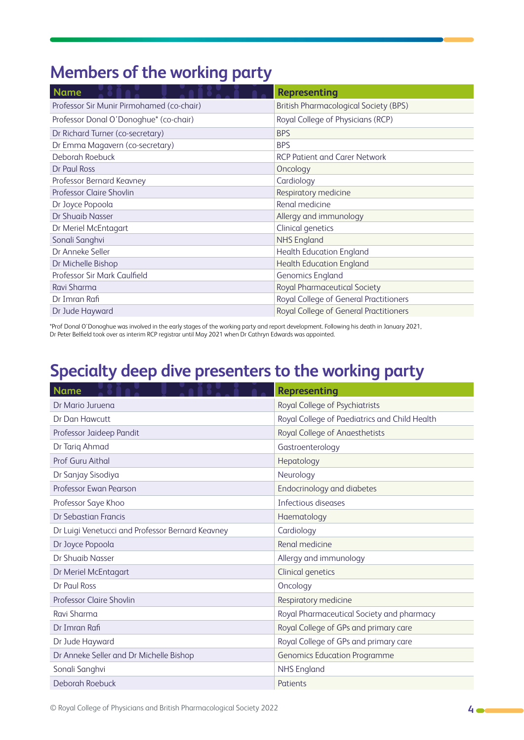## Members of the working party

| Name | Representing |
|---|---|
| Professor Sir Munir Pirmohamed (co-chair) | British Pharmacological Society (BPS) |
| Professor Donal O'Donoghue* (co-chair) | Royal College of Physicians (RCP) |
| Dr Richard Turner (co-secretary) | BPS |
| Dr Emma Magavern (co-secretary) | BPS |
| Deborah Roebuck | RCP Patient and Carer Network |
| Dr Paul Ross | Oncology |
| Professor Bernard Keavney | Cardiology |
| Professor Claire Shovlin | Respiratory medicine |
| Dr Joyce Popoola | Renal medicine |
| Dr Shuaib Nasser | Allergy and immunology |
| Dr Meriel McEntagart | Clinical genetics |
| Sonali Sanghvi | NHS England |
| Dr Anneke Seller | Health Education England |
| Dr Michelle Bishop | Health Education England |
| Professor Sir Mark Caulfield | Genomics England |
| Ravi Sharma | Royal Pharmaceutical Society |
| Dr Imran Rafi | Royal College of General Practitioners |
| Dr Jude Hayward | Royal College of General Practitioners |

*Prof Donal O'Donoghue was involved in the early stages of the working party and report development. Following his death in January 2021, Dr Peter Belfield took over as interim RCP registrar until May 2021 when Dr Cathryn Edwards was appointed.

## Specialty deep dive presenters to the working party

| Name | Representing |
|---|---|
| Dr Mario Juruena | Royal College of Psychiatrists |
| Dr Dan Hawcutt | Royal College of Paediatrics and Child Health |
| Professor Jaideep Pandit | Royal College of Anaesthetists |
| Dr Tariq Ahmad | Gastroenterology |
| Prof Guru Aithal | Hepatology |
| Dr Sanjay Sisodiya | Neurology |
| Professor Ewan Pearson | Endocrinology and diabetes |
| Professor Saye Khoo | Infectious diseases |
| Dr Sebastian Francis | Haematology |
| Dr Luigi Venetucci and Professor Bernard Keavney | Cardiology |
| Dr Joyce Popoola | Renal medicine |
| Dr Shuaib Nasser | Allergy and immunology |
| Dr Meriel McEntagart | Clinical genetics |
| Dr Paul Ross | Oncology |
| Professor Claire Shovlin | Respiratory medicine |
| Ravi Sharma | Royal Pharmaceutical Society and pharmacy |
| Dr Imran Rafi | Royal College of GPs and primary care |
| Dr Jude Hayward | Royal College of GPs and primary care |
| Dr Anneke Seller and Dr Michelle Bishop | Genomics Education Programme |
| Sonali Sanghvi | NHS England |
| Deborah Roebuck | Patients |

© Royal College of Physicians and British Pharmacological Society 2022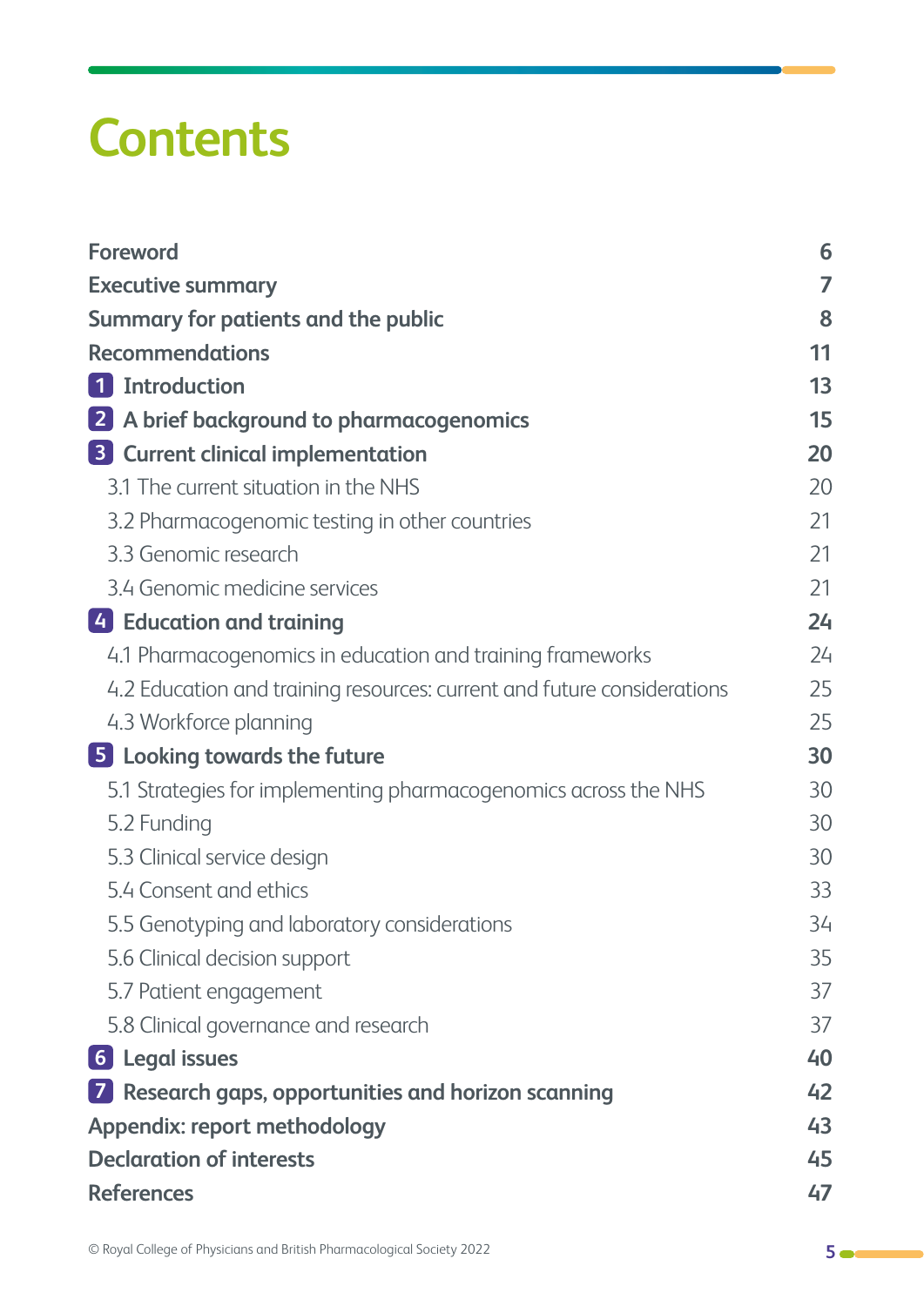# Contents

| | |
|---|---|
| **Foreword** | **6** |
| **Executive summary** | **7** |
| **Summary for patients and the public** | **8** |
| **Recommendations** | **11** |
| **1 Introduction** | **13** |
| **2 A brief background to pharmacogenomics** | **15** |
| **3 Current clinical implementation** | **20** |
| 3.1 The current situation in the NHS | 20 |
| 3.2 Pharmacogenomic testing in other countries | 21 |
| 3.3 Genomic research | 21 |
| 3.4 Genomic medicine services | 21 |
| **4 Education and training** | **24** |
| 4.1 Pharmacogenomics in education and training frameworks | 24 |
| 4.2 Education and training resources: current and future considerations | 25 |
| 4.3 Workforce planning | 25 |
| **5 Looking towards the future** | **30** |
| 5.1 Strategies for implementing pharmacogenomics across the NHS | 30 |
| 5.2 Funding | 30 |
| 5.3 Clinical service design | 30 |
| 5.4 Consent and ethics | 33 |
| 5.5 Genotyping and laboratory considerations | 34 |
| 5.6 Clinical decision support | 35 |
| 5.7 Patient engagement | 37 |
| 5.8 Clinical governance and research | 37 |
| **6 Legal issues** | **40** |
| **7 Research gaps, opportunities and horizon scanning** | **42** |
| **Appendix: report methodology** | **43** |
| **Declaration of interests** | **45** |
| **References** | **47** |

© Royal College of Physicians and British Pharmacological Society 2022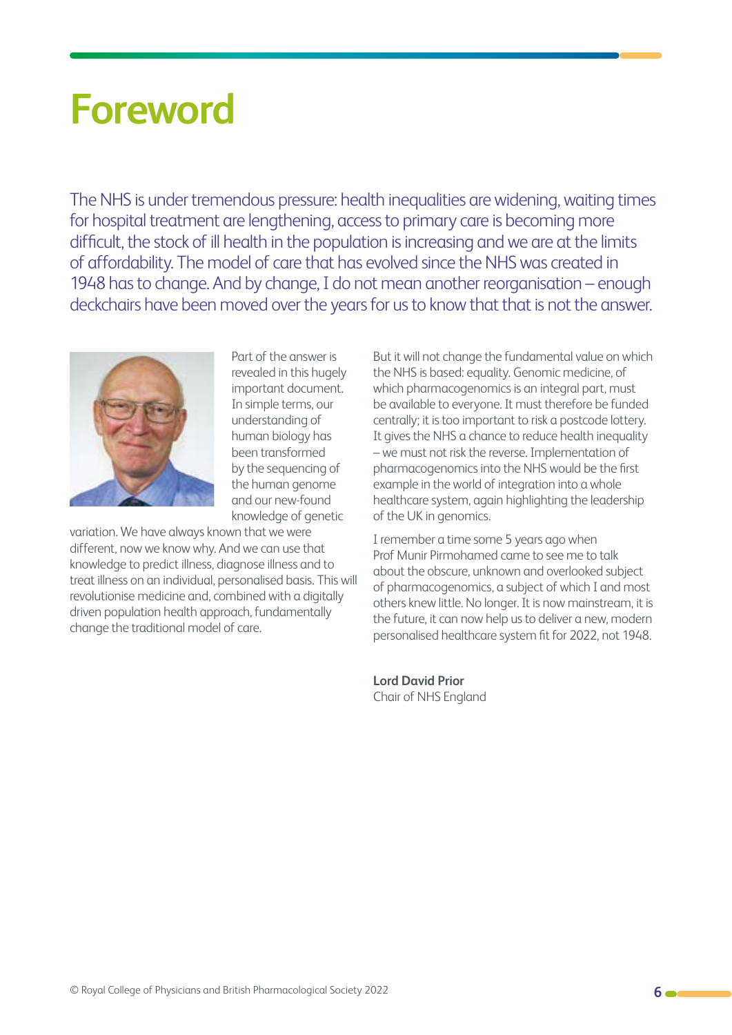# Foreword

The NHS is under tremendous pressure: health inequalities are widening, waiting times for hospital treatment are lengthening, access to primary care is becoming more difficult, the stock of ill health in the population is increasing and we are at the limits of affordability. The model of care that has evolved since the NHS was created in 1948 has to change. And by change, I do not mean another reorganisation – enough deckchairs have been moved over the years for us to know that that is not the answer.

Part of the answer is revealed in this hugely important document. In simple terms, our understanding of human biology has been transformed by the sequencing of the human genome and our new-found knowledge of genetic variation. We have always known that we were different, now we know why. And we can use that knowledge to predict illness, diagnose illness and to treat illness on an individual, personalised basis. This will revolutionise medicine and, combined with a digitally driven population health approach, fundamentally change the traditional model of care.

But it will not change the fundamental value on which the NHS is based: equality. Genomic medicine, of which pharmacogenomics is an integral part, must be available to everyone. It must therefore be funded centrally; it is too important to risk a postcode lottery. It gives the NHS a chance to reduce health inequality – we must not risk the reverse. Implementation of pharmacogenomics into the NHS would be the first example in the world of integration into a whole healthcare system, again highlighting the leadership of the UK in genomics.

I remember a time some 5 years ago when Prof Munir Pirmohamed came to see me to talk about the obscure, unknown and overlooked subject of pharmacogenomics, a subject of which I and most others knew little. No longer. It is now mainstream, it is the future, it can now help us to deliver a new, modern personalised healthcare system fit for 2022, not 1948.

**Lord David Prior**
Chair of NHS England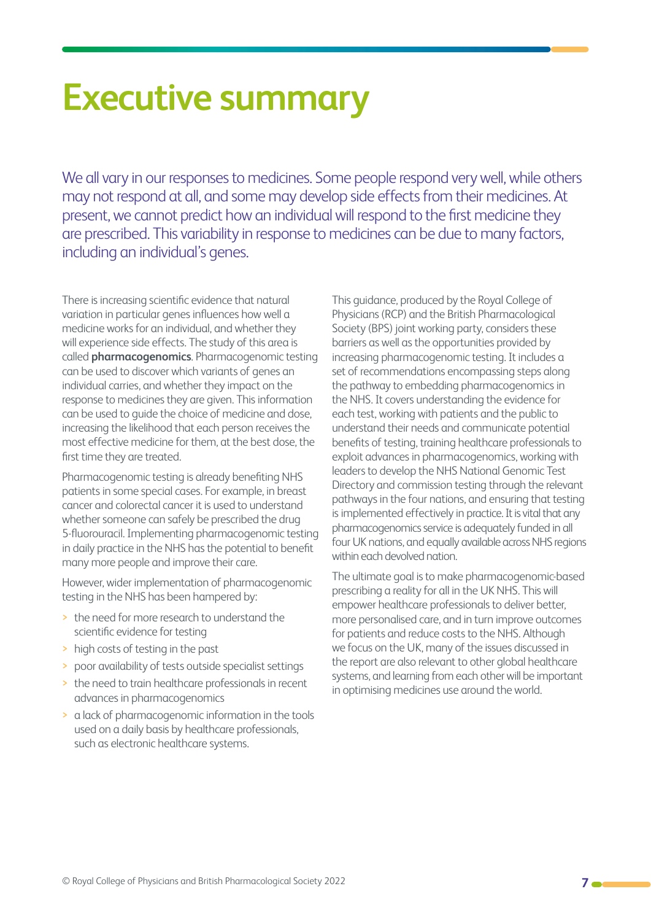# Executive summary

We all vary in our responses to medicines. Some people respond very well, while others may not respond at all, and some may develop side effects from their medicines. At present, we cannot predict how an individual will respond to the first medicine they are prescribed. This variability in response to medicines can be due to many factors, including an individual's genes.

There is increasing scientific evidence that natural variation in particular genes influences how well a medicine works for an individual, and whether they will experience side effects. The study of this area is called **pharmacogenomics**. Pharmacogenomic testing can be used to discover which variants of genes an individual carries, and whether they impact on the response to medicines they are given. This information can be used to guide the choice of medicine and dose, increasing the likelihood that each person receives the most effective medicine for them, at the best dose, the first time they are treated.

Pharmacogenomic testing is already benefiting NHS patients in some special cases. For example, in breast cancer and colorectal cancer it is used to understand whether someone can safely be prescribed the drug 5-fluorouracil. Implementing pharmacogenomic testing in daily practice in the NHS has the potential to benefit many more people and improve their care.

However, wider implementation of pharmacogenomic testing in the NHS has been hampered by:

- the need for more research to understand the scientific evidence for testing
- high costs of testing in the past
- poor availability of tests outside specialist settings
- the need to train healthcare professionals in recent advances in pharmacogenomics
- a lack of pharmacogenomic information in the tools used on a daily basis by healthcare professionals, such as electronic healthcare systems.

This guidance, produced by the Royal College of Physicians (RCP) and the British Pharmacological Society (BPS) joint working party, considers these barriers as well as the opportunities provided by increasing pharmacogenomic testing. It includes a set of recommendations encompassing steps along the pathway to embedding pharmacogenomics in the NHS. It covers understanding the evidence for each test, working with patients and the public to understand their needs and communicate potential benefits of testing, training healthcare professionals to exploit advances in pharmacogenomics, working with leaders to develop the NHS National Genomic Test Directory and commission testing through the relevant pathways in the four nations, and ensuring that testing is implemented effectively in practice. It is vital that any pharmacogenomics service is adequately funded in all four UK nations, and equally available across NHS regions within each devolved nation.

The ultimate goal is to make pharmacogenomic-based prescribing a reality for all in the UK NHS. This will empower healthcare professionals to deliver better, more personalised care, and in turn improve outcomes for patients and reduce costs to the NHS. Although we focus on the UK, many of the issues discussed in the report are also relevant to other global healthcare systems, and learning from each other will be important in optimising medicines use around the world.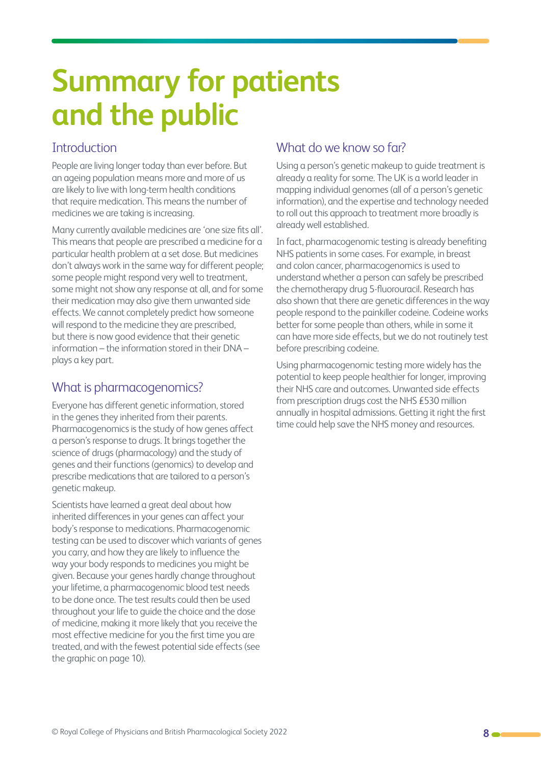# Summary for patients and the public

## Introduction

People are living longer today than ever before. But an ageing population means more and more of us are likely to live with long-term health conditions that require medication. This means the number of medicines we are taking is increasing.

Many currently available medicines are 'one size fits all'. This means that people are prescribed a medicine for a particular health problem at a set dose. But medicines don't always work in the same way for different people; some people might respond very well to treatment, some might not show any response at all, and for some their medication may also give them unwanted side effects. We cannot completely predict how someone will respond to the medicine they are prescribed, but there is now good evidence that their genetic information – the information stored in their DNA – plays a key part.

## What is pharmacogenomics?

Everyone has different genetic information, stored in the genes they inherited from their parents. Pharmacogenomics is the study of how genes affect a person's response to drugs. It brings together the science of drugs (pharmacology) and the study of genes and their functions (genomics) to develop and prescribe medications that are tailored to a person's genetic makeup.

Scientists have learned a great deal about how inherited differences in your genes can affect your body's response to medications. Pharmacogenomic testing can be used to discover which variants of genes you carry, and how they are likely to influence the way your body responds to medicines you might be given. Because your genes hardly change throughout your lifetime, a pharmacogenomic blood test needs to be done once. The test results could then be used throughout your life to guide the choice and the dose of medicine, making it more likely that you receive the most effective medicine for you the first time you are treated, and with the fewest potential side effects (see the graphic on page 10).

## What do we know so far?

Using a person's genetic makeup to guide treatment is already a reality for some. The UK is a world leader in mapping individual genomes (all of a person's genetic information), and the expertise and technology needed to roll out this approach to treatment more broadly is already well established.

In fact, pharmacogenomic testing is already benefiting NHS patients in some cases. For example, in breast and colon cancer, pharmacogenomics is used to understand whether a person can safely be prescribed the chemotherapy drug 5-fluorouracil. Research has also shown that there are genetic differences in the way people respond to the painkiller codeine. Codeine works better for some people than others, while in some it can have more side effects, but we do not routinely test before prescribing codeine.

Using pharmacogenomic testing more widely has the potential to keep people healthier for longer, improving their NHS care and outcomes. Unwanted side effects from prescription drugs cost the NHS £530 million annually in hospital admissions. Getting it right the first time could help save the NHS money and resources.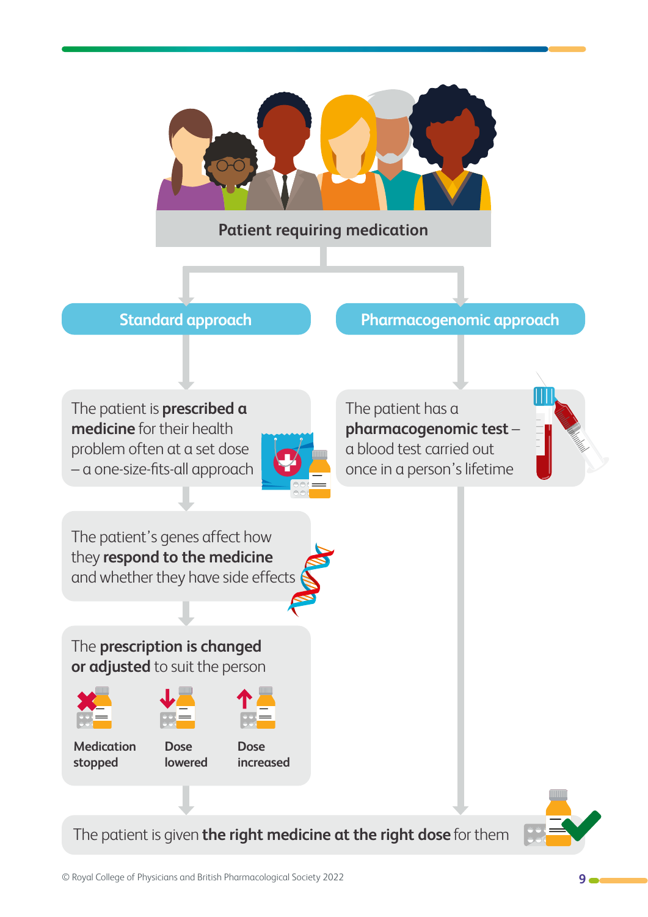**Patient requiring medication**

**Standard approach**

The patient is **prescribed a medicine** for their health problem often at a set dose – a one-size-fits-all approach

The patient's genes affect how they **respond to the medicine** and whether they have side effects

The **prescription is changed or adjusted** to suit the person

- **Medication stopped**
- **Dose lowered**
- **Dose increased**

**Pharmacogenomic approach**

The patient has a **pharmacogenomic test** – a blood test carried out once in a person's lifetime

The patient is given **the right medicine at the right dose** for them

© Royal College of Physicians and British Pharmacological Society 2022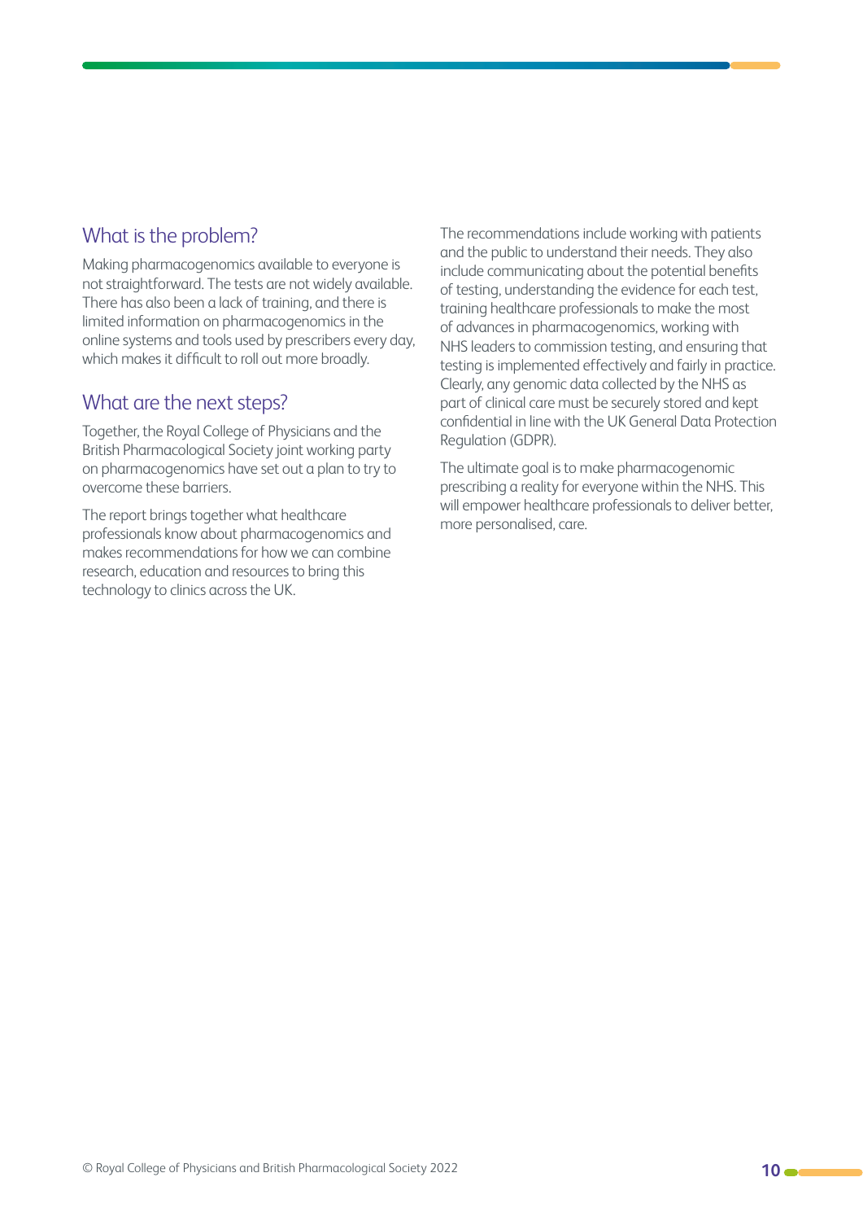## What is the problem?

Making pharmacogenomics available to everyone is not straightforward. The tests are not widely available. There has also been a lack of training, and there is limited information on pharmacogenomics in the online systems and tools used by prescribers every day, which makes it difficult to roll out more broadly.

## What are the next steps?

Together, the Royal College of Physicians and the British Pharmacological Society joint working party on pharmacogenomics have set out a plan to try to overcome these barriers.

The report brings together what healthcare professionals know about pharmacogenomics and makes recommendations for how we can combine research, education and resources to bring this technology to clinics across the UK.

The recommendations include working with patients and the public to understand their needs. They also include communicating about the potential benefits of testing, understanding the evidence for each test, training healthcare professionals to make the most of advances in pharmacogenomics, working with NHS leaders to commission testing, and ensuring that testing is implemented effectively and fairly in practice. Clearly, any genomic data collected by the NHS as part of clinical care must be securely stored and kept confidential in line with the UK General Data Protection Regulation (GDPR).

The ultimate goal is to make pharmacogenomic prescribing a reality for everyone within the NHS. This will empower healthcare professionals to deliver better, more personalised, care.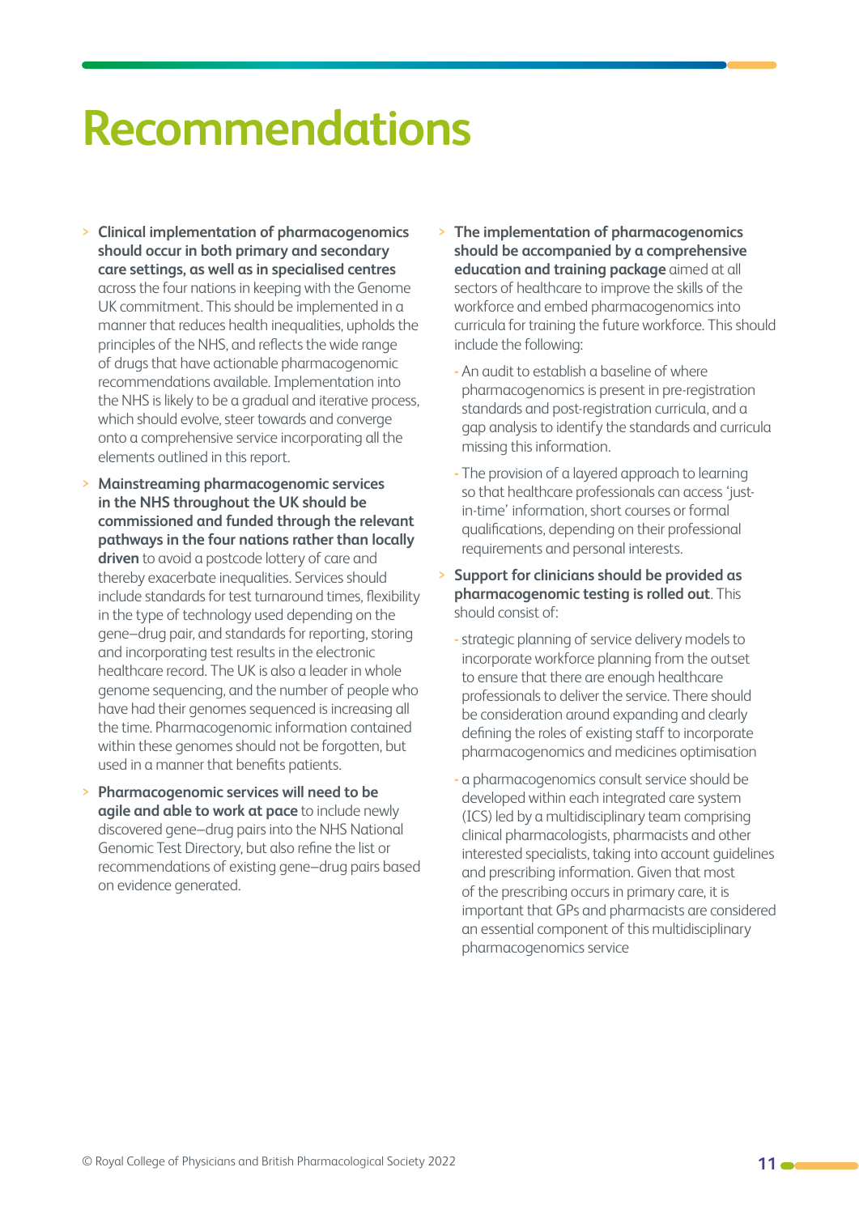# Recommendations

- **Clinical implementation of pharmacogenomics should occur in both primary and secondary care settings, as well as in specialised centres** across the four nations in keeping with the Genome UK commitment. This should be implemented in a manner that reduces health inequalities, upholds the principles of the NHS, and reflects the wide range of drugs that have actionable pharmacogenomic recommendations available. Implementation into the NHS is likely to be a gradual and iterative process, which should evolve, steer towards and converge onto a comprehensive service incorporating all the elements outlined in this report.
- **Mainstreaming pharmacogenomic services in the NHS throughout the UK should be commissioned and funded through the relevant pathways in the four nations rather than locally driven** to avoid a postcode lottery of care and thereby exacerbate inequalities. Services should include standards for test turnaround times, flexibility in the type of technology used depending on the gene–drug pair, and standards for reporting, storing and incorporating test results in the electronic healthcare record. The UK is also a leader in whole genome sequencing, and the number of people who have had their genomes sequenced is increasing all the time. Pharmacogenomic information contained within these genomes should not be forgotten, but used in a manner that benefits patients.
- **Pharmacogenomic services will need to be agile and able to work at pace** to include newly discovered gene–drug pairs into the NHS National Genomic Test Directory, but also refine the list or recommendations of existing gene–drug pairs based on evidence generated.
- **The implementation of pharmacogenomics should be accompanied by a comprehensive education and training package** aimed at all sectors of healthcare to improve the skills of the workforce and embed pharmacogenomics into curricula for training the future workforce. This should include the following:
  - An audit to establish a baseline of where pharmacogenomics is present in pre-registration standards and post-registration curricula, and a gap analysis to identify the standards and curricula missing this information.
  - The provision of a layered approach to learning so that healthcare professionals can access 'just-in-time' information, short courses or formal qualifications, depending on their professional requirements and personal interests.
- **Support for clinicians should be provided as pharmacogenomic testing is rolled out**. This should consist of:
  - strategic planning of service delivery models to incorporate workforce planning from the outset to ensure that there are enough healthcare professionals to deliver the service. There should be consideration around expanding and clearly defining the roles of existing staff to incorporate pharmacogenomics and medicines optimisation
  - a pharmacogenomics consult service should be developed within each integrated care system (ICS) led by a multidisciplinary team comprising clinical pharmacologists, pharmacists and other interested specialists, taking into account guidelines and prescribing information. Given that most of the prescribing occurs in primary care, it is important that GPs and pharmacists are considered an essential component of this multidisciplinary pharmacogenomics service

© Royal College of Physicians and British Pharmacological Society 2022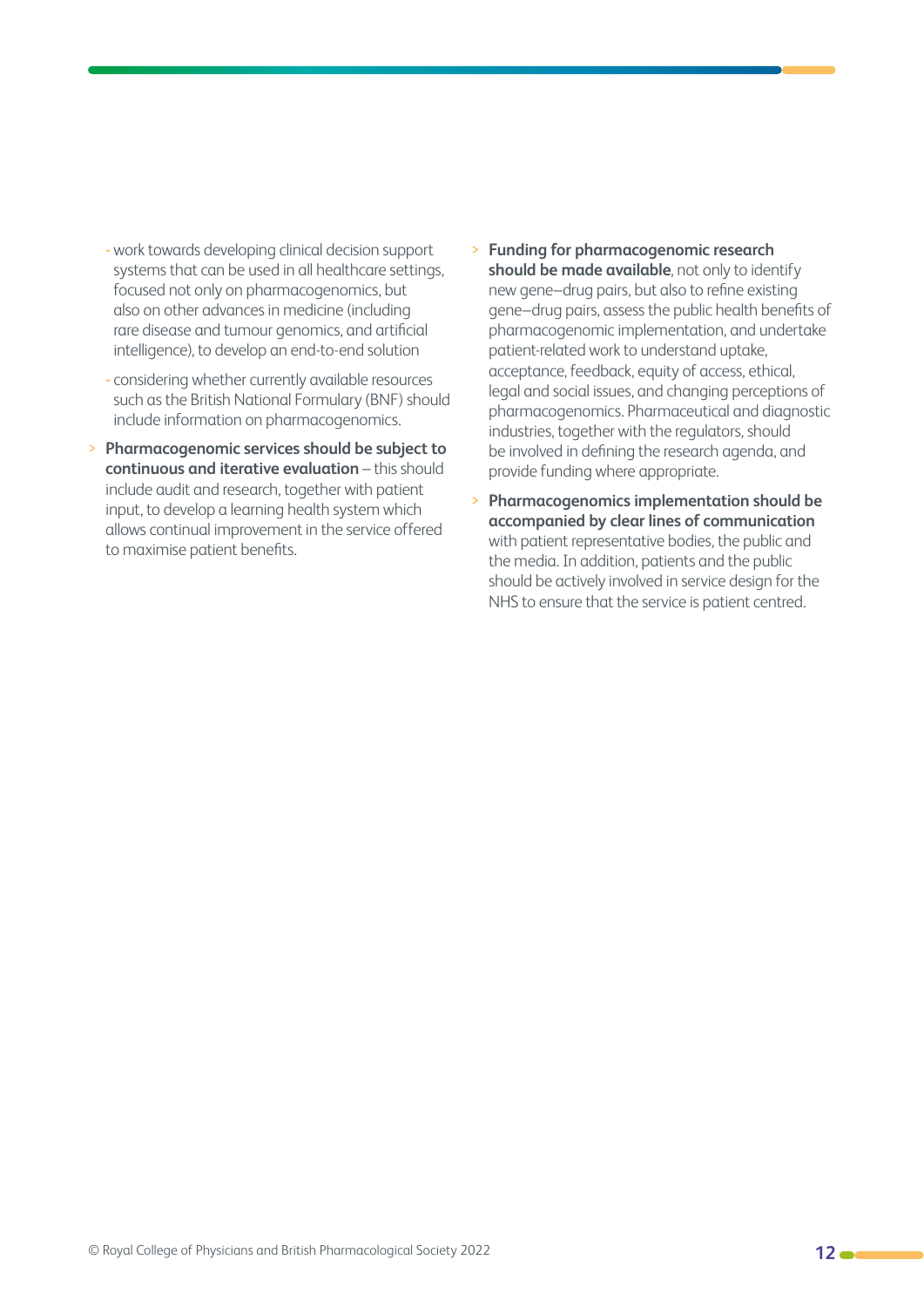- work towards developing clinical decision support systems that can be used in all healthcare settings, focused not only on pharmacogenomics, but also on other advances in medicine (including rare disease and tumour genomics, and artificial intelligence), to develop an end-to-end solution
  - considering whether currently available resources such as the British National Formulary (BNF) should include information on pharmacogenomics.
- **Pharmacogenomic services should be subject to continuous and iterative evaluation** – this should include audit and research, together with patient input, to develop a learning health system which allows continual improvement in the service offered to maximise patient benefits.
- **Funding for pharmacogenomic research should be made available**, not only to identify new gene–drug pairs, but also to refine existing gene–drug pairs, assess the public health benefits of pharmacogenomic implementation, and undertake patient-related work to understand uptake, acceptance, feedback, equity of access, ethical, legal and social issues, and changing perceptions of pharmacogenomics. Pharmaceutical and diagnostic industries, together with the regulators, should be involved in defining the research agenda, and provide funding where appropriate.
- **Pharmacogenomics implementation should be accompanied by clear lines of communication** with patient representative bodies, the public and the media. In addition, patients and the public should be actively involved in service design for the NHS to ensure that the service is patient centred.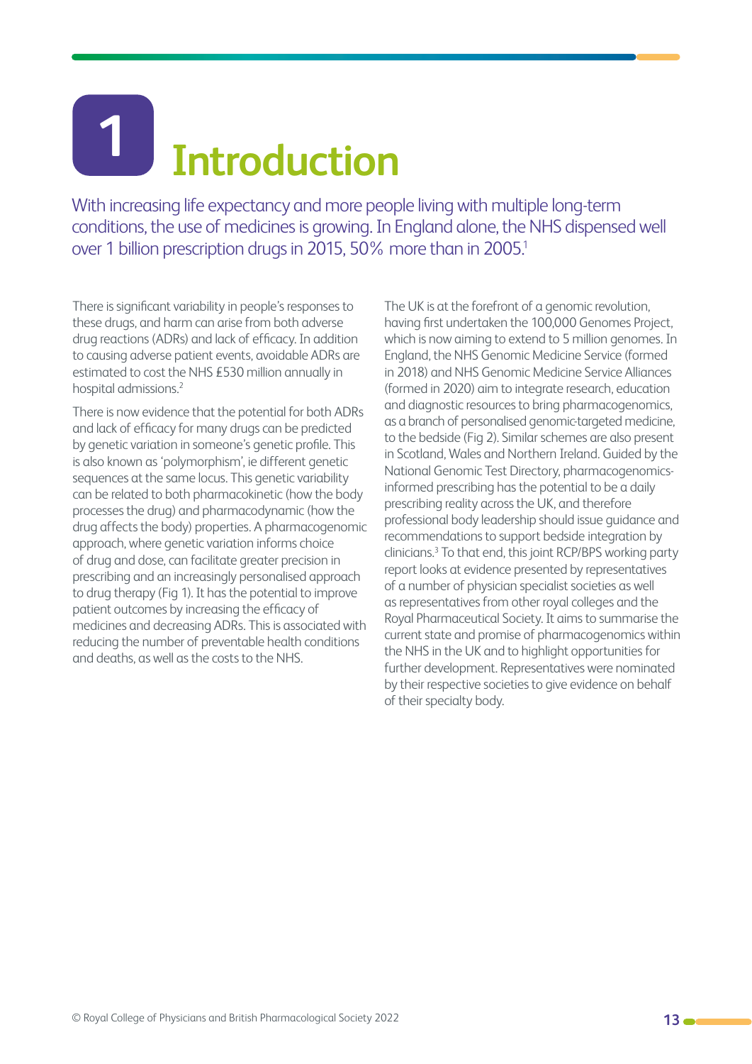# 1 Introduction

With increasing life expectancy and more people living with multiple long-term conditions, the use of medicines is growing. In England alone, the NHS dispensed well over 1 billion prescription drugs in 2015, 50% more than in 2005.[1]

There is significant variability in people's responses to these drugs, and harm can arise from both adverse drug reactions (ADRs) and lack of efficacy. In addition to causing adverse patient events, avoidable ADRs are estimated to cost the NHS £530 million annually in hospital admissions.[2]

There is now evidence that the potential for both ADRs and lack of efficacy for many drugs can be predicted by genetic variation in someone's genetic profile. This is also known as 'polymorphism', ie different genetic sequences at the same locus. This genetic variability can be related to both pharmacokinetic (how the body processes the drug) and pharmacodynamic (how the drug affects the body) properties. A pharmacogenomic approach, where genetic variation informs choice of drug and dose, can facilitate greater precision in prescribing and an increasingly personalised approach to drug therapy (Fig 1). It has the potential to improve patient outcomes by increasing the efficacy of medicines and decreasing ADRs. This is associated with reducing the number of preventable health conditions and deaths, as well as the costs to the NHS.

The UK is at the forefront of a genomic revolution, having first undertaken the 100,000 Genomes Project, which is now aiming to extend to 5 million genomes. In England, the NHS Genomic Medicine Service (formed in 2018) and NHS Genomic Medicine Service Alliances (formed in 2020) aim to integrate research, education and diagnostic resources to bring pharmacogenomics, as a branch of personalised genomic-targeted medicine, to the bedside (Fig 2). Similar schemes are also present in Scotland, Wales and Northern Ireland. Guided by the National Genomic Test Directory, pharmacogenomics-informed prescribing has the potential to be a daily prescribing reality across the UK, and therefore professional body leadership should issue guidance and recommendations to support bedside integration by clinicians.[3] To that end, this joint RCP/BPS working party report looks at evidence presented by representatives of a number of physician specialist societies as well as representatives from other royal colleges and the Royal Pharmaceutical Society. It aims to summarise the current state and promise of pharmacogenomics within the NHS in the UK and to highlight opportunities for further development. Representatives were nominated by their respective societies to give evidence on behalf of their specialty body.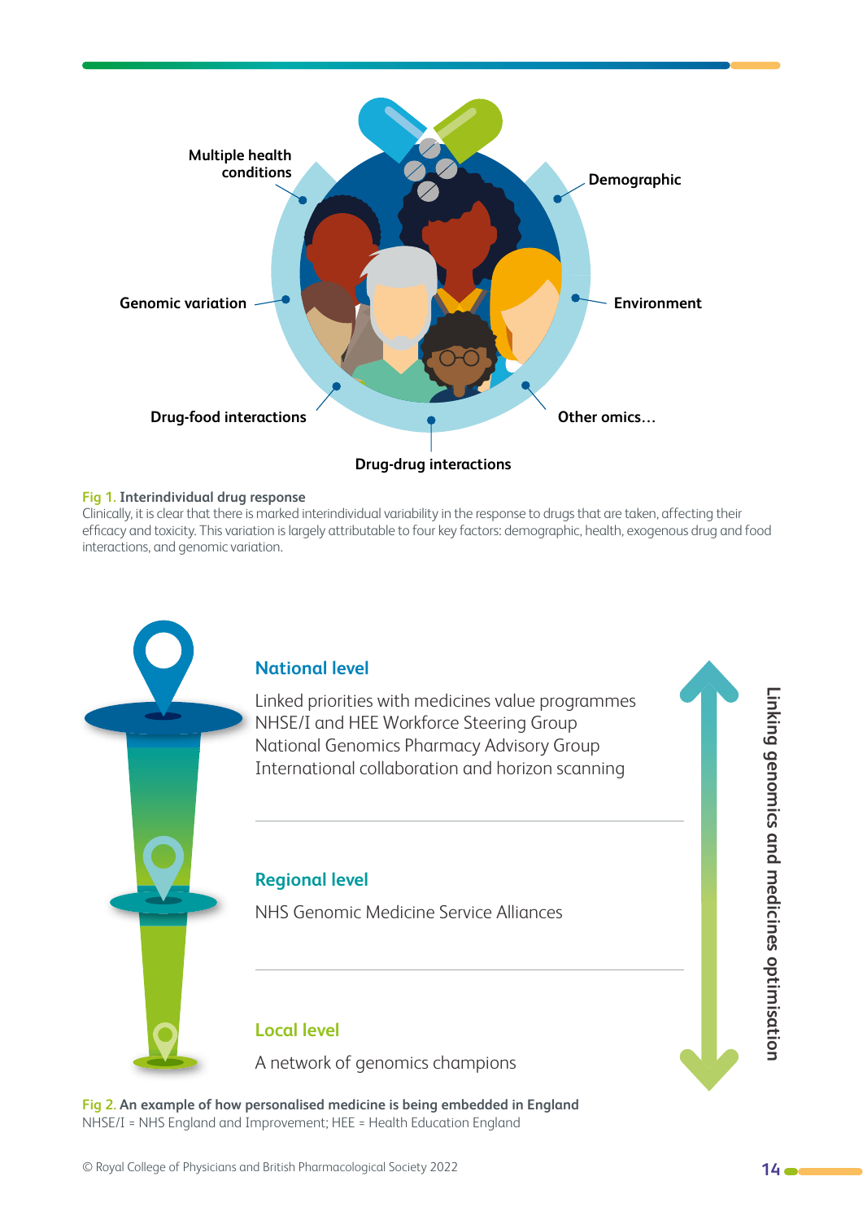Multiple health conditions

Demographic

Genomic variation

Environment

Drug-food interactions

Other omics…

Drug-drug interactions

**Fig 1. Interindividual drug response**
Clinically, it is clear that there is marked interindividual variability in the response to drugs that are taken, affecting their efficacy and toxicity. This variation is largely attributable to four key factors: demographic, health, exogenous drug and food interactions, and genomic variation.

### National level

Linked priorities with medicines value programmes
NHSE/I and HEE Workforce Steering Group
National Genomics Pharmacy Advisory Group
International collaboration and horizon scanning

### Regional level

NHS Genomic Medicine Service Alliances

### Local level

A network of genomics champions

Linking genomics and medicines optimisation

**Fig 2. An example of how personalised medicine is being embedded in England**
NHSE/I = NHS England and Improvement; HEE = Health Education England

© Royal College of Physicians and British Pharmacological Society 2022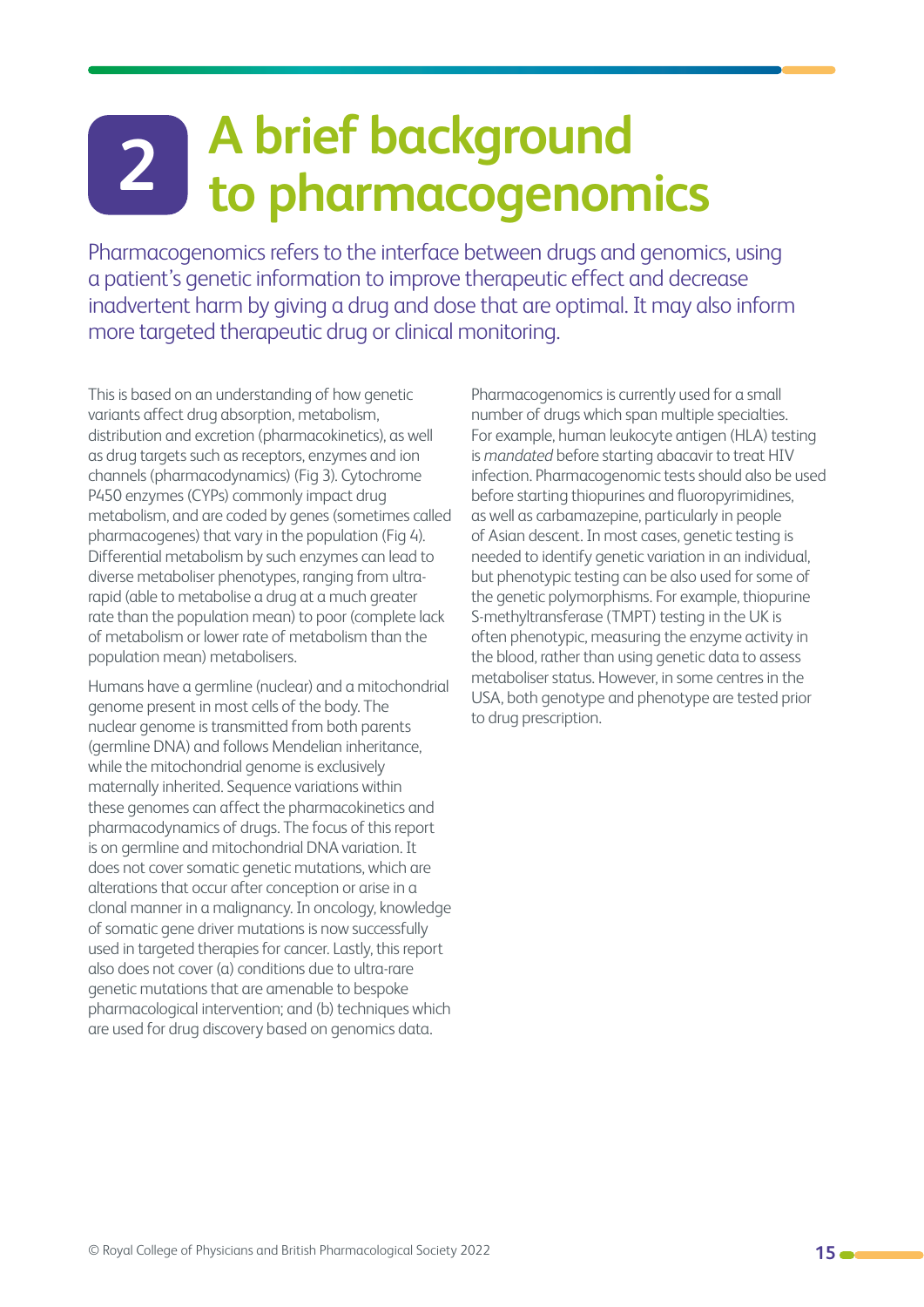# 2 A brief background to pharmacogenomics

Pharmacogenomics refers to the interface between drugs and genomics, using a patient's genetic information to improve therapeutic effect and decrease inadvertent harm by giving a drug and dose that are optimal. It may also inform more targeted therapeutic drug or clinical monitoring.

This is based on an understanding of how genetic variants affect drug absorption, metabolism, distribution and excretion (pharmacokinetics), as well as drug targets such as receptors, enzymes and ion channels (pharmacodynamics) (Fig 3). Cytochrome P450 enzymes (CYPs) commonly impact drug metabolism, and are coded by genes (sometimes called pharmacogenes) that vary in the population (Fig 4). Differential metabolism by such enzymes can lead to diverse metaboliser phenotypes, ranging from ultra-rapid (able to metabolise a drug at a much greater rate than the population mean) to poor (complete lack of metabolism or lower rate of metabolism than the population mean) metabolisers.

Humans have a germline (nuclear) and a mitochondrial genome present in most cells of the body. The nuclear genome is transmitted from both parents (germline DNA) and follows Mendelian inheritance, while the mitochondrial genome is exclusively maternally inherited. Sequence variations within these genomes can affect the pharmacokinetics and pharmacodynamics of drugs. The focus of this report is on germline and mitochondrial DNA variation. It does not cover somatic genetic mutations, which are alterations that occur after conception or arise in a clonal manner in a malignancy. In oncology, knowledge of somatic gene driver mutations is now successfully used in targeted therapies for cancer. Lastly, this report also does not cover (a) conditions due to ultra-rare genetic mutations that are amenable to bespoke pharmacological intervention; and (b) techniques which are used for drug discovery based on genomics data.

Pharmacogenomics is currently used for a small number of drugs which span multiple specialties. For example, human leukocyte antigen (HLA) testing is *mandated* before starting abacavir to treat HIV infection. Pharmacogenomic tests should also be used before starting thiopurines and fluoropyrimidines, as well as carbamazepine, particularly in people of Asian descent. In most cases, genetic testing is needed to identify genetic variation in an individual, but phenotypic testing can be also used for some of the genetic polymorphisms. For example, thiopurine S-methyltransferase (TMPT) testing in the UK is often phenotypic, measuring the enzyme activity in the blood, rather than using genetic data to assess metaboliser status. However, in some centres in the USA, both genotype and phenotype are tested prior to drug prescription.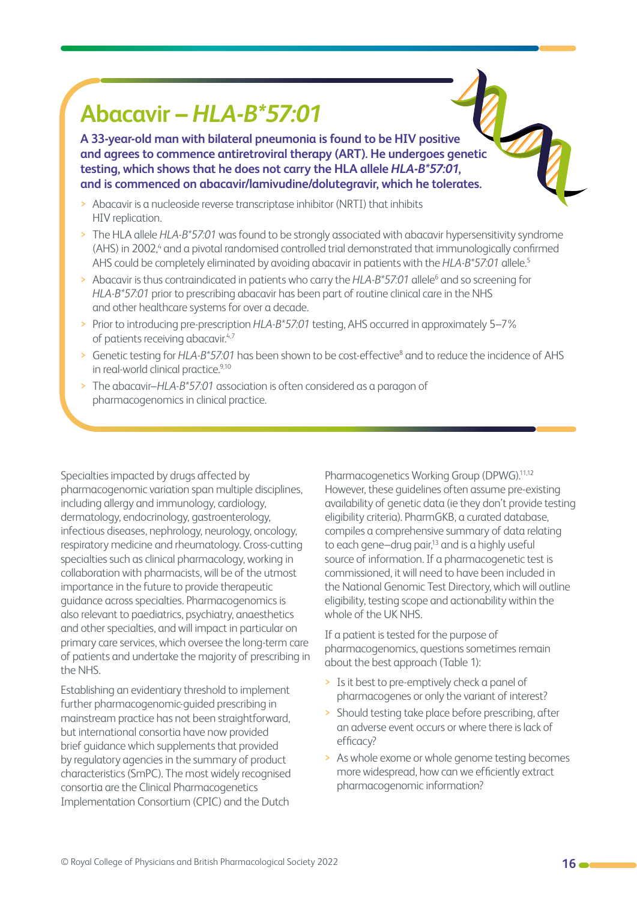## Abacavir – *HLA-B*57:01*

**A 33-year-old man with bilateral pneumonia is found to be HIV positive and agrees to commence antiretroviral therapy (ART). He undergoes genetic testing, which shows that he does not carry the HLA allele *HLA-B*57:01*, and is commenced on abacavir/lamivudine/dolutegravir, which he tolerates.**

- Abacavir is a nucleoside reverse transcriptase inhibitor (NRTI) that inhibits HIV replication.
- The HLA allele *HLA-B*57:01* was found to be strongly associated with abacavir hypersensitivity syndrome (AHS) in 2002,[4] and a pivotal randomised controlled trial demonstrated that immunologically confirmed AHS could be completely eliminated by avoiding abacavir in patients with the *HLA-B*57:01* allele.[5]
- Abacavir is thus contraindicated in patients who carry the *HLA-B*57:01* allele[6] and so screening for *HLA-B*57:01* prior to prescribing abacavir has been part of routine clinical care in the NHS and other healthcare systems for over a decade.
- Prior to introducing pre-prescription *HLA-B*57:01* testing, AHS occurred in approximately 5–7% of patients receiving abacavir.[4,7]
- Genetic testing for *HLA-B*57:01* has been shown to be cost-effective[8] and to reduce the incidence of AHS in real-world clinical practice.[9,10]
- The abacavir–*HLA-B*57:01* association is often considered as a paragon of pharmacogenomics in clinical practice.

Specialties impacted by drugs affected by pharmacogenomic variation span multiple disciplines, including allergy and immunology, cardiology, dermatology, endocrinology, gastroenterology, infectious diseases, nephrology, neurology, oncology, respiratory medicine and rheumatology. Cross-cutting specialties such as clinical pharmacology, working in collaboration with pharmacists, will be of the utmost importance in the future to provide therapeutic guidance across specialties. Pharmacogenomics is also relevant to paediatrics, psychiatry, anaesthetics and other specialties, and will impact in particular on primary care services, which oversee the long-term care of patients and undertake the majority of prescribing in the NHS.

Establishing an evidentiary threshold to implement further pharmacogenomic-guided prescribing in mainstream practice has not been straightforward, but international consortia have now provided brief guidance which supplements that provided by regulatory agencies in the summary of product characteristics (SmPC). The most widely recognised consortia are the Clinical Pharmacogenetics Implementation Consortium (CPIC) and the Dutch Pharmacogenetics Working Group (DPWG).[11,12] However, these guidelines often assume pre-existing availability of genetic data (ie they don't provide testing eligibility criteria). PharmGKB, a curated database, compiles a comprehensive summary of data relating to each gene–drug pair,[13] and is a highly useful source of information. If a pharmacogenetic test is commissioned, it will need to have been included in the National Genomic Test Directory, which will outline eligibility, testing scope and actionability within the whole of the UK NHS.

If a patient is tested for the purpose of pharmacogenomics, questions sometimes remain about the best approach (Table 1):

- Is it best to pre-emptively check a panel of pharmacogenes or only the variant of interest?
- Should testing take place before prescribing, after an adverse event occurs or where there is lack of efficacy?
- As whole exome or whole genome testing becomes more widespread, how can we efficiently extract pharmacogenomic information?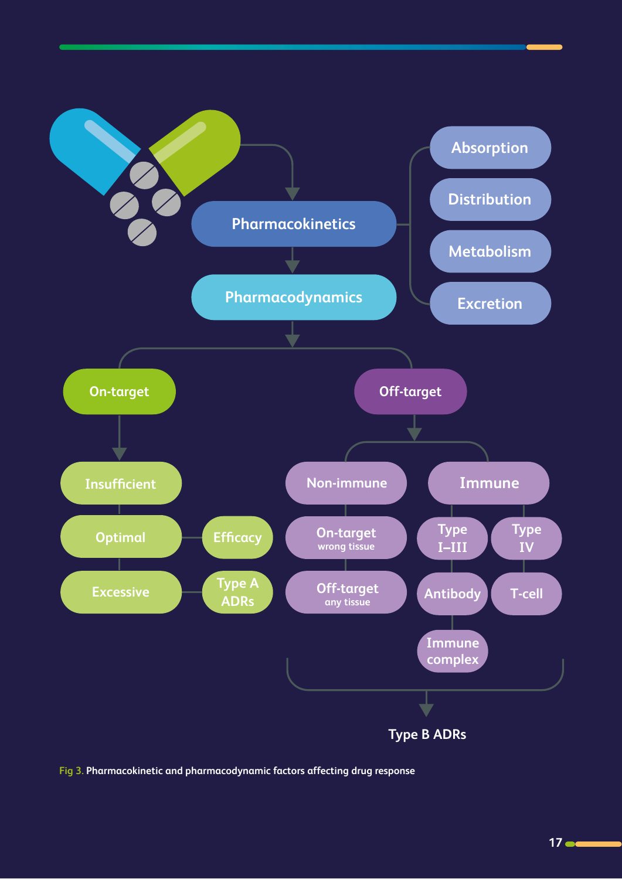- Pharmacokinetics
  - Absorption
  - Distribution
  - Metabolism
  - Excretion
- Pharmacodynamics
  - On-target
    - Insufficient
    - Optimal → Efficacy
    - Excessive → Type A ADRs
  - Off-target
    - Non-immune
      - On-target wrong tissue
      - Off-target any tissue
    - Immune
      - Type I–III
        - Antibody
        - Immune complex
      - Type IV
        - T-cell
    - → Type B ADRs

Fig 3. Pharmacokinetic and pharmacodynamic factors affecting drug response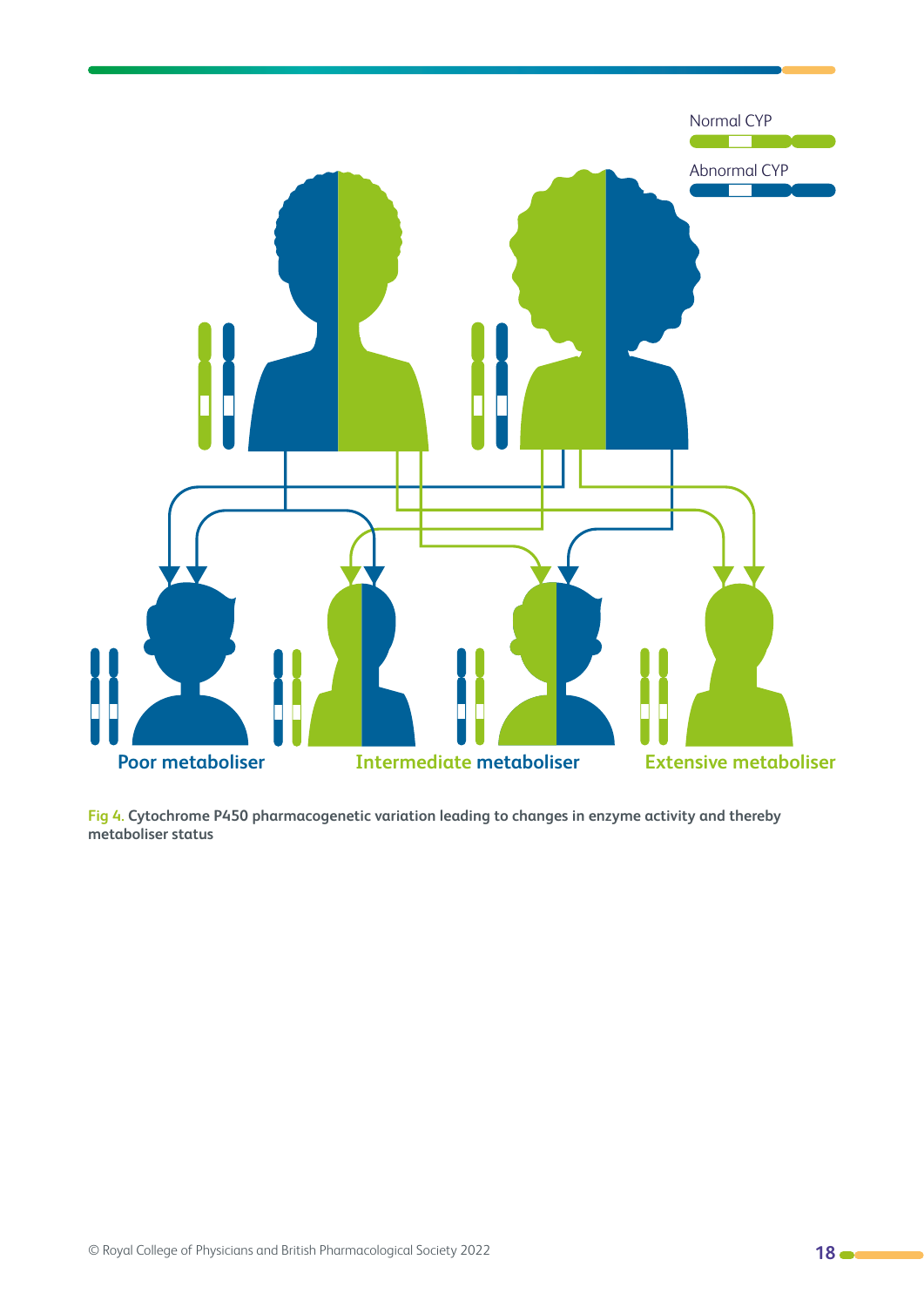Normal CYP

Abnormal CYP

Poor metaboliser

Intermediate metaboliser

Extensive metaboliser

**Fig 4. Cytochrome P450 pharmacogenetic variation leading to changes in enzyme activity and thereby metaboliser status**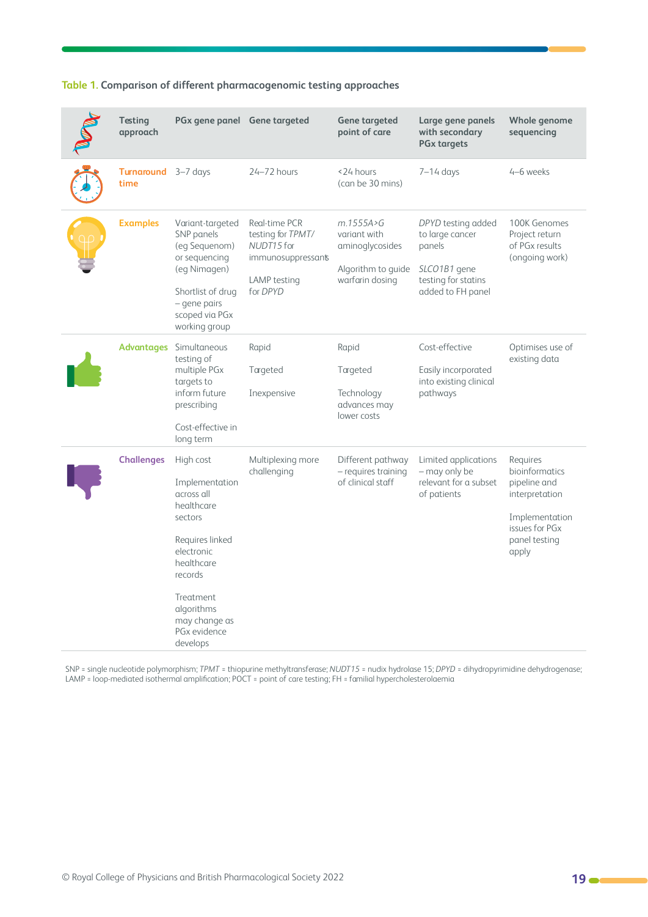**Table 1. Comparison of different pharmacogenomic testing approaches**

| Testing approach | PGx gene panel | Gene targeted | Gene targeted point of care | Large gene panels with secondary PGx targets | Whole genome sequencing |
|---|---|---|---|---|---|
| **Turnaround time** | 3–7 days | 24–72 hours | <24 hours (can be 30 mins) | 7–14 days | 4–6 weeks |
| **Examples** | Variant-targeted SNP panels (eg Sequenom) or sequencing (eg Nimagen)<br><br>Shortlist of drug – gene pairs scoped via PGx working group | Real-time PCR testing for *TPMT/ NUDT15* for immunosuppressants<br><br>LAMP testing for *DPYD* | *m.1555A>G* variant with aminoglycosides<br><br>Algorithm to guide warfarin dosing | *DPYD* testing added to large cancer panels<br><br>*SLCO1B1* gene testing for statins added to FH panel | 100K Genomes Project return of PGx results (ongoing work) |
| **Advantages** | Simultaneous testing of multiple PGx targets to inform future prescribing<br><br>Cost-effective in long term | Rapid<br><br>Targeted<br><br>Inexpensive | Rapid<br><br>Targeted<br><br>Technology advances may lower costs | Cost-effective<br><br>Easily incorporated into existing clinical pathways | Optimises use of existing data |
| **Challenges** | High cost<br><br>Implementation across all healthcare sectors<br><br>Requires linked electronic healthcare records<br><br>Treatment algorithms may change as PGx evidence develops | Multiplexing more challenging | Different pathway – requires training of clinical staff | Limited applications – may only be relevant for a subset of patients | Requires bioinformatics pipeline and interpretation<br><br>Implementation issues for PGx panel testing apply |

SNP = single nucleotide polymorphism; *TPMT* = thiopurine methyltransferase; *NUDT15* = nudix hydrolase 15; *DPYD* = dihydropyrimidine dehydrogenase; LAMP = loop-mediated isothermal amplification; POCT = point of care testing; FH = familial hypercholesterolaemia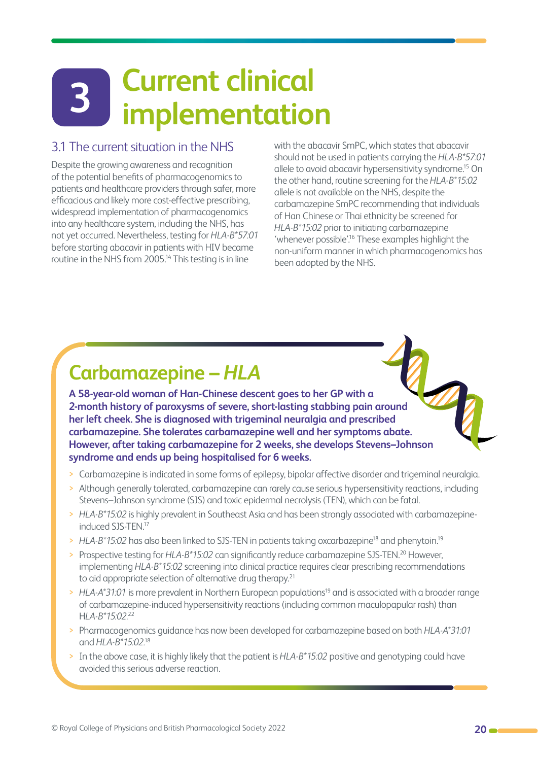# 3 Current clinical implementation

## 3.1 The current situation in the NHS

Despite the growing awareness and recognition of the potential benefits of pharmacogenomics to patients and healthcare providers through safer, more efficacious and likely more cost-effective prescribing, widespread implementation of pharmacogenomics into any healthcare system, including the NHS, has not yet occurred. Nevertheless, testing for *HLA-B*57:01* before starting abacavir in patients with HIV became routine in the NHS from 2005.[14] This testing is in line with the abacavir SmPC, which states that abacavir should not be used in patients carrying the *HLA-B*57:01* allele to avoid abacavir hypersensitivity syndrome.[15] On the other hand, routine screening for the *HLA-B*15:02* allele is not available on the NHS, despite the carbamazepine SmPC recommending that individuals of Han Chinese or Thai ethnicity be screened for *HLA-B*15:02* prior to initiating carbamazepine 'whenever possible'.[16] These examples highlight the non-uniform manner in which pharmacogenomics has been adopted by the NHS.

## Carbamazepine – *HLA*

**A 58-year-old woman of Han-Chinese descent goes to her GP with a 2-month history of paroxysms of severe, short-lasting stabbing pain around her left cheek. She is diagnosed with trigeminal neuralgia and prescribed carbamazepine. She tolerates carbamazepine well and her symptoms abate. However, after taking carbamazepine for 2 weeks, she develops Stevens–Johnson syndrome and ends up being hospitalised for 6 weeks.**

- Carbamazepine is indicated in some forms of epilepsy, bipolar affective disorder and trigeminal neuralgia.
- Although generally tolerated, carbamazepine can rarely cause serious hypersensitivity reactions, including Stevens–Johnson syndrome (SJS) and toxic epidermal necrolysis (TEN), which can be fatal.
- *HLA-B*15:02* is highly prevalent in Southeast Asia and has been strongly associated with carbamazepine-induced SJS-TEN.[17]
- *HLA-B*15:02* has also been linked to SJS-TEN in patients taking oxcarbazepine[18] and phenytoin.[19]
- Prospective testing for *HLA-B*15:02* can significantly reduce carbamazepine SJS-TEN.[20] However, implementing *HLA-B*15:02* screening into clinical practice requires clear prescribing recommendations to aid appropriate selection of alternative drug therapy.[21]
- *HLA-A*31:01* is more prevalent in Northern European populations[19] and is associated with a broader range of carbamazepine-induced hypersensitivity reactions (including common maculopapular rash) than *HLA-B*15:02*.[22]
- Pharmacogenomics guidance has now been developed for carbamazepine based on both *HLA-A*31:01* and *HLA-B*15:02*.[18]
- In the above case, it is highly likely that the patient is *HLA-B*15:02* positive and genotyping could have avoided this serious adverse reaction.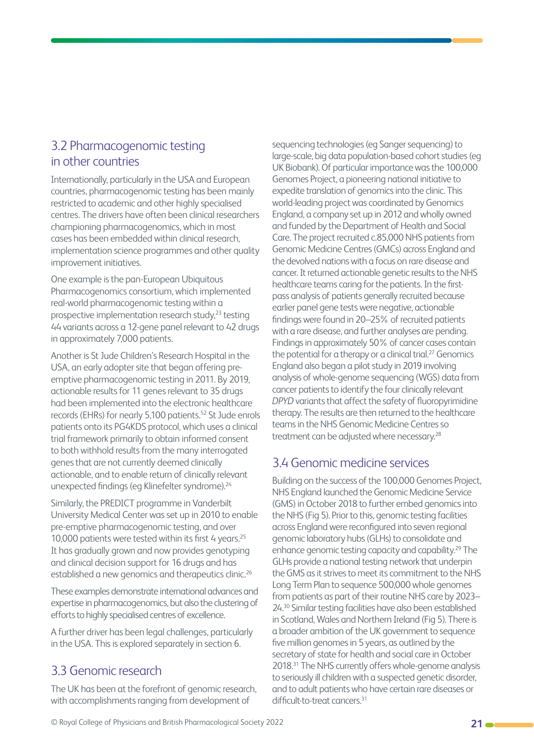## 3.2 Pharmacogenomic testing in other countries

Internationally, particularly in the USA and European countries, pharmacogenomic testing has been mainly restricted to academic and other highly specialised centres. The drivers have often been clinical researchers championing pharmacogenomics, which in most cases has been embedded within clinical research, implementation science programmes and other quality improvement initiatives.

One example is the pan-European Ubiquitous Pharmacogenomics consortium, which implemented real-world pharmacogenomic testing within a prospective implementation research study,[23] testing 44 variants across a 12-gene panel relevant to 42 drugs in approximately 7,000 patients.

Another is St Jude Children's Research Hospital in the USA, an early adopter site that began offering pre-emptive pharmacogenomic testing in 2011. By 2019, actionable results for 11 genes relevant to 35 drugs had been implemented into the electronic healthcare records (EHRs) for nearly 5,100 patients.[52] St Jude enrols patients onto its PG4KDS protocol, which uses a clinical trial framework primarily to obtain informed consent to both withhold results from the many interrogated genes that are not currently deemed clinically actionable, and to enable return of clinically relevant unexpected findings (eg Klinefelter syndrome).[24]

Similarly, the PREDICT programme in Vanderbilt University Medical Center was set up in 2010 to enable pre-emptive pharmacogenomic testing, and over 10,000 patients were tested within its first 4 years.[25] It has gradually grown and now provides genotyping and clinical decision support for 16 drugs and has established a new genomics and therapeutics clinic.[26]

These examples demonstrate international advances and expertise in pharmacogenomics, but also the clustering of efforts to highly specialised centres of excellence.

A further driver has been legal challenges, particularly in the USA. This is explored separately in section 6.

## 3.3 Genomic research

The UK has been at the forefront of genomic research, with accomplishments ranging from development of sequencing technologies (eg Sanger sequencing) to large-scale, big data population-based cohort studies (eg UK Biobank). Of particular importance was the 100,000 Genomes Project, a pioneering national initiative to expedite translation of genomics into the clinic. This world-leading project was coordinated by Genomics England, a company set up in 2012 and wholly owned and funded by the Department of Health and Social Care. The project recruited c.85,000 NHS patients from Genomic Medicine Centres (GMCs) across England and the devolved nations with a focus on rare disease and cancer. It returned actionable genetic results to the NHS healthcare teams caring for the patients. In the first-pass analysis of patients generally recruited because earlier panel gene tests were negative, actionable findings were found in 20–25% of recruited patients with a rare disease, and further analyses are pending. Findings in approximately 50% of cancer cases contain the potential for a therapy or a clinical trial.[27] Genomics England also began a pilot study in 2019 involving analysis of whole-genome sequencing (WGS) data from cancer patients to identify the four clinically relevant *DPYD* variants that affect the safety of fluoropyrimidine therapy. The results are then returned to the healthcare teams in the NHS Genomic Medicine Centres so treatment can be adjusted where necessary.[28]

## 3.4 Genomic medicine services

Building on the success of the 100,000 Genomes Project, NHS England launched the Genomic Medicine Service (GMS) in October 2018 to further embed genomics into the NHS (Fig 5). Prior to this, genomic testing facilities across England were reconfigured into seven regional genomic laboratory hubs (GLHs) to consolidate and enhance genomic testing capacity and capability.[29] The GLHs provide a national testing network that underpin the GMS as it strives to meet its commitment to the NHS Long Term Plan to sequence 500,000 whole genomes from patients as part of their routine NHS care by 2023–24.[30] Similar testing facilities have also been established in Scotland, Wales and Northern Ireland (Fig 5). There is a broader ambition of the UK government to sequence five million genomes in 5 years, as outlined by the secretary of state for health and social care in October 2018.[31] The NHS currently offers whole-genome analysis to seriously ill children with a suspected genetic disorder, and to adult patients who have certain rare diseases or difficult-to-treat cancers.[31]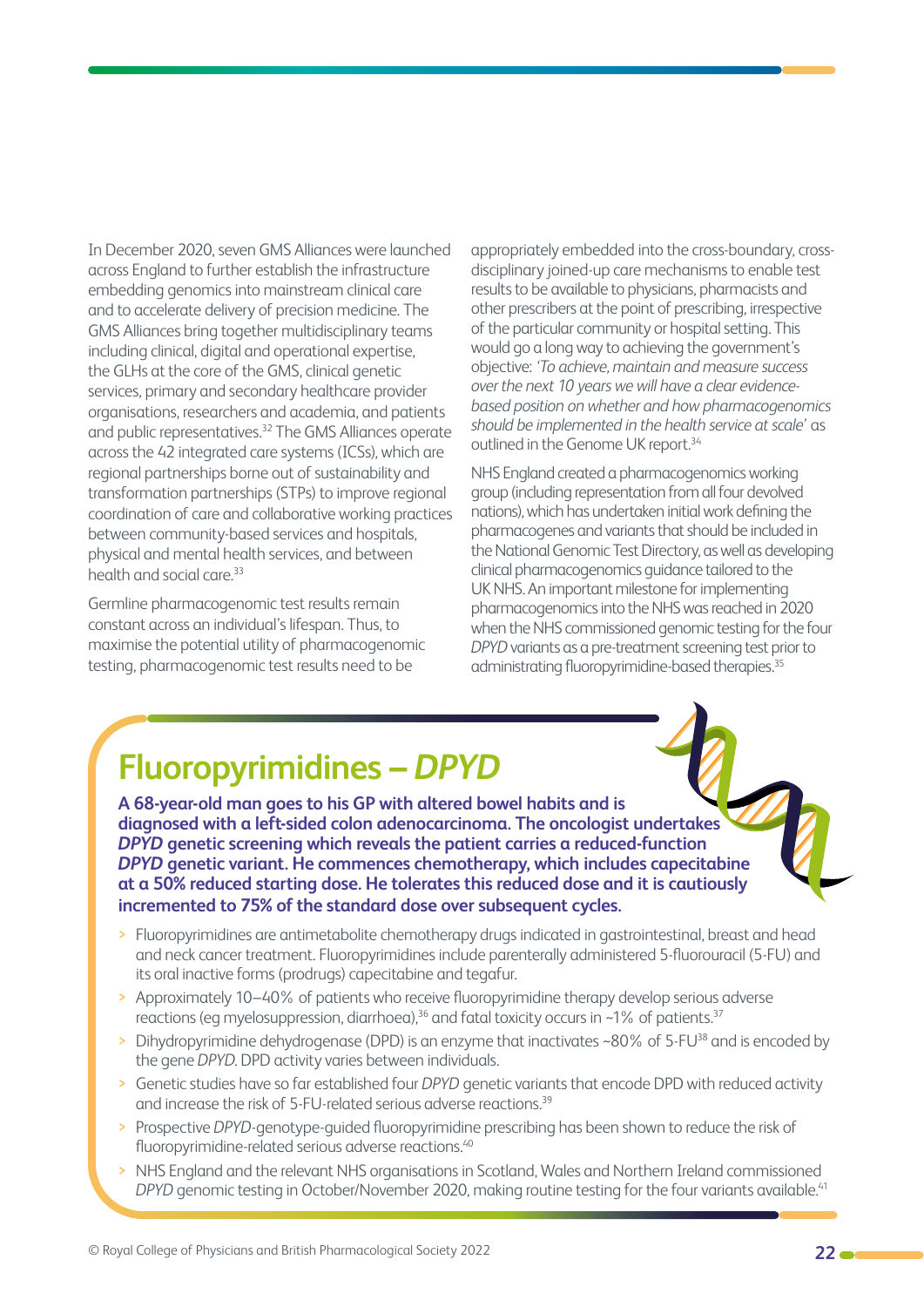In December 2020, seven GMS Alliances were launched across England to further establish the infrastructure embedding genomics into mainstream clinical care and to accelerate delivery of precision medicine. The GMS Alliances bring together multidisciplinary teams including clinical, digital and operational expertise, the GLHs at the core of the GMS, clinical genetic services, primary and secondary healthcare provider organisations, researchers and academia, and patients and public representatives.[32] The GMS Alliances operate across the 42 integrated care systems (ICSs), which are regional partnerships borne out of sustainability and transformation partnerships (STPs) to improve regional coordination of care and collaborative working practices between community-based services and hospitals, physical and mental health services, and between health and social care.[33]

Germline pharmacogenomic test results remain constant across an individual's lifespan. Thus, to maximise the potential utility of pharmacogenomic testing, pharmacogenomic test results need to be appropriately embedded into the cross-boundary, cross-disciplinary joined-up care mechanisms to enable test results to be available to physicians, pharmacists and other prescribers at the point of prescribing, irrespective of the particular community or hospital setting. This would go a long way to achieving the government's objective: *'To achieve, maintain and measure success over the next 10 years we will have a clear evidence-based position on whether and how pharmacogenomics should be implemented in the health service at scale'* as outlined in the Genome UK report.[34]

NHS England created a pharmacogenomics working group (including representation from all four devolved nations), which has undertaken initial work defining the pharmacogenes and variants that should be included in the National Genomic Test Directory, as well as developing clinical pharmacogenomics guidance tailored to the UK NHS. An important milestone for implementing pharmacogenomics into the NHS was reached in 2020 when the NHS commissioned genomic testing for the four *DPYD* variants as a pre-treatment screening test prior to administrating fluoropyrimidine-based therapies.[35]

## Fluoropyrimidines – *DPYD*

**A 68-year-old man goes to his GP with altered bowel habits and is diagnosed with a left-sided colon adenocarcinoma. The oncologist undertakes *DPYD* genetic screening which reveals the patient carries a reduced-function *DPYD* genetic variant. He commences chemotherapy, which includes capecitabine at a 50% reduced starting dose. He tolerates this reduced dose and it is cautiously incremented to 75% of the standard dose over subsequent cycles.**

- Fluoropyrimidines are antimetabolite chemotherapy drugs indicated in gastrointestinal, breast and head and neck cancer treatment. Fluoropyrimidines include parenterally administered 5-fluorouracil (5-FU) and its oral inactive forms (prodrugs) capecitabine and tegafur.
- Approximately 10–40% of patients who receive fluoropyrimidine therapy develop serious adverse reactions (eg myelosuppression, diarrhoea),[36] and fatal toxicity occurs in ~1% of patients.[37]
- Dihydropyrimidine dehydrogenase (DPD) is an enzyme that inactivates ~80% of 5-FU[38] and is encoded by the gene *DPYD*. DPD activity varies between individuals.
- Genetic studies have so far established four *DPYD* genetic variants that encode DPD with reduced activity and increase the risk of 5-FU-related serious adverse reactions.[39]
- Prospective *DPYD*-genotype-guided fluoropyrimidine prescribing has been shown to reduce the risk of fluoropyrimidine-related serious adverse reactions.[40]
- NHS England and the relevant NHS organisations in Scotland, Wales and Northern Ireland commissioned *DPYD* genomic testing in October/November 2020, making routine testing for the four variants available.[41]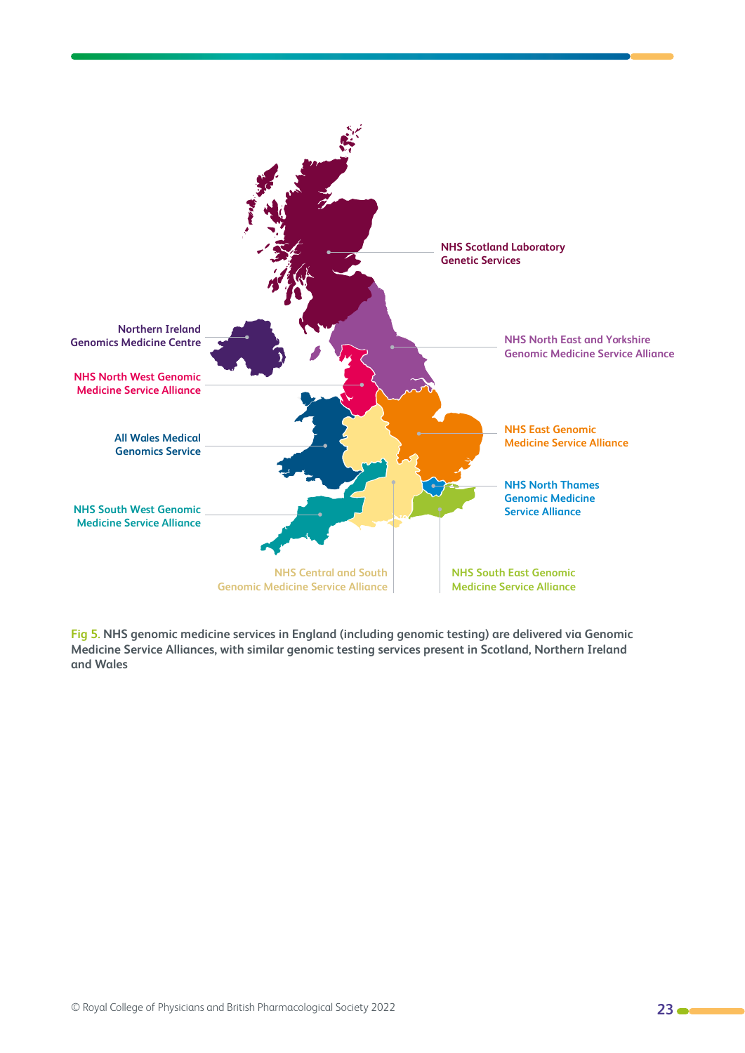NHS Scotland Laboratory Genetic Services

Northern Ireland Genomics Medicine Centre

NHS North East and Yorkshire Genomic Medicine Service Alliance

NHS North West Genomic Medicine Service Alliance

NHS East Genomic Medicine Service Alliance

All Wales Medical Genomics Service

NHS North Thames Genomic Medicine Service Alliance

NHS South West Genomic Medicine Service Alliance

NHS Central and South Genomic Medicine Service Alliance

NHS South East Genomic Medicine Service Alliance

**Fig 5.** NHS genomic medicine services in England (including genomic testing) are delivered via Genomic Medicine Service Alliances, with similar genomic testing services present in Scotland, Northern Ireland and Wales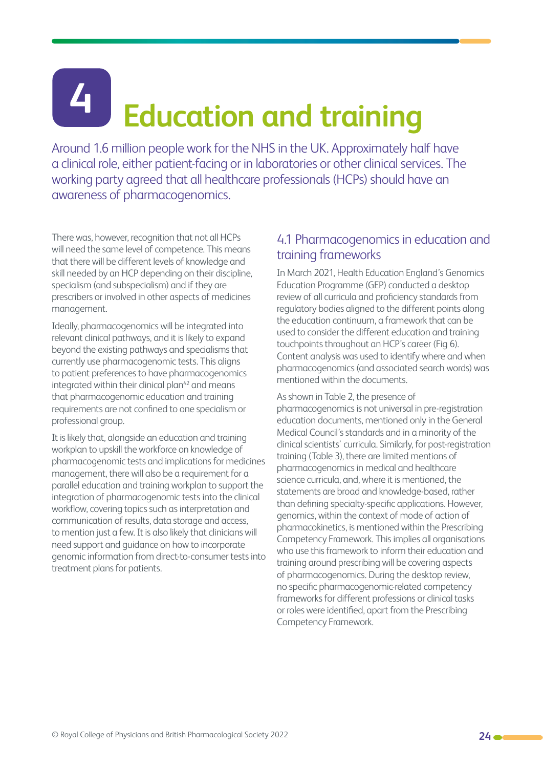# 4 Education and training

Around 1.6 million people work for the NHS in the UK. Approximately half have a clinical role, either patient-facing or in laboratories or other clinical services. The working party agreed that all healthcare professionals (HCPs) should have an awareness of pharmacogenomics.

There was, however, recognition that not all HCPs will need the same level of competence. This means that there will be different levels of knowledge and skill needed by an HCP depending on their discipline, specialism (and subspecialism) and if they are prescribers or involved in other aspects of medicines management.

Ideally, pharmacogenomics will be integrated into relevant clinical pathways, and it is likely to expand beyond the existing pathways and specialisms that currently use pharmacogenomic tests. This aligns to patient preferences to have pharmacogenomics integrated within their clinical plan[42] and means that pharmacogenomic education and training requirements are not confined to one specialism or professional group.

It is likely that, alongside an education and training workplan to upskill the workforce on knowledge of pharmacogenomic tests and implications for medicines management, there will also be a requirement for a parallel education and training workplan to support the integration of pharmacogenomic tests into the clinical workflow, covering topics such as interpretation and communication of results, data storage and access, to mention just a few. It is also likely that clinicians will need support and guidance on how to incorporate genomic information from direct-to-consumer tests into treatment plans for patients.

## 4.1 Pharmacogenomics in education and training frameworks

In March 2021, Health Education England's Genomics Education Programme (GEP) conducted a desktop review of all curricula and proficiency standards from regulatory bodies aligned to the different points along the education continuum, a framework that can be used to consider the different education and training touchpoints throughout an HCP's career (Fig 6). Content analysis was used to identify where and when pharmacogenomics (and associated search words) was mentioned within the documents.

As shown in Table 2, the presence of pharmacogenomics is not universal in pre-registration education documents, mentioned only in the General Medical Council's standards and in a minority of the clinical scientists' curricula. Similarly, for post-registration training (Table 3), there are limited mentions of pharmacogenomics in medical and healthcare science curricula, and, where it is mentioned, the statements are broad and knowledge-based, rather than defining specialty-specific applications. However, genomics, within the context of mode of action of pharmacokinetics, is mentioned within the Prescribing Competency Framework. This implies all organisations who use this framework to inform their education and training around prescribing will be covering aspects of pharmacogenomics. During the desktop review, no specific pharmacogenomic-related competency frameworks for different professions or clinical tasks or roles were identified, apart from the Prescribing Competency Framework.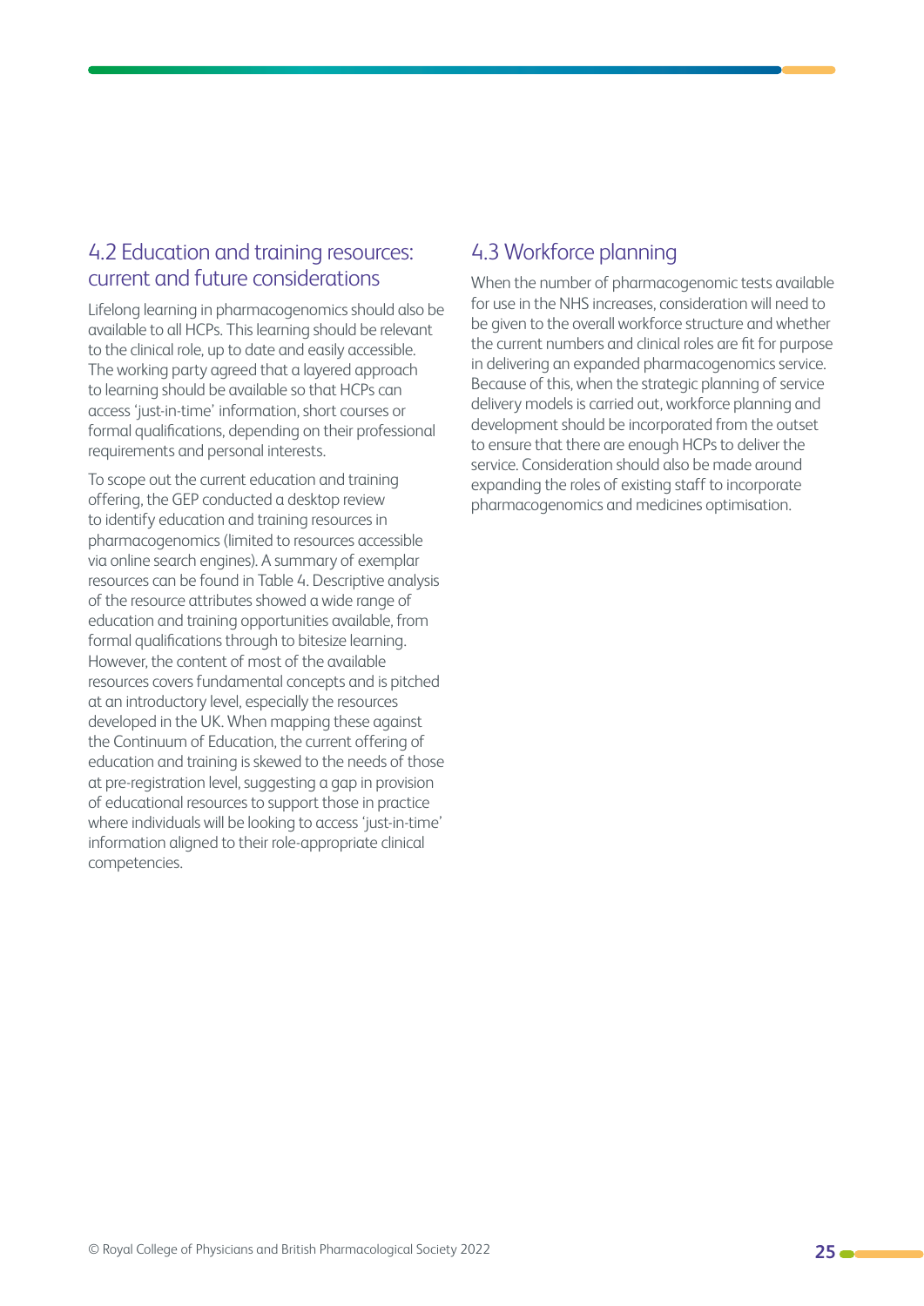## 4.2 Education and training resources: current and future considerations

Lifelong learning in pharmacogenomics should also be available to all HCPs. This learning should be relevant to the clinical role, up to date and easily accessible. The working party agreed that a layered approach to learning should be available so that HCPs can access 'just-in-time' information, short courses or formal qualifications, depending on their professional requirements and personal interests.

To scope out the current education and training offering, the GEP conducted a desktop review to identify education and training resources in pharmacogenomics (limited to resources accessible via online search engines). A summary of exemplar resources can be found in Table 4. Descriptive analysis of the resource attributes showed a wide range of education and training opportunities available, from formal qualifications through to bitesize learning. However, the content of most of the available resources covers fundamental concepts and is pitched at an introductory level, especially the resources developed in the UK. When mapping these against the Continuum of Education, the current offering of education and training is skewed to the needs of those at pre-registration level, suggesting a gap in provision of educational resources to support those in practice where individuals will be looking to access 'just-in-time' information aligned to their role-appropriate clinical competencies.

## 4.3 Workforce planning

When the number of pharmacogenomic tests available for use in the NHS increases, consideration will need to be given to the overall workforce structure and whether the current numbers and clinical roles are fit for purpose in delivering an expanded pharmacogenomics service. Because of this, when the strategic planning of service delivery models is carried out, workforce planning and development should be incorporated from the outset to ensure that there are enough HCPs to deliver the service. Consideration should also be made around expanding the roles of existing staff to incorporate pharmacogenomics and medicines optimisation.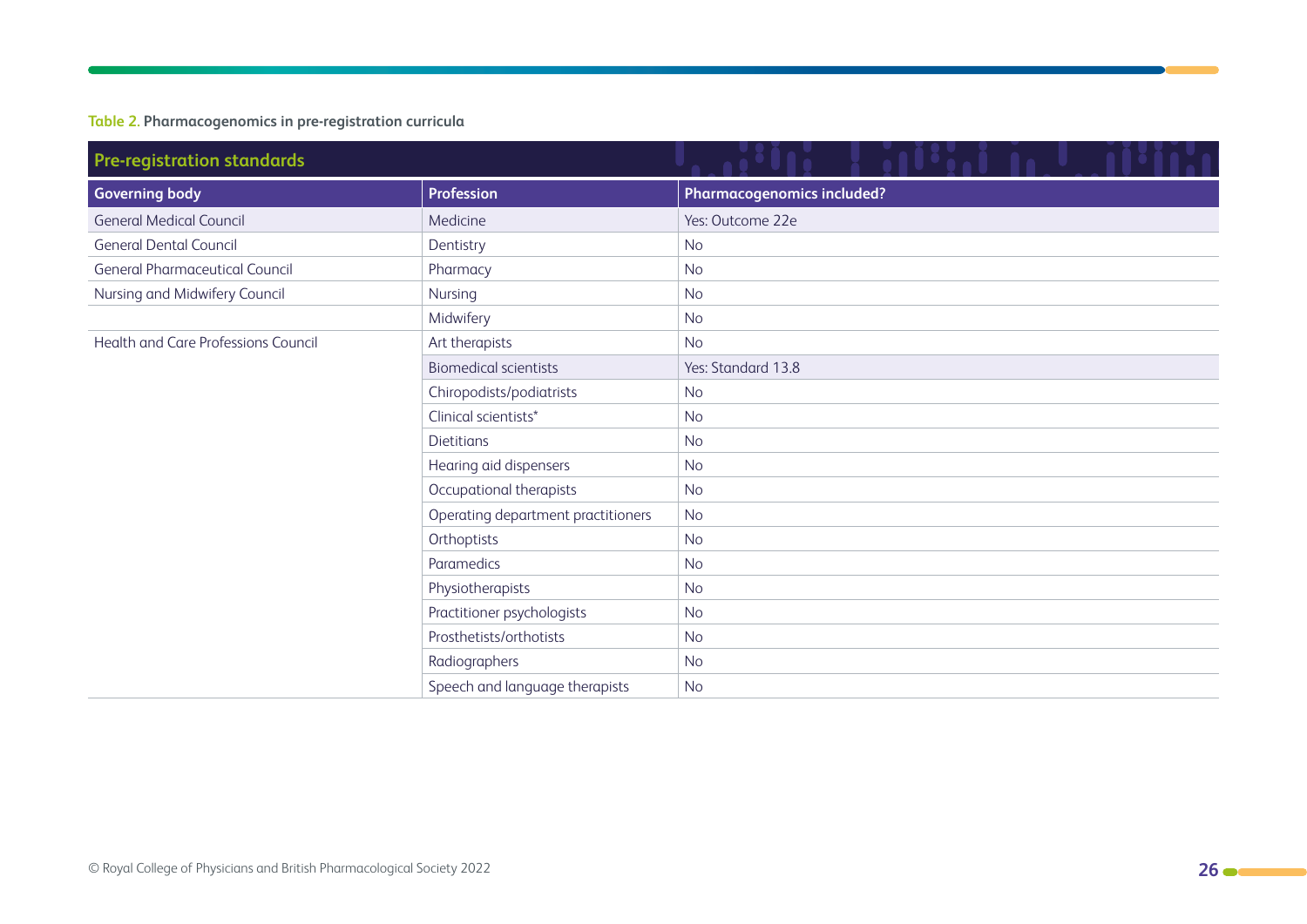**Table 2.** Pharmacogenomics in pre-registration curricula

| Pre-registration standards | | |
|---|---|---|
| **Governing body** | **Profession** | **Pharmacogenomics included?** |
| General Medical Council | Medicine | Yes: Outcome 22e |
| General Dental Council | Dentistry | No |
| General Pharmaceutical Council | Pharmacy | No |
| Nursing and Midwifery Council | Nursing | No |
| | Midwifery | No |
| Health and Care Professions Council | Art therapists | No |
| | Biomedical scientists | Yes: Standard 13.8 |
| | Chiropodists/podiatrists | No |
| | Clinical scientists* | No |
| | Dietitians | No |
| | Hearing aid dispensers | No |
| | Occupational therapists | No |
| | Operating department practitioners | No |
| | Orthoptists | No |
| | Paramedics | No |
| | Physiotherapists | No |
| | Practitioner psychologists | No |
| | Prosthetists/orthotists | No |
| | Radiographers | No |
| | Speech and language therapists | No |

© Royal College of Physicians and British Pharmacological Society 2022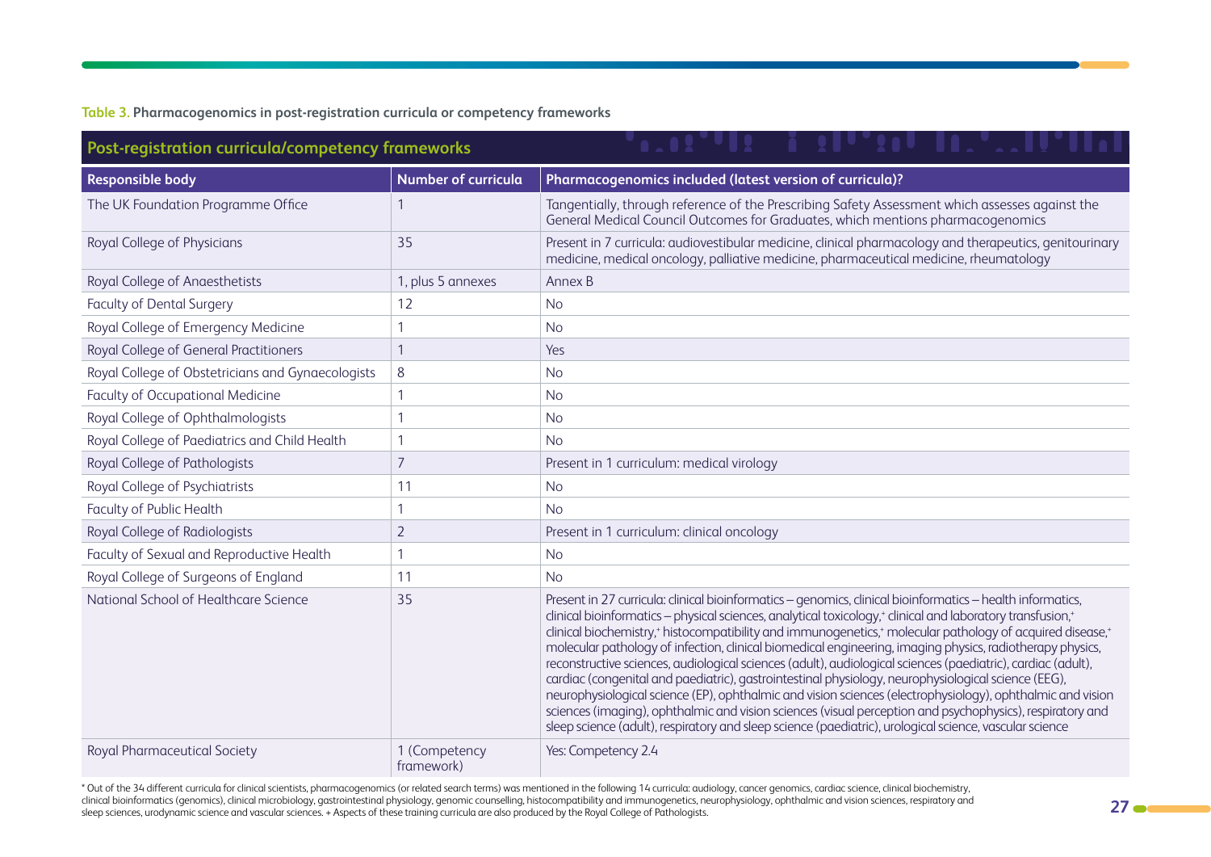**Table 3.** Pharmacogenomics in post-registration curricula or competency frameworks

| Post-registration curricula/competency frameworks | | |
|---|---|---|
| **Responsible body** | **Number of curricula** | **Pharmacogenomics included (latest version of curricula)?** |
| The UK Foundation Programme Office | 1 | Tangentially, through reference of the Prescribing Safety Assessment which assesses against the General Medical Council Outcomes for Graduates, which mentions pharmacogenomics |
| Royal College of Physicians | 35 | Present in 7 curricula: audiovestibular medicine, clinical pharmacology and therapeutics, genitourinary medicine, medical oncology, palliative medicine, pharmaceutical medicine, rheumatology |
| Royal College of Anaesthetists | 1, plus 5 annexes | Annex B |
| Faculty of Dental Surgery | 12 | No |
| Royal College of Emergency Medicine | 1 | No |
| Royal College of General Practitioners | 1 | Yes |
| Royal College of Obstetricians and Gynaecologists | 8 | No |
| Faculty of Occupational Medicine | 1 | No |
| Royal College of Ophthalmologists | 1 | No |
| Royal College of Paediatrics and Child Health | 1 | No |
| Royal College of Pathologists | 7 | Present in 1 curriculum: medical virology |
| Royal College of Psychiatrists | 11 | No |
| Faculty of Public Health | 1 | No |
| Royal College of Radiologists | 2 | Present in 1 curriculum: clinical oncology |
| Faculty of Sexual and Reproductive Health | 1 | No |
| Royal College of Surgeons of England | 11 | No |
| National School of Healthcare Science | 35 | Present in 27 curricula: clinical bioinformatics – genomics, clinical bioinformatics – health informatics, clinical bioinformatics – physical sciences, analytical toxicology,+ clinical and laboratory transfusion,+ clinical biochemistry,+ histocompatibility and immunogenetics,+ molecular pathology of acquired disease,+ molecular pathology of infection, clinical biomedical engineering, imaging physics, radiotherapy physics, reconstructive sciences, audiological sciences (adult), audiological sciences (paediatric), cardiac (adult), cardiac (congenital and paediatric), gastrointestinal physiology, neurophysiological science (EEG), neurophysiological science (EP), ophthalmic and vision sciences (electrophysiology), ophthalmic and vision sciences (imaging), ophthalmic and vision sciences (visual perception and psychophysics), respiratory and sleep science (adult), respiratory and sleep science (paediatric), urological science, vascular science |
| Royal Pharmaceutical Society | 1 (Competency framework) | Yes: Competency 2.4 |

* Out of the 34 different curricula for clinical scientists, pharmacogenomics (or related search terms) was mentioned in the following 14 curricula: audiology, cancer genomics, cardiac science, clinical biochemistry, clinical bioinformatics (genomics), clinical microbiology, gastrointestinal physiology, genomic counselling, histocompatibility and immunogenetics, neurophysiology, ophthalmic and vision sciences, respiratory and sleep sciences, urodynamic science and vascular sciences. + Aspects of these training curricula are also produced by the Royal College of Pathologists.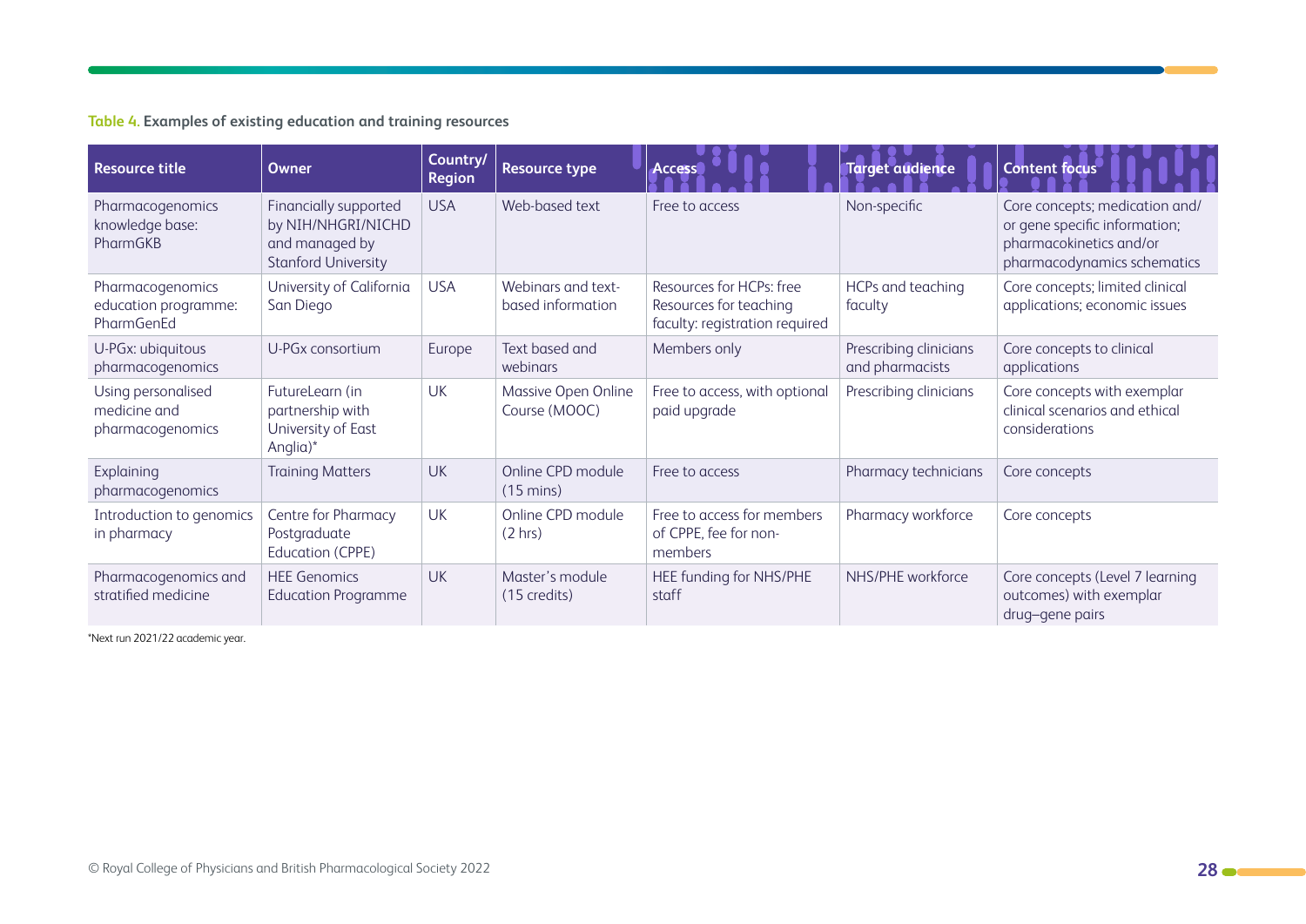**Table 4.** Examples of existing education and training resources

| Resource title | Owner | Country/ Region | Resource type | Access | Target audience | Content focus |
|---|---|---|---|---|---|---|
| Pharmacogenomics knowledge base: PharmGKB | Financially supported by NIH/NHGRI/NICHD and managed by Stanford University | USA | Web-based text | Free to access | Non-specific | Core concepts; medication and/ or gene specific information; pharmacokinetics and/or pharmacodynamics schematics |
| Pharmacogenomics education programme: PharmGenEd | University of California San Diego | USA | Webinars and text-based information | Resources for HCPs: free Resources for teaching faculty: registration required | HCPs and teaching faculty | Core concepts; limited clinical applications; economic issues |
| U-PGx: ubiquitous pharmacogenomics | U-PGx consortium | Europe | Text based and webinars | Members only | Prescribing clinicians and pharmacists | Core concepts to clinical applications |
| Using personalised medicine and pharmacogenomics | FutureLearn (in partnership with University of East Anglia)* | UK | Massive Open Online Course (MOOC) | Free to access, with optional paid upgrade | Prescribing clinicians | Core concepts with exemplar clinical scenarios and ethical considerations |
| Explaining pharmacogenomics | Training Matters | UK | Online CPD module (15 mins) | Free to access | Pharmacy technicians | Core concepts |
| Introduction to genomics in pharmacy | Centre for Pharmacy Postgraduate Education (CPPE) | UK | Online CPD module (2 hrs) | Free to access for members of CPPE, fee for non-members | Pharmacy workforce | Core concepts |
| Pharmacogenomics and stratified medicine | HEE Genomics Education Programme | UK | Master's module (15 credits) | HEE funding for NHS/PHE staff | NHS/PHE workforce | Core concepts (Level 7 learning outcomes) with exemplar drug–gene pairs |

*Next run 2021/22 academic year.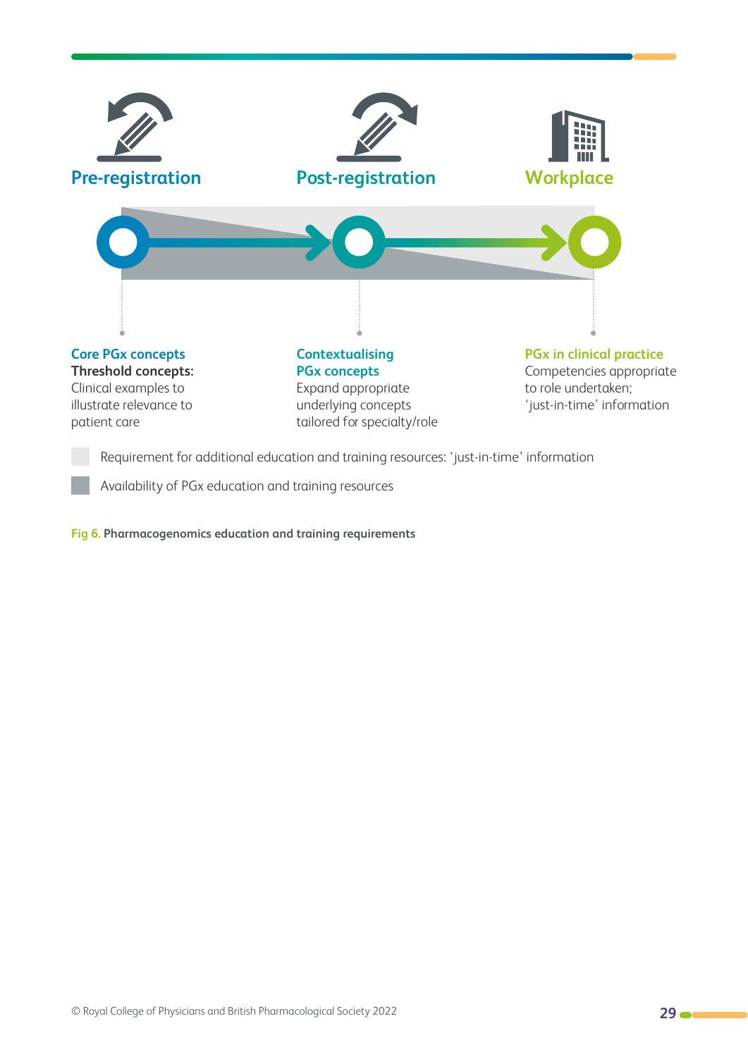**Pre-registration**

**Post-registration**

**Workplace**

**Core PGx concepts**
**Threshold concepts:**
Clinical examples to illustrate relevance to patient care

**Contextualising PGx concepts**
Expand appropriate underlying concepts tailored for specialty/role

**PGx in clinical practice**
Competencies appropriate to role undertaken; 'just-in-time' information

Requirement for additional education and training resources: 'just-in-time' information

Availability of PGx education and training resources

Fig 6. **Pharmacogenomics education and training requirements**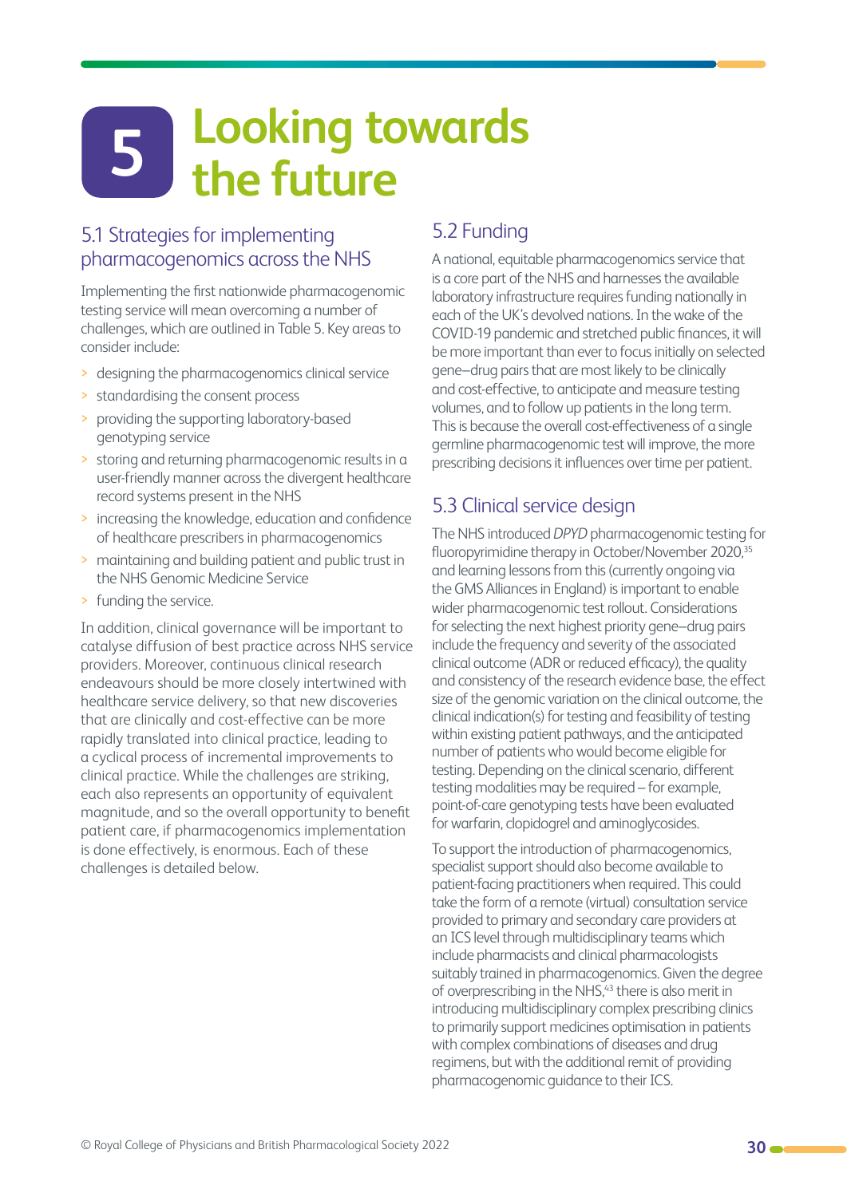# 5 Looking towards the future

## 5.1 Strategies for implementing pharmacogenomics across the NHS

Implementing the first nationwide pharmacogenomic testing service will mean overcoming a number of challenges, which are outlined in Table 5. Key areas to consider include:

- designing the pharmacogenomics clinical service
- standardising the consent process
- providing the supporting laboratory-based genotyping service
- storing and returning pharmacogenomic results in a user-friendly manner across the divergent healthcare record systems present in the NHS
- increasing the knowledge, education and confidence of healthcare prescribers in pharmacogenomics
- maintaining and building patient and public trust in the NHS Genomic Medicine Service
- funding the service.

In addition, clinical governance will be important to catalyse diffusion of best practice across NHS service providers. Moreover, continuous clinical research endeavours should be more closely intertwined with healthcare service delivery, so that new discoveries that are clinically and cost-effective can be more rapidly translated into clinical practice, leading to a cyclical process of incremental improvements to clinical practice. While the challenges are striking, each also represents an opportunity of equivalent magnitude, and so the overall opportunity to benefit patient care, if pharmacogenomics implementation is done effectively, is enormous. Each of these challenges is detailed below.

## 5.2 Funding

A national, equitable pharmacogenomics service that is a core part of the NHS and harnesses the available laboratory infrastructure requires funding nationally in each of the UK's devolved nations. In the wake of the COVID-19 pandemic and stretched public finances, it will be more important than ever to focus initially on selected gene–drug pairs that are most likely to be clinically and cost-effective, to anticipate and measure testing volumes, and to follow up patients in the long term. This is because the overall cost-effectiveness of a single germline pharmacogenomic test will improve, the more prescribing decisions it influences over time per patient.

## 5.3 Clinical service design

The NHS introduced *DPYD* pharmacogenomic testing for fluoropyrimidine therapy in October/November 2020,[35] and learning lessons from this (currently ongoing via the GMS Alliances in England) is important to enable wider pharmacogenomic test rollout. Considerations for selecting the next highest priority gene–drug pairs include the frequency and severity of the associated clinical outcome (ADR or reduced efficacy), the quality and consistency of the research evidence base, the effect size of the genomic variation on the clinical outcome, the clinical indication(s) for testing and feasibility of testing within existing patient pathways, and the anticipated number of patients who would become eligible for testing. Depending on the clinical scenario, different testing modalities may be required – for example, point-of-care genotyping tests have been evaluated for warfarin, clopidogrel and aminoglycosides.

To support the introduction of pharmacogenomics, specialist support should also become available to patient-facing practitioners when required. This could take the form of a remote (virtual) consultation service provided to primary and secondary care providers at an ICS level through multidisciplinary teams which include pharmacists and clinical pharmacologists suitably trained in pharmacogenomics. Given the degree of overprescribing in the NHS,[43] there is also merit in introducing multidisciplinary complex prescribing clinics to primarily support medicines optimisation in patients with complex combinations of diseases and drug regimens, but with the additional remit of providing pharmacogenomic guidance to their ICS.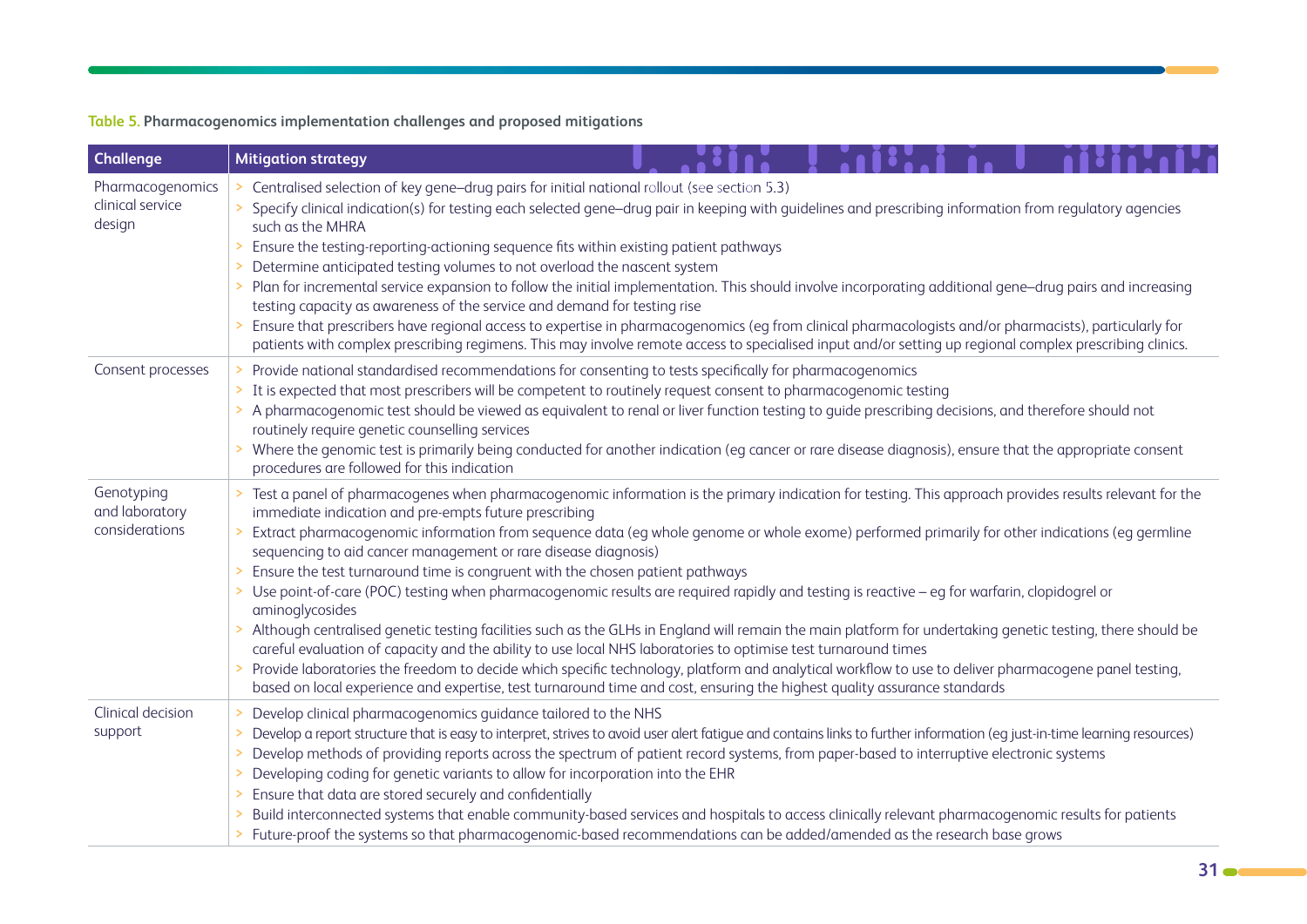**Table 5.** **Pharmacogenomics implementation challenges and proposed mitigations**

| Challenge | Mitigation strategy |
|---|---|
| Pharmacogenomics clinical service design | > Centralised selection of key gene–drug pairs for initial national rollout (see section 5.3)<br>> Specify clinical indication(s) for testing each selected gene–drug pair in keeping with guidelines and prescribing information from regulatory agencies such as the MHRA<br>> Ensure the testing-reporting-actioning sequence fits within existing patient pathways<br>> Determine anticipated testing volumes to not overload the nascent system<br>> Plan for incremental service expansion to follow the initial implementation. This should involve incorporating additional gene–drug pairs and increasing testing capacity as awareness of the service and demand for testing rise<br>> Ensure that prescribers have regional access to expertise in pharmacogenomics (eg from clinical pharmacologists and/or pharmacists), particularly for patients with complex prescribing regimens. This may involve remote access to specialised input and/or setting up regional complex prescribing clinics. |
| Consent processes | > Provide national standardised recommendations for consenting to tests specifically for pharmacogenomics<br>> It is expected that most prescribers will be competent to routinely request consent to pharmacogenomic testing<br>> A pharmacogenomic test should be viewed as equivalent to renal or liver function testing to guide prescribing decisions, and therefore should not routinely require genetic counselling services<br>> Where the genomic test is primarily being conducted for another indication (eg cancer or rare disease diagnosis), ensure that the appropriate consent procedures are followed for this indication |
| Genotyping and laboratory considerations | > Test a panel of pharmacogenes when pharmacogenomic information is the primary indication for testing. This approach provides results relevant for the immediate indication and pre-empts future prescribing<br>> Extract pharmacogenomic information from sequence data (eg whole genome or whole exome) performed primarily for other indications (eg germline sequencing to aid cancer management or rare disease diagnosis)<br>> Ensure the test turnaround time is congruent with the chosen patient pathways<br>> Use point-of-care (POC) testing when pharmacogenomic results are required rapidly and testing is reactive – eg for warfarin, clopidogrel or aminoglycosides<br>> Although centralised genetic testing facilities such as the GLHs in England will remain the main platform for undertaking genetic testing, there should be careful evaluation of capacity and the ability to use local NHS laboratories to optimise test turnaround times<br>> Provide laboratories the freedom to decide which specific technology, platform and analytical workflow to use to deliver pharmacogene panel testing, based on local experience and expertise, test turnaround time and cost, ensuring the highest quality assurance standards |
| Clinical decision support | > Develop clinical pharmacogenomics guidance tailored to the NHS<br>> Develop a report structure that is easy to interpret, strives to avoid user alert fatigue and contains links to further information (eg just-in-time learning resources)<br>> Develop methods of providing reports across the spectrum of patient record systems, from paper-based to interruptive electronic systems<br>> Developing coding for genetic variants to allow for incorporation into the EHR<br>> Ensure that data are stored securely and confidentially<br>> Build interconnected systems that enable community-based services and hospitals to access clinically relevant pharmacogenomic results for patients<br>> Future-proof the systems so that pharmacogenomic-based recommendations can be added/amended as the research base grows |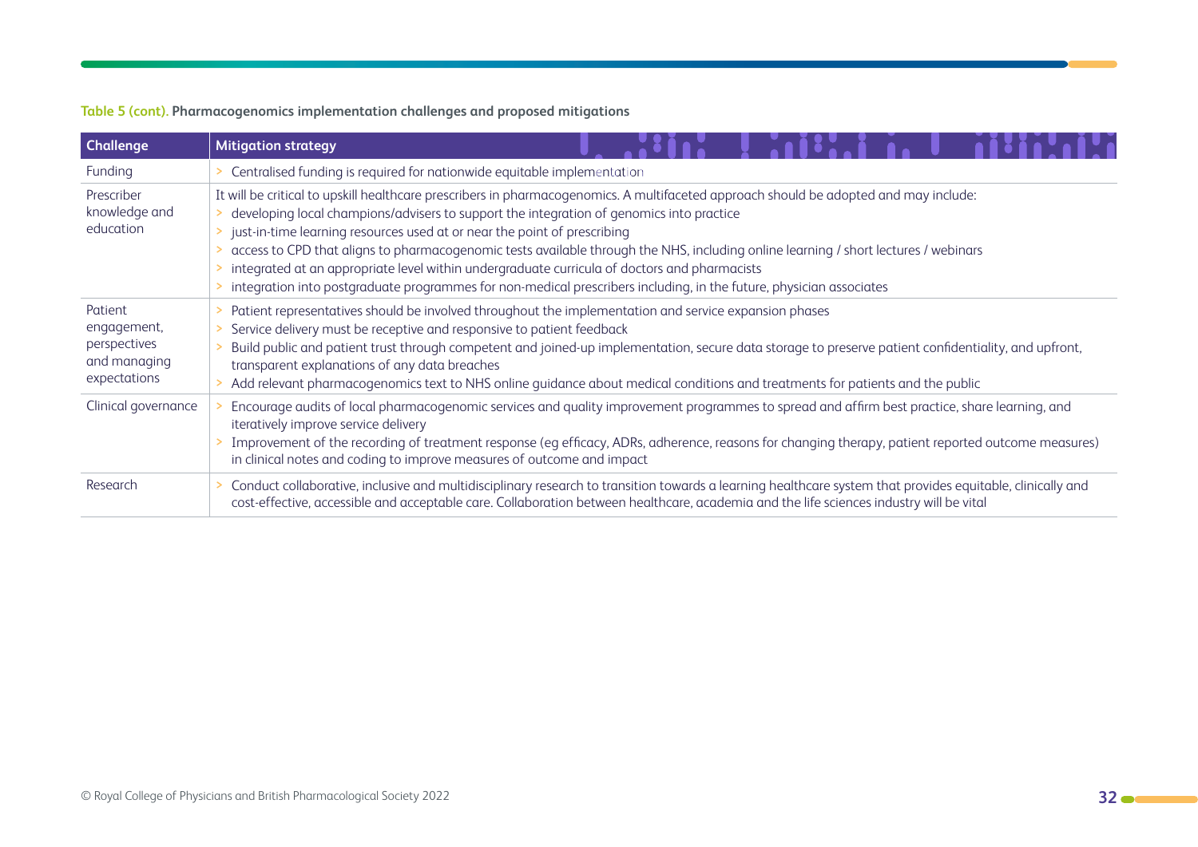**Table 5 (cont). Pharmacogenomics implementation challenges and proposed mitigations**

| Challenge | Mitigation strategy |
|---|---|
| Funding | > Centralised funding is required for nationwide equitable implementation |
| Prescriber knowledge and education | It will be critical to upskill healthcare prescribers in pharmacogenomics. A multifaceted approach should be adopted and may include:<br>> developing local champions/advisers to support the integration of genomics into practice<br>> just-in-time learning resources used at or near the point of prescribing<br>> access to CPD that aligns to pharmacogenomic tests available through the NHS, including online learning / short lectures / webinars<br>> integrated at an appropriate level within undergraduate curricula of doctors and pharmacists<br>> integration into postgraduate programmes for non-medical prescribers including, in the future, physician associates |
| Patient engagement, perspectives and managing expectations | > Patient representatives should be involved throughout the implementation and service expansion phases<br>> Service delivery must be receptive and responsive to patient feedback<br>> Build public and patient trust through competent and joined-up implementation, secure data storage to preserve patient confidentiality, and upfront, transparent explanations of any data breaches<br>> Add relevant pharmacogenomics text to NHS online guidance about medical conditions and treatments for patients and the public |
| Clinical governance | > Encourage audits of local pharmacogenomic services and quality improvement programmes to spread and affirm best practice, share learning, and iteratively improve service delivery<br>> Improvement of the recording of treatment response (eg efficacy, ADRs, adherence, reasons for changing therapy, patient reported outcome measures) in clinical notes and coding to improve measures of outcome and impact |
| Research | > Conduct collaborative, inclusive and multidisciplinary research to transition towards a learning healthcare system that provides equitable, clinically and cost-effective, accessible and acceptable care. Collaboration between healthcare, academia and the life sciences industry will be vital |

© Royal College of Physicians and British Pharmacological Society 2022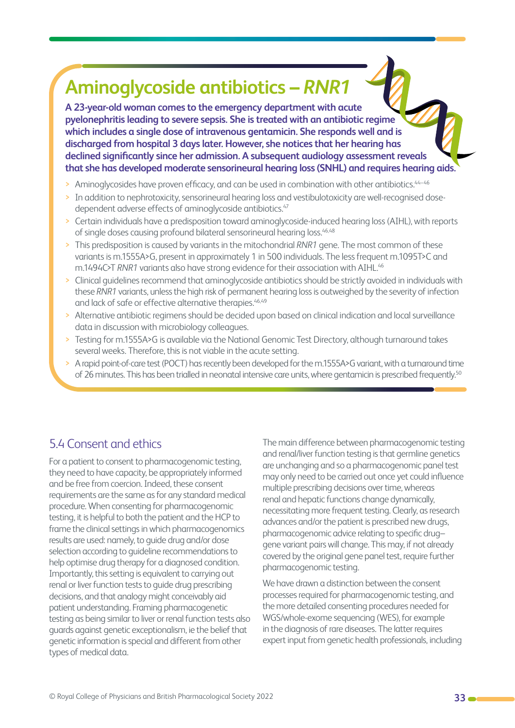## Aminoglycoside antibiotics – *RNR1*

**A 23-year-old woman comes to the emergency department with acute pyelonephritis leading to severe sepsis. She is treated with an antibiotic regime which includes a single dose of intravenous gentamicin. She responds well and is discharged from hospital 3 days later. However, she notices that her hearing has declined significantly since her admission. A subsequent audiology assessment reveals that she has developed moderate sensorineural hearing loss (SNHL) and requires hearing aids.**

- Aminoglycosides have proven efficacy, and can be used in combination with other antibiotics.[44–46]
- In addition to nephrotoxicity, sensorineural hearing loss and vestibulotoxicity are well-recognised dose-dependent adverse effects of aminoglycoside antibiotics.[47]
- Certain individuals have a predisposition toward aminoglycoside-induced hearing loss (AIHL), with reports of single doses causing profound bilateral sensorineural hearing loss.[46,48]
- This predisposition is caused by variants in the mitochondrial *RNR1* gene. The most common of these variants is m.1555A>G, present in approximately 1 in 500 individuals. The less frequent m.1095T>C and m.1494C>T *RNR1* variants also have strong evidence for their association with AIHL.[46]
- Clinical guidelines recommend that aminoglycoside antibiotics should be strictly avoided in individuals with these *RNR1* variants, unless the high risk of permanent hearing loss is outweighed by the severity of infection and lack of safe or effective alternative therapies.[46,49]
- Alternative antibiotic regimens should be decided upon based on clinical indication and local surveillance data in discussion with microbiology colleagues.
- Testing for m.1555A>G is available via the National Genomic Test Directory, although turnaround takes several weeks. Therefore, this is not viable in the acute setting.
- A rapid point-of-care test (POCT) has recently been developed for the m.1555A>G variant, with a turnaround time of 26 minutes. This has been trialled in neonatal intensive care units, where gentamicin is prescribed frequently.[50]

## 5.4 Consent and ethics

For a patient to consent to pharmacogenomic testing, they need to have capacity, be appropriately informed and be free from coercion. Indeed, these consent requirements are the same as for any standard medical procedure. When consenting for pharmacogenomic testing, it is helpful to both the patient and the HCP to frame the clinical settings in which pharmacogenomics results are used: namely, to guide drug and/or dose selection according to guideline recommendations to help optimise drug therapy for a diagnosed condition. Importantly, this setting is equivalent to carrying out renal or liver function tests to guide drug prescribing decisions, and that analogy might conceivably aid patient understanding. Framing pharmacogenetic testing as being similar to liver or renal function tests also guards against genetic exceptionalism, ie the belief that genetic information is special and different from other types of medical data.

The main difference between pharmacogenomic testing and renal/liver function testing is that germline genetics are unchanging and so a pharmacogenomic panel test may only need to be carried out once yet could influence multiple prescribing decisions over time, whereas renal and hepatic functions change dynamically, necessitating more frequent testing. Clearly, as research advances and/or the patient is prescribed new drugs, pharmacogenomic advice relating to specific drug–gene variant pairs will change. This may, if not already covered by the original gene panel test, require further pharmacogenomic testing.

We have drawn a distinction between the consent processes required for pharmacogenomic testing, and the more detailed consenting procedures needed for WGS/whole-exome sequencing (WES), for example in the diagnosis of rare diseases. The latter requires expert input from genetic health professionals, including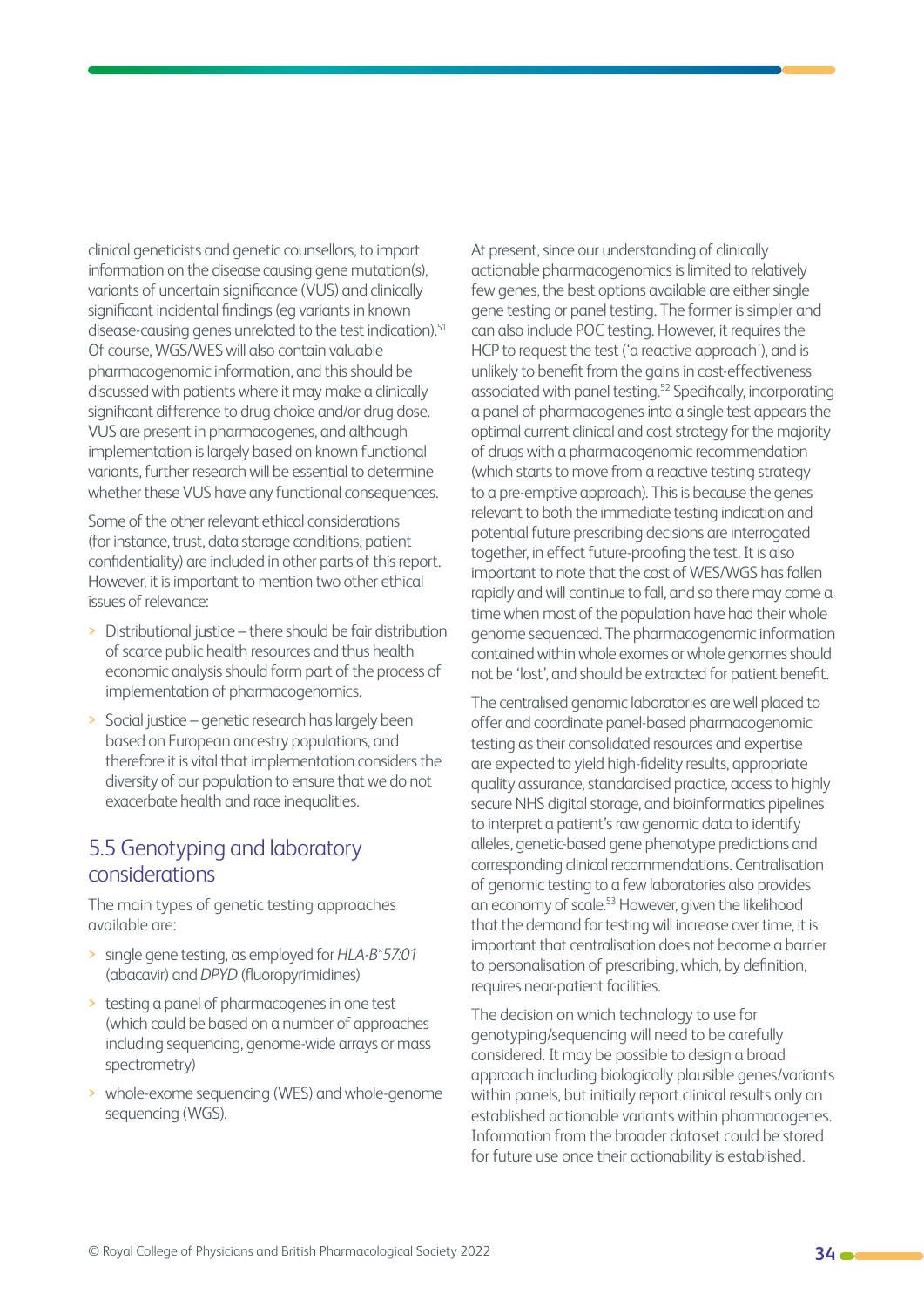clinical geneticists and genetic counsellors, to impart information on the disease causing gene mutation(s), variants of uncertain significance (VUS) and clinically significant incidental findings (eg variants in known disease-causing genes unrelated to the test indication).[51] Of course, WGS/WES will also contain valuable pharmacogenomic information, and this should be discussed with patients where it may make a clinically significant difference to drug choice and/or drug dose. VUS are present in pharmacogenes, and although implementation is largely based on known functional variants, further research will be essential to determine whether these VUS have any functional consequences.

Some of the other relevant ethical considerations (for instance, trust, data storage conditions, patient confidentiality) are included in other parts of this report. However, it is important to mention two other ethical issues of relevance:

- Distributional justice – there should be fair distribution of scarce public health resources and thus health economic analysis should form part of the process of implementation of pharmacogenomics.
- Social justice – genetic research has largely been based on European ancestry populations, and therefore it is vital that implementation considers the diversity of our population to ensure that we do not exacerbate health and race inequalities.

## 5.5 Genotyping and laboratory considerations

The main types of genetic testing approaches available are:

- single gene testing, as employed for *HLA-B\*57:01* (abacavir) and *DPYD* (fluoropyrimidines)
- testing a panel of pharmacogenes in one test (which could be based on a number of approaches including sequencing, genome-wide arrays or mass spectrometry)
- whole-exome sequencing (WES) and whole-genome sequencing (WGS).

At present, since our understanding of clinically actionable pharmacogenomics is limited to relatively few genes, the best options available are either single gene testing or panel testing. The former is simpler and can also include POC testing. However, it requires the HCP to request the test ('a reactive approach'), and is unlikely to benefit from the gains in cost-effectiveness associated with panel testing.[52] Specifically, incorporating a panel of pharmacogenes into a single test appears the optimal current clinical and cost strategy for the majority of drugs with a pharmacogenomic recommendation (which starts to move from a reactive testing strategy to a pre-emptive approach). This is because the genes relevant to both the immediate testing indication and potential future prescribing decisions are interrogated together, in effect future-proofing the test. It is also important to note that the cost of WES/WGS has fallen rapidly and will continue to fall, and so there may come a time when most of the population have had their whole genome sequenced. The pharmacogenomic information contained within whole exomes or whole genomes should not be 'lost', and should be extracted for patient benefit.

The centralised genomic laboratories are well placed to offer and coordinate panel-based pharmacogenomic testing as their consolidated resources and expertise are expected to yield high-fidelity results, appropriate quality assurance, standardised practice, access to highly secure NHS digital storage, and bioinformatics pipelines to interpret a patient's raw genomic data to identify alleles, genetic-based gene phenotype predictions and corresponding clinical recommendations. Centralisation of genomic testing to a few laboratories also provides an economy of scale.[53] However, given the likelihood that the demand for testing will increase over time, it is important that centralisation does not become a barrier to personalisation of prescribing, which, by definition, requires near-patient facilities.

The decision on which technology to use for genotyping/sequencing will need to be carefully considered. It may be possible to design a broad approach including biologically plausible genes/variants within panels, but initially report clinical results only on established actionable variants within pharmacogenes. Information from the broader dataset could be stored for future use once their actionability is established.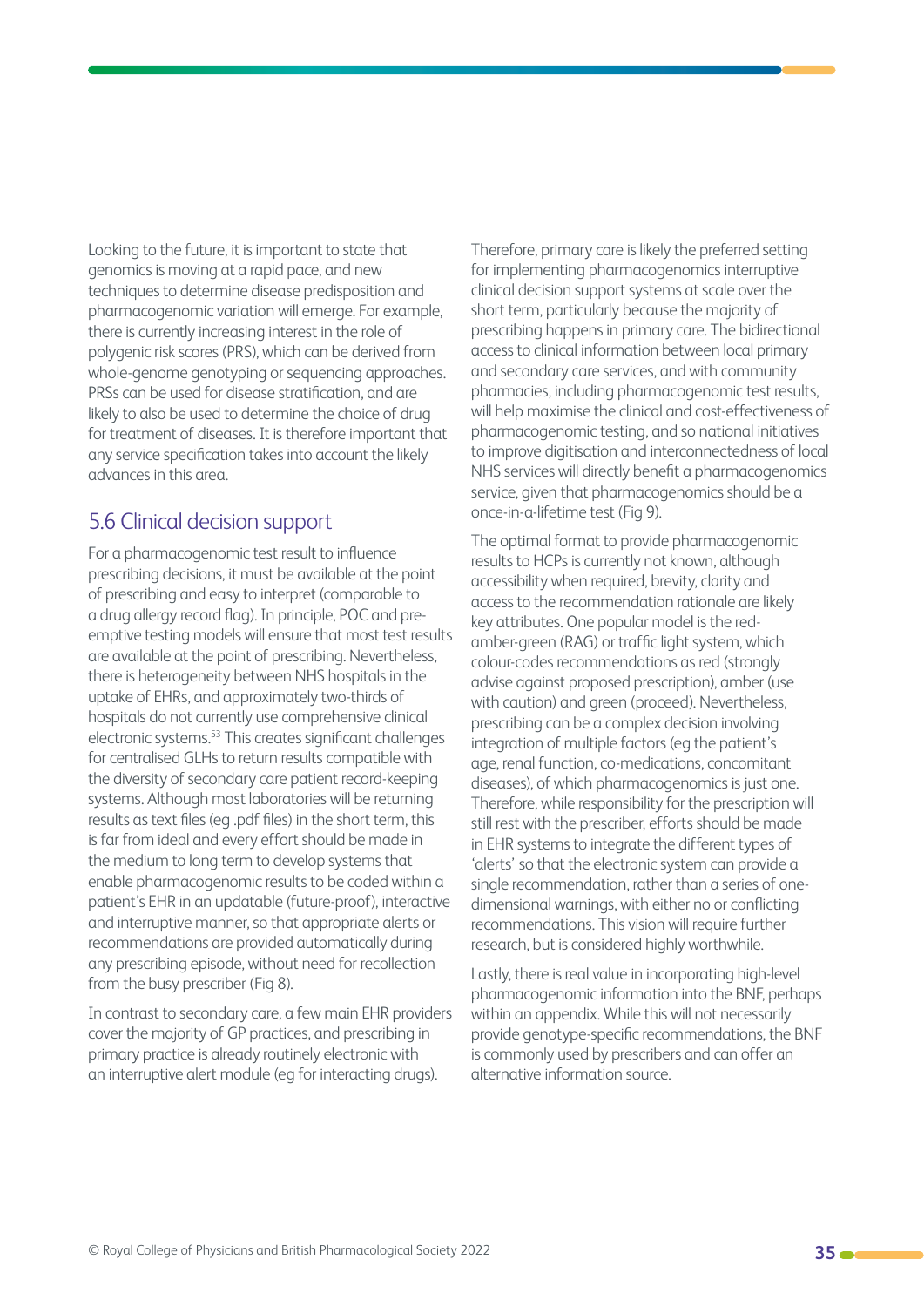Looking to the future, it is important to state that genomics is moving at a rapid pace, and new techniques to determine disease predisposition and pharmacogenomic variation will emerge. For example, there is currently increasing interest in the role of polygenic risk scores (PRS), which can be derived from whole-genome genotyping or sequencing approaches. PRSs can be used for disease stratification, and are likely to also be used to determine the choice of drug for treatment of diseases. It is therefore important that any service specification takes into account the likely advances in this area.

## 5.6 Clinical decision support

For a pharmacogenomic test result to influence prescribing decisions, it must be available at the point of prescribing and easy to interpret (comparable to a drug allergy record flag). In principle, POC and pre-emptive testing models will ensure that most test results are available at the point of prescribing. Nevertheless, there is heterogeneity between NHS hospitals in the uptake of EHRs, and approximately two-thirds of hospitals do not currently use comprehensive clinical electronic systems.[53] This creates significant challenges for centralised GLHs to return results compatible with the diversity of secondary care patient record-keeping systems. Although most laboratories will be returning results as text files (eg .pdf files) in the short term, this is far from ideal and every effort should be made in the medium to long term to develop systems that enable pharmacogenomic results to be coded within a patient's EHR in an updatable (future-proof), interactive and interruptive manner, so that appropriate alerts or recommendations are provided automatically during any prescribing episode, without need for recollection from the busy prescriber (Fig 8).

In contrast to secondary care, a few main EHR providers cover the majority of GP practices, and prescribing in primary practice is already routinely electronic with an interruptive alert module (eg for interacting drugs). Therefore, primary care is likely the preferred setting for implementing pharmacogenomics interruptive clinical decision support systems at scale over the short term, particularly because the majority of prescribing happens in primary care. The bidirectional access to clinical information between local primary and secondary care services, and with community pharmacies, including pharmacogenomic test results, will help maximise the clinical and cost-effectiveness of pharmacogenomic testing, and so national initiatives to improve digitisation and interconnectedness of local NHS services will directly benefit a pharmacogenomics service, given that pharmacogenomics should be a once-in-a-lifetime test (Fig 9).

The optimal format to provide pharmacogenomic results to HCPs is currently not known, although accessibility when required, brevity, clarity and access to the recommendation rationale are likely key attributes. One popular model is the red-amber-green (RAG) or traffic light system, which colour-codes recommendations as red (strongly advise against proposed prescription), amber (use with caution) and green (proceed). Nevertheless, prescribing can be a complex decision involving integration of multiple factors (eg the patient's age, renal function, co-medications, concomitant diseases), of which pharmacogenomics is just one. Therefore, while responsibility for the prescription will still rest with the prescriber, efforts should be made in EHR systems to integrate the different types of 'alerts' so that the electronic system can provide a single recommendation, rather than a series of one-dimensional warnings, with either no or conflicting recommendations. This vision will require further research, but is considered highly worthwhile.

Lastly, there is real value in incorporating high-level pharmacogenomic information into the BNF, perhaps within an appendix. While this will not necessarily provide genotype-specific recommendations, the BNF is commonly used by prescribers and can offer an alternative information source.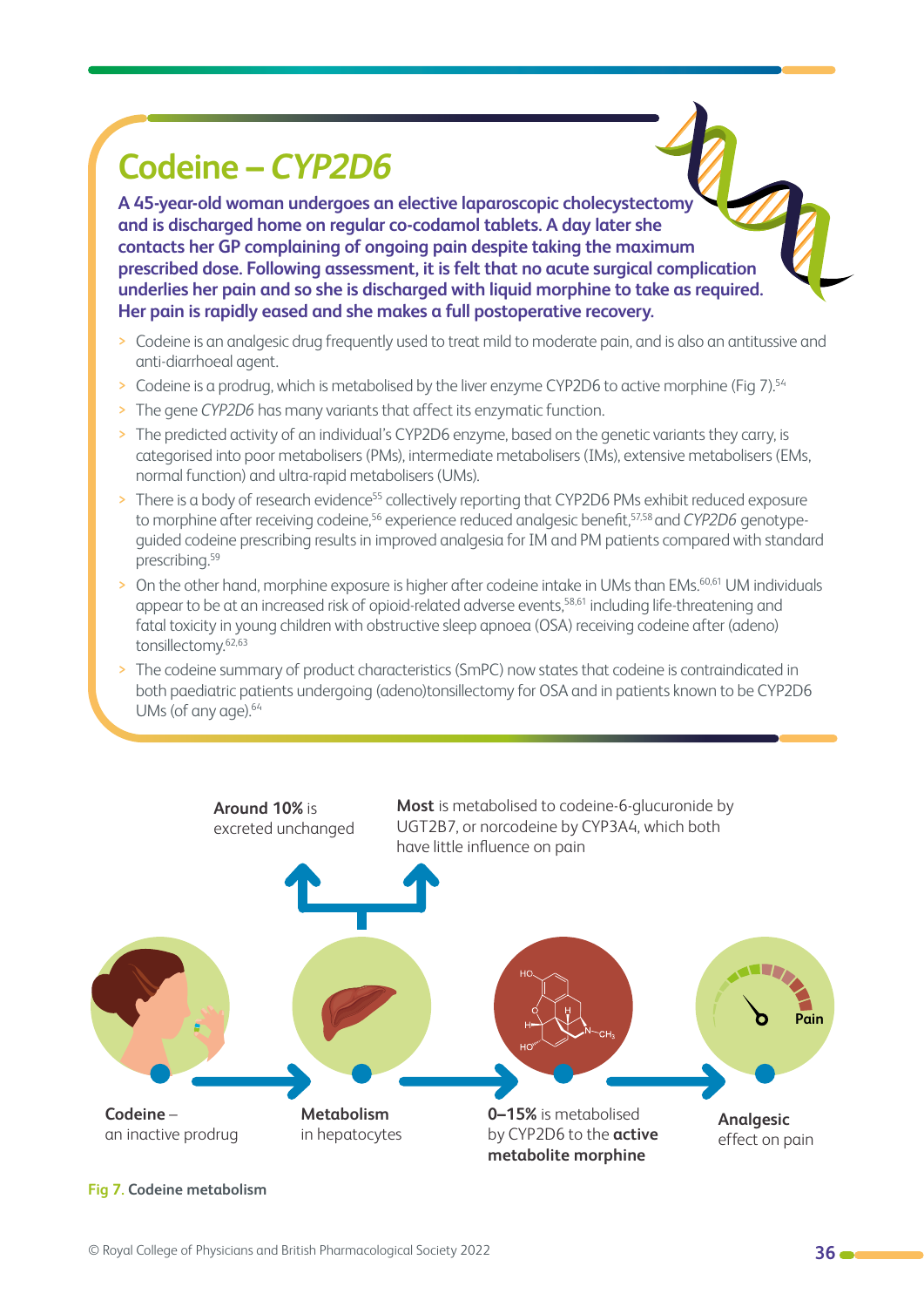# Codeine – *CYP2D6*

**A 45-year-old woman undergoes an elective laparoscopic cholecystectomy and is discharged home on regular co-codamol tablets. A day later she contacts her GP complaining of ongoing pain despite taking the maximum prescribed dose. Following assessment, it is felt that no acute surgical complication underlies her pain and so she is discharged with liquid morphine to take as required. Her pain is rapidly eased and she makes a full postoperative recovery.**

- Codeine is an analgesic drug frequently used to treat mild to moderate pain, and is also an antitussive and anti-diarrhoeal agent.
- Codeine is a prodrug, which is metabolised by the liver enzyme CYP2D6 to active morphine (Fig 7).[54]
- The gene *CYP2D6* has many variants that affect its enzymatic function.
- The predicted activity of an individual's CYP2D6 enzyme, based on the genetic variants they carry, is categorised into poor metabolisers (PMs), intermediate metabolisers (IMs), extensive metabolisers (EMs, normal function) and ultra-rapid metabolisers (UMs).
- There is a body of research evidence[55] collectively reporting that CYP2D6 PMs exhibit reduced exposure to morphine after receiving codeine,[56] experience reduced analgesic benefit,[57,58] and *CYP2D6* genotype-guided codeine prescribing results in improved analgesia for IM and PM patients compared with standard prescribing.[59]
- On the other hand, morphine exposure is higher after codeine intake in UMs than EMs.[60,61] UM individuals appear to be at an increased risk of opioid-related adverse events,[58,61] including life-threatening and fatal toxicity in young children with obstructive sleep apnoea (OSA) receiving codeine after (adeno) tonsillectomy.[62,63]
- The codeine summary of product characteristics (SmPC) now states that codeine is contraindicated in both paediatric patients undergoing (adeno)tonsillectomy for OSA and in patients known to be CYP2D6 UMs (of any age).[64]

**Around 10%** is excreted unchanged

**Most** is metabolised to codeine-6-glucuronide by UGT2B7, or norcodeine by CYP3A4, which both have little influence on pain

**Codeine** – an inactive prodrug

**Metabolism** in hepatocytes

**0–15%** is metabolised by CYP2D6 to the **active metabolite morphine**

**Analgesic** effect on pain

Fig 7. Codeine metabolism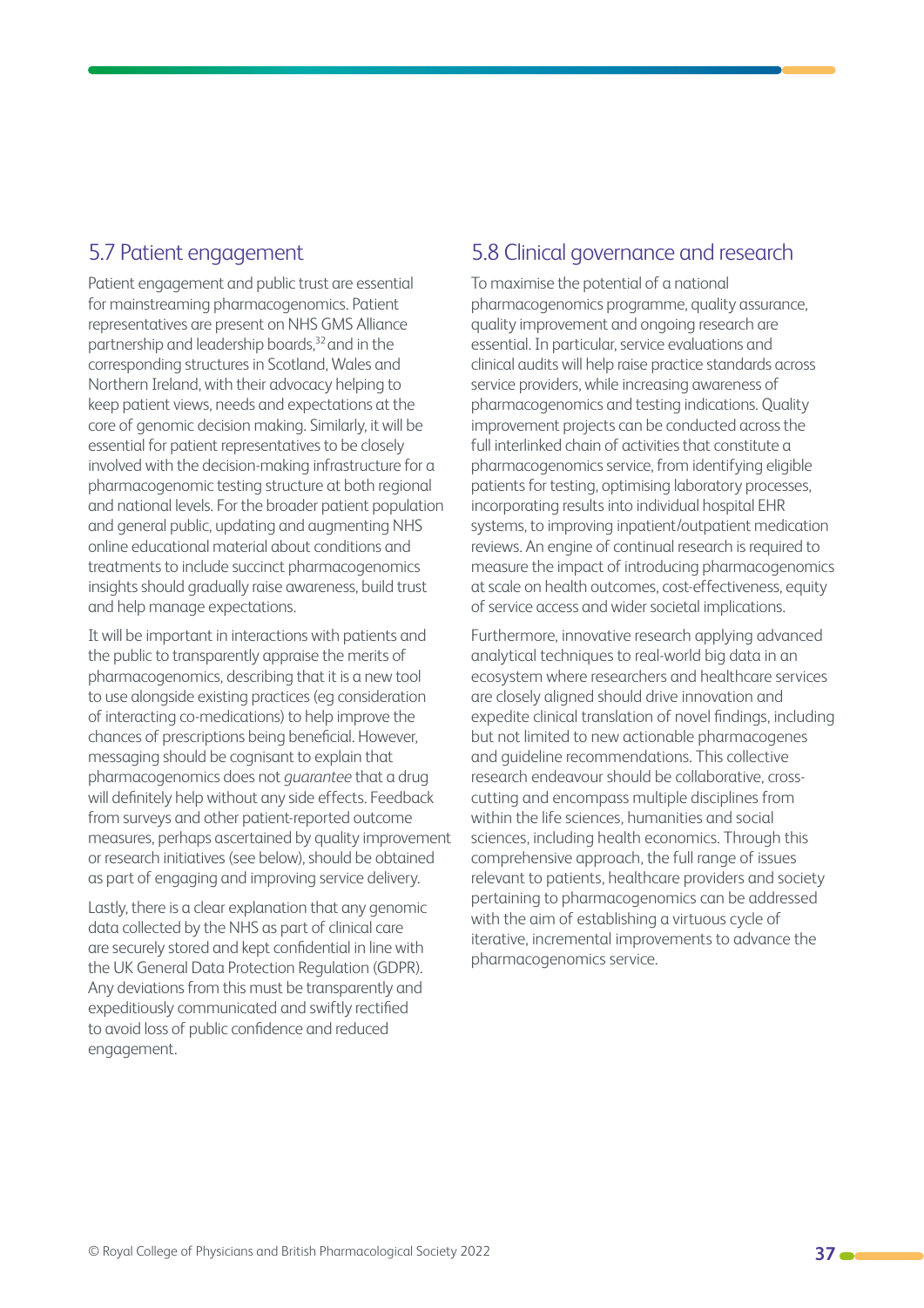## 5.7 Patient engagement

Patient engagement and public trust are essential for mainstreaming pharmacogenomics. Patient representatives are present on NHS GMS Alliance partnership and leadership boards,[32] and in the corresponding structures in Scotland, Wales and Northern Ireland, with their advocacy helping to keep patient views, needs and expectations at the core of genomic decision making. Similarly, it will be essential for patient representatives to be closely involved with the decision-making infrastructure for a pharmacogenomic testing structure at both regional and national levels. For the broader patient population and general public, updating and augmenting NHS online educational material about conditions and treatments to include succinct pharmacogenomics insights should gradually raise awareness, build trust and help manage expectations.

It will be important in interactions with patients and the public to transparently appraise the merits of pharmacogenomics, describing that it is a new tool to use alongside existing practices (eg consideration of interacting co-medications) to help improve the chances of prescriptions being beneficial. However, messaging should be cognisant to explain that pharmacogenomics does not *guarantee* that a drug will definitely help without any side effects. Feedback from surveys and other patient-reported outcome measures, perhaps ascertained by quality improvement or research initiatives (see below), should be obtained as part of engaging and improving service delivery.

Lastly, there is a clear explanation that any genomic data collected by the NHS as part of clinical care are securely stored and kept confidential in line with the UK General Data Protection Regulation (GDPR). Any deviations from this must be transparently and expeditiously communicated and swiftly rectified to avoid loss of public confidence and reduced engagement.

## 5.8 Clinical governance and research

To maximise the potential of a national pharmacogenomics programme, quality assurance, quality improvement and ongoing research are essential. In particular, service evaluations and clinical audits will help raise practice standards across service providers, while increasing awareness of pharmacogenomics and testing indications. Quality improvement projects can be conducted across the full interlinked chain of activities that constitute a pharmacogenomics service, from identifying eligible patients for testing, optimising laboratory processes, incorporating results into individual hospital EHR systems, to improving inpatient/outpatient medication reviews. An engine of continual research is required to measure the impact of introducing pharmacogenomics at scale on health outcomes, cost-effectiveness, equity of service access and wider societal implications.

Furthermore, innovative research applying advanced analytical techniques to real-world big data in an ecosystem where researchers and healthcare services are closely aligned should drive innovation and expedite clinical translation of novel findings, including but not limited to new actionable pharmacogenes and guideline recommendations. This collective research endeavour should be collaborative, cross-cutting and encompass multiple disciplines from within the life sciences, humanities and social sciences, including health economics. Through this comprehensive approach, the full range of issues relevant to patients, healthcare providers and society pertaining to pharmacogenomics can be addressed with the aim of establishing a virtuous cycle of iterative, incremental improvements to advance the pharmacogenomics service.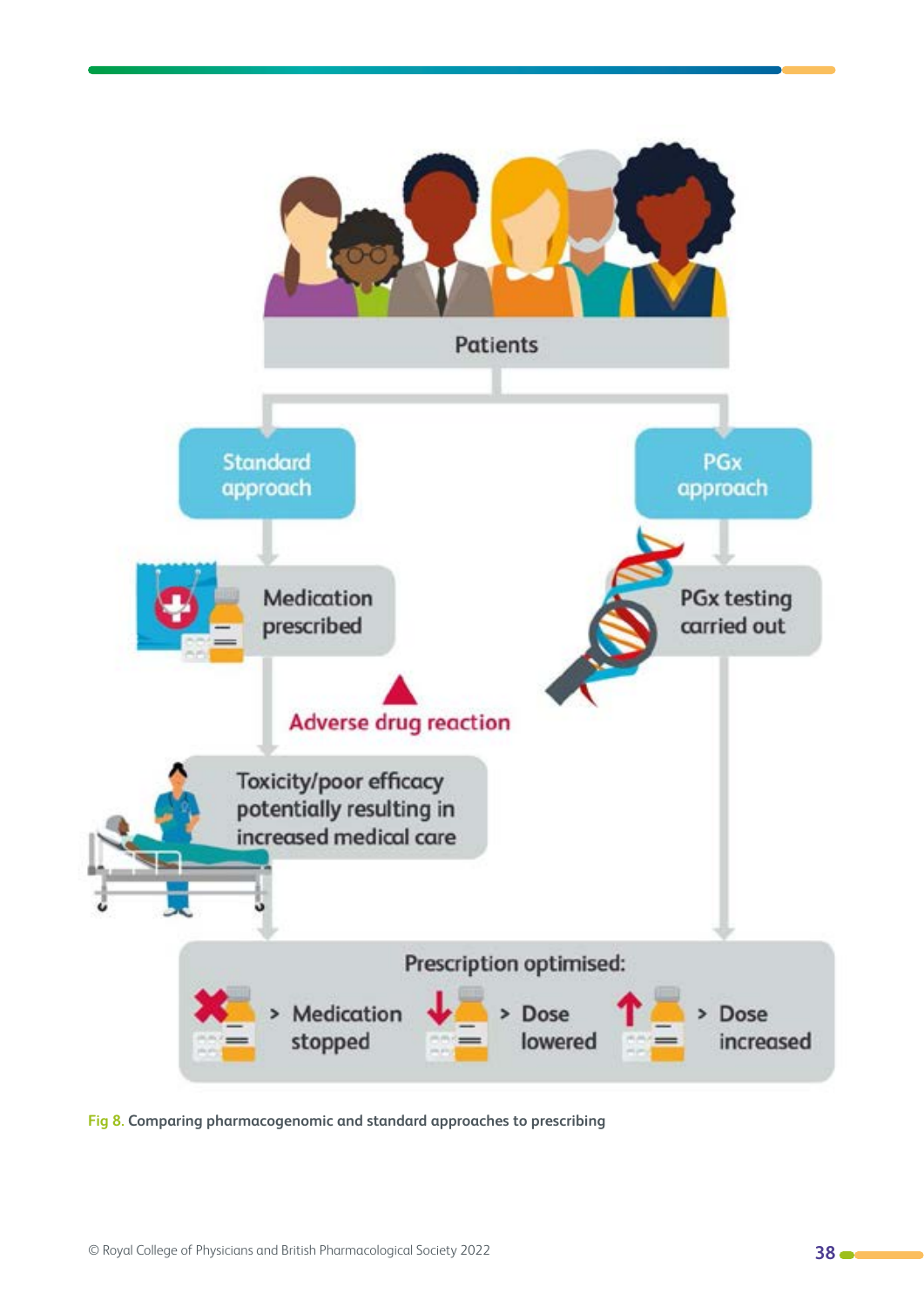Patients

Standard approach

Medication prescribed

Adverse drug reaction

Toxicity/poor efficacy potentially resulting in increased medical care

PGx approach

PGx testing carried out

Prescription optimised:

- Medication stopped
- Dose lowered
- Dose increased

**Fig 8. Comparing pharmacogenomic and standard approaches to prescribing**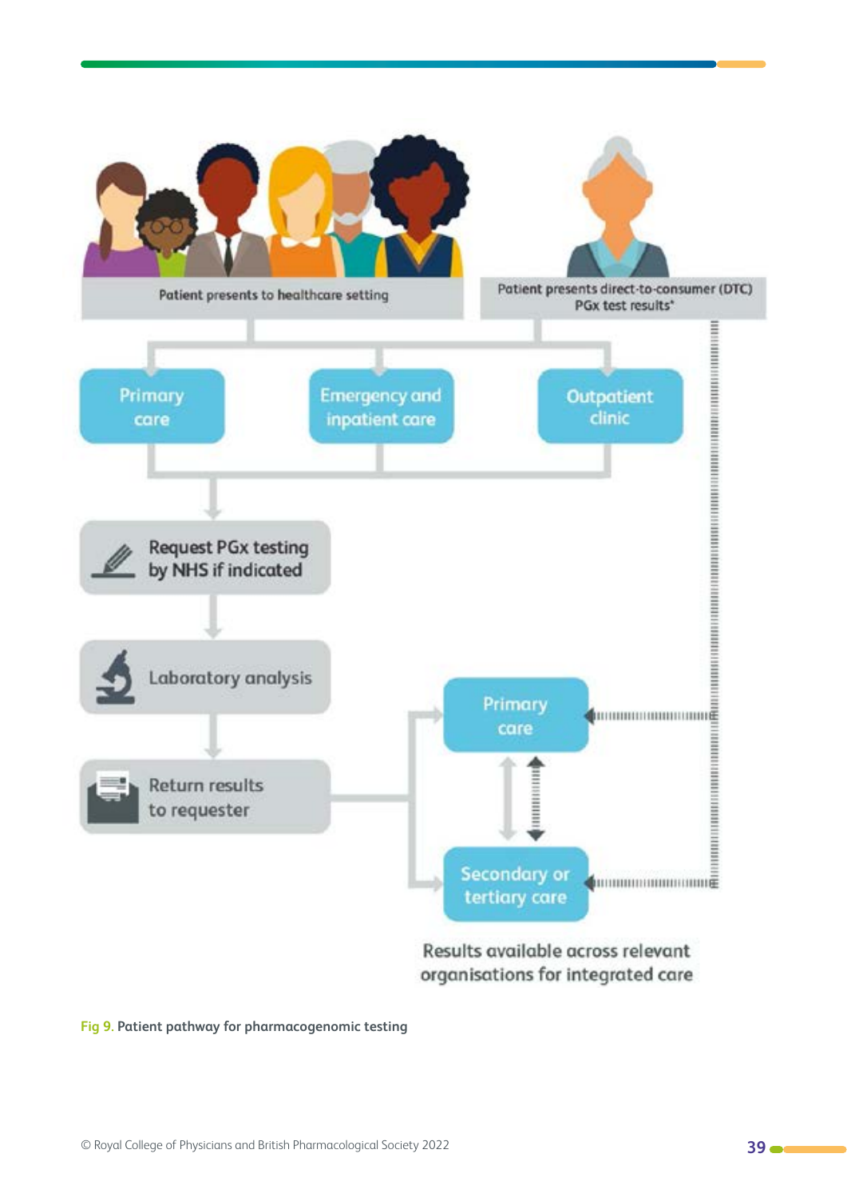Patient presents to healthcare setting

Patient presents direct-to-consumer (DTC) PGx test results*

Primary care

Emergency and inpatient care

Outpatient clinic

Request PGx testing by NHS if indicated

Laboratory analysis

Return results to requester

Primary care

Secondary or tertiary care

Results available across relevant organisations for integrated care

**Fig 9. Patient pathway for pharmacogenomic testing**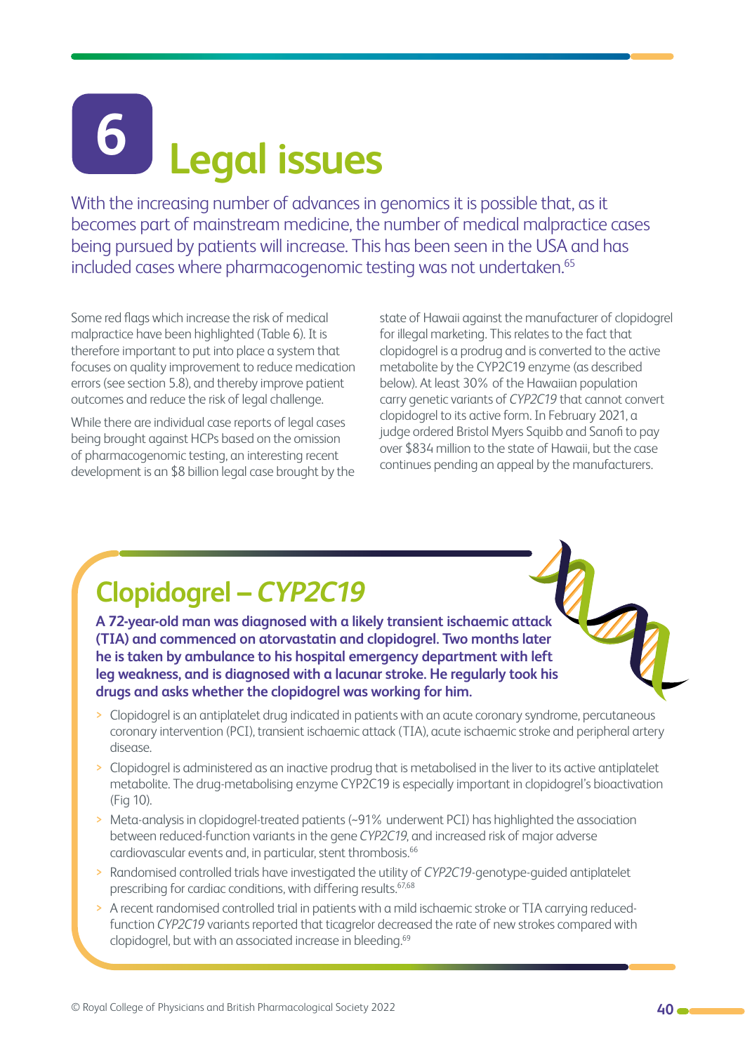# 6 Legal issues

With the increasing number of advances in genomics it is possible that, as it becomes part of mainstream medicine, the number of medical malpractice cases being pursued by patients will increase. This has been seen in the USA and has included cases where pharmacogenomic testing was not undertaken.[65]

Some red flags which increase the risk of medical malpractice have been highlighted (Table 6). It is therefore important to put into place a system that focuses on quality improvement to reduce medication errors (see section 5.8), and thereby improve patient outcomes and reduce the risk of legal challenge.

While there are individual case reports of legal cases being brought against HCPs based on the omission of pharmacogenomic testing, an interesting recent development is an $8 billion legal case brought by the state of Hawaii against the manufacturer of clopidogrel for illegal marketing. This relates to the fact that clopidogrel is a prodrug and is converted to the active metabolite by the CYP2C19 enzyme (as described below). At least 30% of the Hawaiian population carry genetic variants of *CYP2C19* that cannot convert clopidogrel to its active form. In February 2021, a judge ordered Bristol Myers Squibb and Sanofi to pay over $834 million to the state of Hawaii, but the case continues pending an appeal by the manufacturers.

## Clopidogrel – *CYP2C19*

**A 72-year-old man was diagnosed with a likely transient ischaemic attack (TIA) and commenced on atorvastatin and clopidogrel. Two months later he is taken by ambulance to his hospital emergency department with left leg weakness, and is diagnosed with a lacunar stroke. He regularly took his drugs and asks whether the clopidogrel was working for him.**

- Clopidogrel is an antiplatelet drug indicated in patients with an acute coronary syndrome, percutaneous coronary intervention (PCI), transient ischaemic attack (TIA), acute ischaemic stroke and peripheral artery disease.
- Clopidogrel is administered as an inactive prodrug that is metabolised in the liver to its active antiplatelet metabolite. The drug-metabolising enzyme CYP2C19 is especially important in clopidogrel's bioactivation (Fig 10).
- Meta-analysis in clopidogrel-treated patients (~91% underwent PCI) has highlighted the association between reduced-function variants in the gene *CYP2C19*, and increased risk of major adverse cardiovascular events and, in particular, stent thrombosis.[66]
- Randomised controlled trials have investigated the utility of *CYP2C19*-genotype-guided antiplatelet prescribing for cardiac conditions, with differing results.[67,68]
- A recent randomised controlled trial in patients with a mild ischaemic stroke or TIA carrying reduced-function *CYP2C19* variants reported that ticagrelor decreased the rate of new strokes compared with clopidogrel, but with an associated increase in bleeding.[69]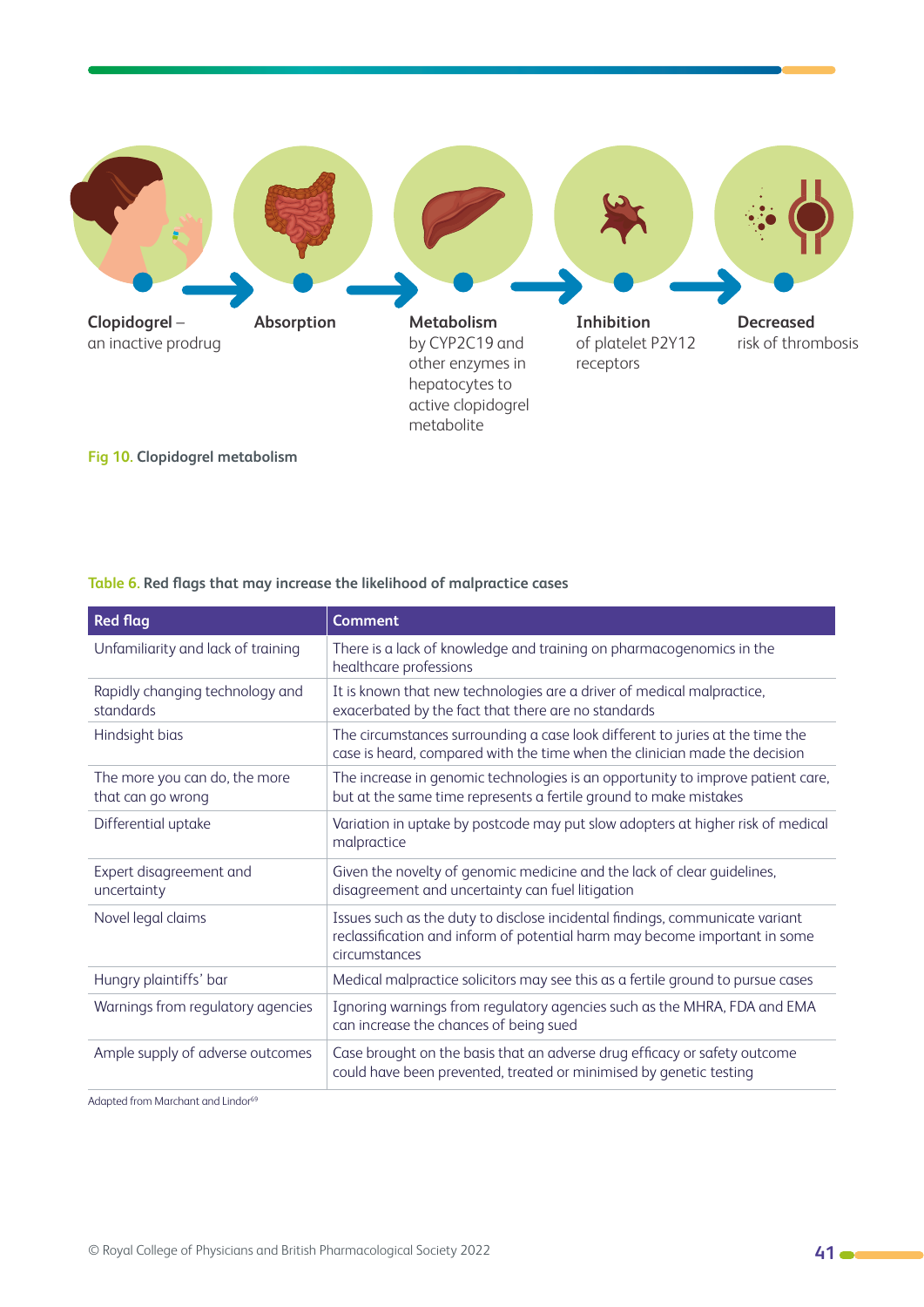**Clopidogrel** – an inactive prodrug → **Absorption** → **Metabolism** by CYP2C19 and other enzymes in hepatocytes to active clopidogrel metabolite → **Inhibition** of platelet P2Y12 receptors → **Decreased** risk of thrombosis

**Fig 10.** Clopidogrel metabolism

**Table 6.** Red flags that may increase the likelihood of malpractice cases

| Red flag | Comment |
| --- | --- |
| Unfamiliarity and lack of training | There is a lack of knowledge and training on pharmacogenomics in the healthcare professions |
| Rapidly changing technology and standards | It is known that new technologies are a driver of medical malpractice, exacerbated by the fact that there are no standards |
| Hindsight bias | The circumstances surrounding a case look different to juries at the time the case is heard, compared with the time when the clinician made the decision |
| The more you can do, the more that can go wrong | The increase in genomic technologies is an opportunity to improve patient care, but at the same time represents a fertile ground to make mistakes |
| Differential uptake | Variation in uptake by postcode may put slow adopters at higher risk of medical malpractice |
| Expert disagreement and uncertainty | Given the novelty of genomic medicine and the lack of clear guidelines, disagreement and uncertainty can fuel litigation |
| Novel legal claims | Issues such as the duty to disclose incidental findings, communicate variant reclassification and inform of potential harm may become important in some circumstances |
| Hungry plaintiffs' bar | Medical malpractice solicitors may see this as a fertile ground to pursue cases |
| Warnings from regulatory agencies | Ignoring warnings from regulatory agencies such as the MHRA, FDA and EMA can increase the chances of being sued |
| Ample supply of adverse outcomes | Case brought on the basis that an adverse drug efficacy or safety outcome could have been prevented, treated or minimised by genetic testing |

Adapted from Marchant and Lindor[69]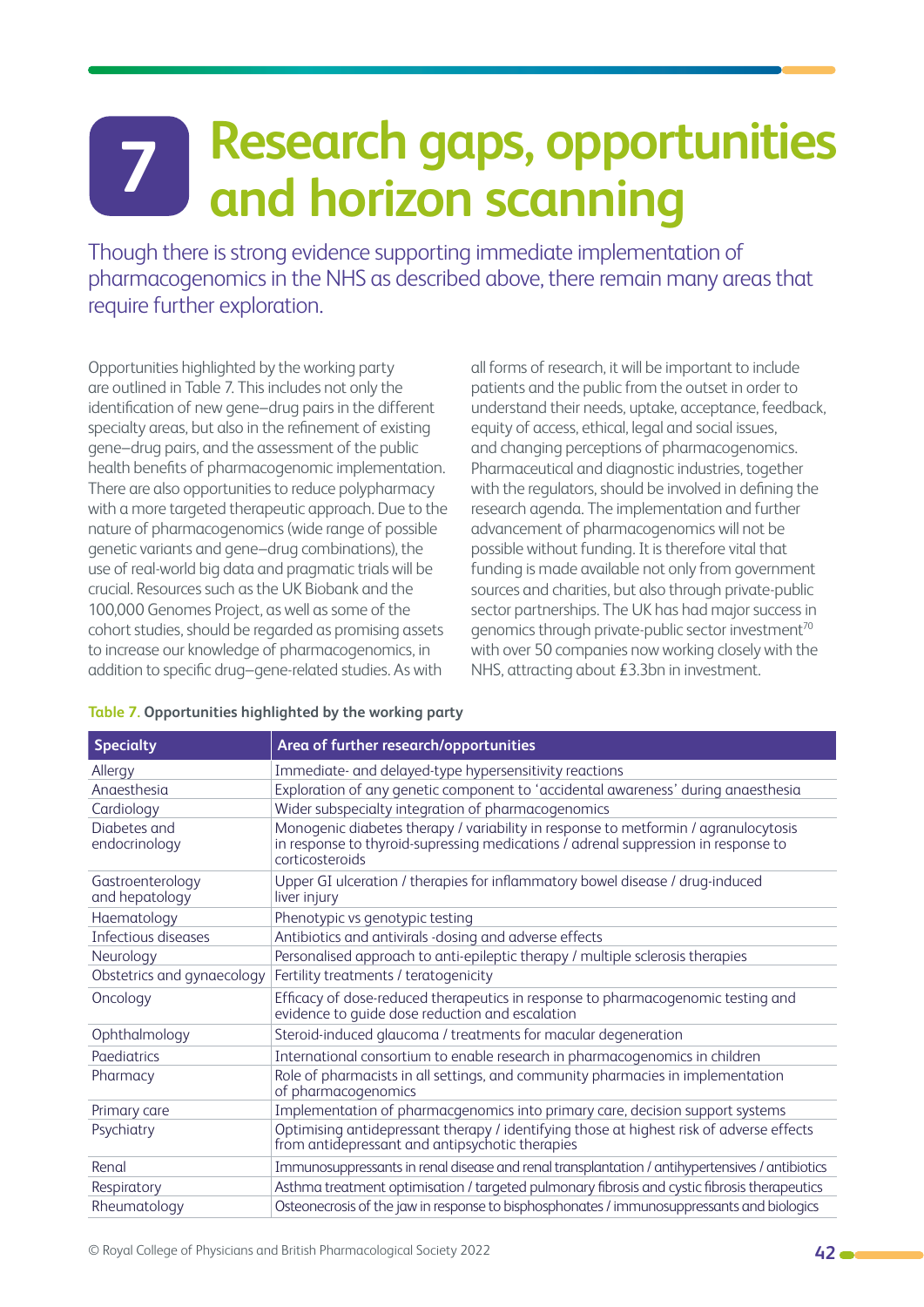# 7 Research gaps, opportunities and horizon scanning

Though there is strong evidence supporting immediate implementation of pharmacogenomics in the NHS as described above, there remain many areas that require further exploration.

Opportunities highlighted by the working party are outlined in Table 7. This includes not only the identification of new gene–drug pairs in the different specialty areas, but also in the refinement of existing gene–drug pairs, and the assessment of the public health benefits of pharmacogenomic implementation. There are also opportunities to reduce polypharmacy with a more targeted therapeutic approach. Due to the nature of pharmacogenomics (wide range of possible genetic variants and gene–drug combinations), the use of real-world big data and pragmatic trials will be crucial. Resources such as the UK Biobank and the 100,000 Genomes Project, as well as some of the cohort studies, should be regarded as promising assets to increase our knowledge of pharmacogenomics, in addition to specific drug–gene-related studies. As with all forms of research, it will be important to include patients and the public from the outset in order to understand their needs, uptake, acceptance, feedback, equity of access, ethical, legal and social issues, and changing perceptions of pharmacogenomics. Pharmaceutical and diagnostic industries, together with the regulators, should be involved in defining the research agenda. The implementation and further advancement of pharmacogenomics will not be possible without funding. It is therefore vital that funding is made available not only from government sources and charities, but also through private-public sector partnerships. The UK has had major success in genomics through private-public sector investment[70] with over 50 companies now working closely with the NHS, attracting about £3.3bn in investment.

**Table 7. Opportunities highlighted by the working party**

| Specialty | Area of further research/opportunities |
|---|---|
| Allergy | Immediate- and delayed-type hypersensitivity reactions |
| Anaesthesia | Exploration of any genetic component to 'accidental awareness' during anaesthesia |
| Cardiology | Wider subspecialty integration of pharmacogenomics |
| Diabetes and endocrinology | Monogenic diabetes therapy / variability in response to metformin / agranulocytosis in response to thyroid-supressing medications / adrenal suppression in response to corticosteroids |
| Gastroenterology and hepatology | Upper GI ulceration / therapies for inflammatory bowel disease / drug-induced liver injury |
| Haematology | Phenotypic vs genotypic testing |
| Infectious diseases | Antibiotics and antivirals -dosing and adverse effects |
| Neurology | Personalised approach to anti-epileptic therapy / multiple sclerosis therapies |
| Obstetrics and gynaecology | Fertility treatments / teratogenicity |
| Oncology | Efficacy of dose-reduced therapeutics in response to pharmacogenomic testing and evidence to guide dose reduction and escalation |
| Ophthalmology | Steroid-induced glaucoma / treatments for macular degeneration |
| Paediatrics | International consortium to enable research in pharmacogenomics in children |
| Pharmacy | Role of pharmacists in all settings, and community pharmacies in implementation of pharmacogenomics |
| Primary care | Implementation of pharmacgenomics into primary care, decision support systems |
| Psychiatry | Optimising antidepressant therapy / identifying those at highest risk of adverse effects from antidepressant and antipsychotic therapies |
| Renal | Immunosuppressants in renal disease and renal transplantation / antihypertensives / antibiotics |
| Respiratory | Asthma treatment optimisation / targeted pulmonary fibrosis and cystic fibrosis therapeutics |
| Rheumatology | Osteonecrosis of the jaw in response to bisphosphonates / immunosuppressants and biologics |

© Royal College of Physicians and British Pharmacological Society 2022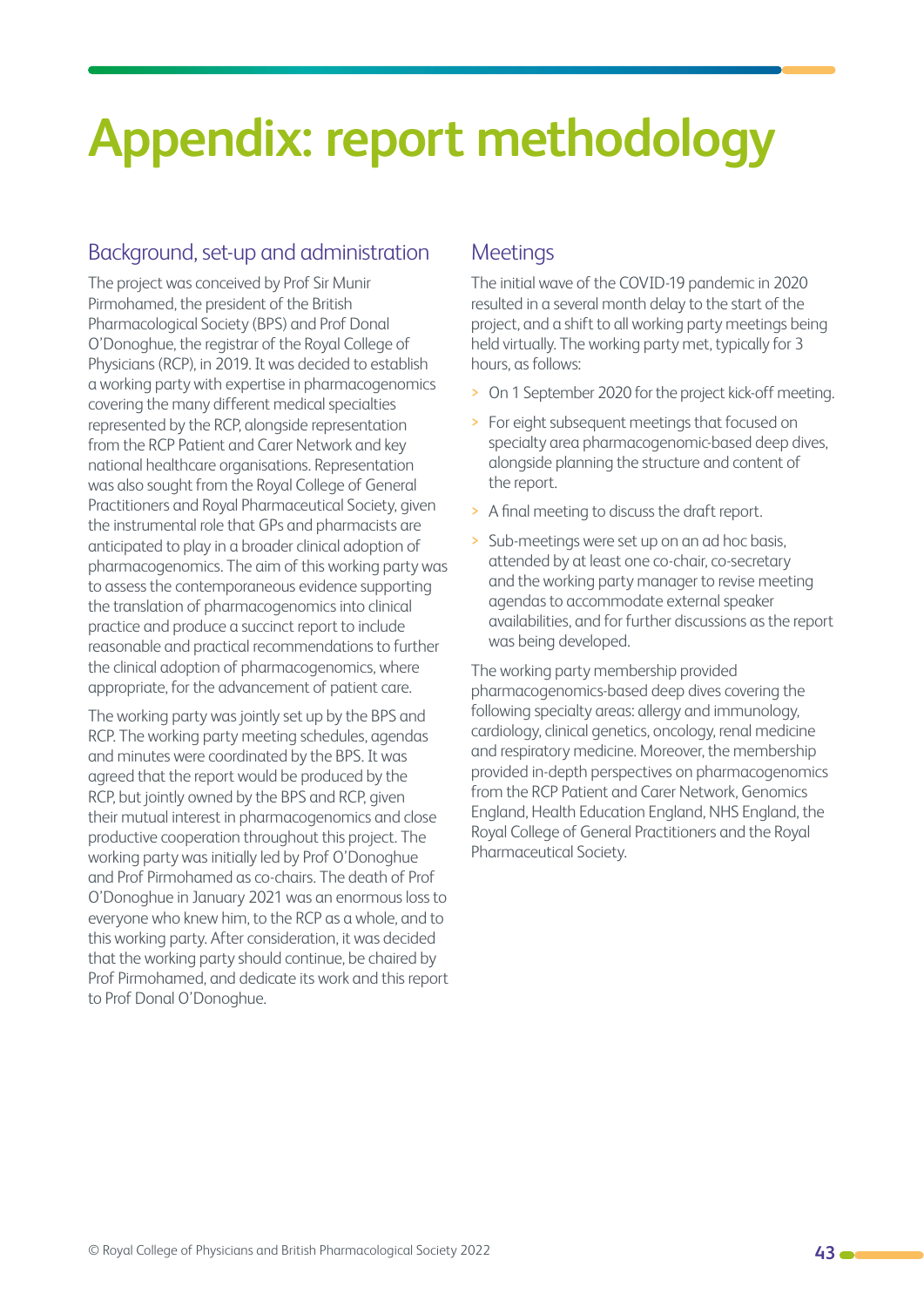# Appendix: report methodology

## Background, set-up and administration

The project was conceived by Prof Sir Munir Pirmohamed, the president of the British Pharmacological Society (BPS) and Prof Donal O'Donoghue, the registrar of the Royal College of Physicians (RCP), in 2019. It was decided to establish a working party with expertise in pharmacogenomics covering the many different medical specialties represented by the RCP, alongside representation from the RCP Patient and Carer Network and key national healthcare organisations. Representation was also sought from the Royal College of General Practitioners and Royal Pharmaceutical Society, given the instrumental role that GPs and pharmacists are anticipated to play in a broader clinical adoption of pharmacogenomics. The aim of this working party was to assess the contemporaneous evidence supporting the translation of pharmacogenomics into clinical practice and produce a succinct report to include reasonable and practical recommendations to further the clinical adoption of pharmacogenomics, where appropriate, for the advancement of patient care.

The working party was jointly set up by the BPS and RCP. The working party meeting schedules, agendas and minutes were coordinated by the BPS. It was agreed that the report would be produced by the RCP, but jointly owned by the BPS and RCP, given their mutual interest in pharmacogenomics and close productive cooperation throughout this project. The working party was initially led by Prof O'Donoghue and Prof Pirmohamed as co-chairs. The death of Prof O'Donoghue in January 2021 was an enormous loss to everyone who knew him, to the RCP as a whole, and to this working party. After consideration, it was decided that the working party should continue, be chaired by Prof Pirmohamed, and dedicate its work and this report to Prof Donal O'Donoghue.

## Meetings

The initial wave of the COVID-19 pandemic in 2020 resulted in a several month delay to the start of the project, and a shift to all working party meetings being held virtually. The working party met, typically for 3 hours, as follows:

- On 1 September 2020 for the project kick-off meeting.
- For eight subsequent meetings that focused on specialty area pharmacogenomic-based deep dives, alongside planning the structure and content of the report.
- A final meeting to discuss the draft report.
- Sub-meetings were set up on an ad hoc basis, attended by at least one co-chair, co-secretary and the working party manager to revise meeting agendas to accommodate external speaker availabilities, and for further discussions as the report was being developed.

The working party membership provided pharmacogenomics-based deep dives covering the following specialty areas: allergy and immunology, cardiology, clinical genetics, oncology, renal medicine and respiratory medicine. Moreover, the membership provided in-depth perspectives on pharmacogenomics from the RCP Patient and Carer Network, Genomics England, Health Education England, NHS England, the Royal College of General Practitioners and the Royal Pharmaceutical Society.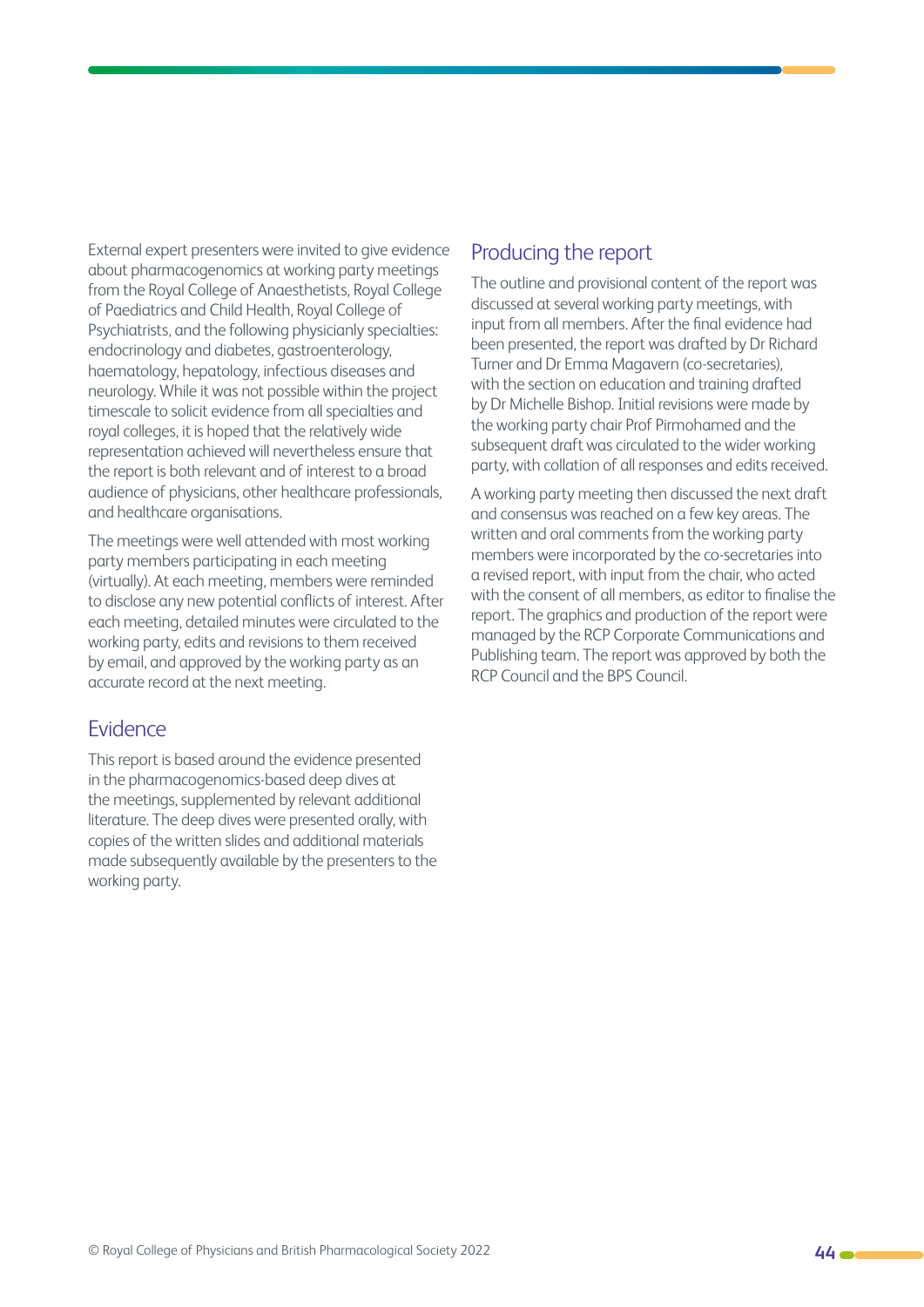External expert presenters were invited to give evidence about pharmacogenomics at working party meetings from the Royal College of Anaesthetists, Royal College of Paediatrics and Child Health, Royal College of Psychiatrists, and the following physicianly specialties: endocrinology and diabetes, gastroenterology, haematology, hepatology, infectious diseases and neurology. While it was not possible within the project timescale to solicit evidence from all specialties and royal colleges, it is hoped that the relatively wide representation achieved will nevertheless ensure that the report is both relevant and of interest to a broad audience of physicians, other healthcare professionals, and healthcare organisations.

The meetings were well attended with most working party members participating in each meeting (virtually). At each meeting, members were reminded to disclose any new potential conflicts of interest. After each meeting, detailed minutes were circulated to the working party, edits and revisions to them received by email, and approved by the working party as an accurate record at the next meeting.

## Evidence

This report is based around the evidence presented in the pharmacogenomics-based deep dives at the meetings, supplemented by relevant additional literature. The deep dives were presented orally, with copies of the written slides and additional materials made subsequently available by the presenters to the working party.

## Producing the report

The outline and provisional content of the report was discussed at several working party meetings, with input from all members. After the final evidence had been presented, the report was drafted by Dr Richard Turner and Dr Emma Magavern (co-secretaries), with the section on education and training drafted by Dr Michelle Bishop. Initial revisions were made by the working party chair Prof Pirmohamed and the subsequent draft was circulated to the wider working party, with collation of all responses and edits received.

A working party meeting then discussed the next draft and consensus was reached on a few key areas. The written and oral comments from the working party members were incorporated by the co-secretaries into a revised report, with input from the chair, who acted with the consent of all members, as editor to finalise the report. The graphics and production of the report were managed by the RCP Corporate Communications and Publishing team. The report was approved by both the RCP Council and the BPS Council.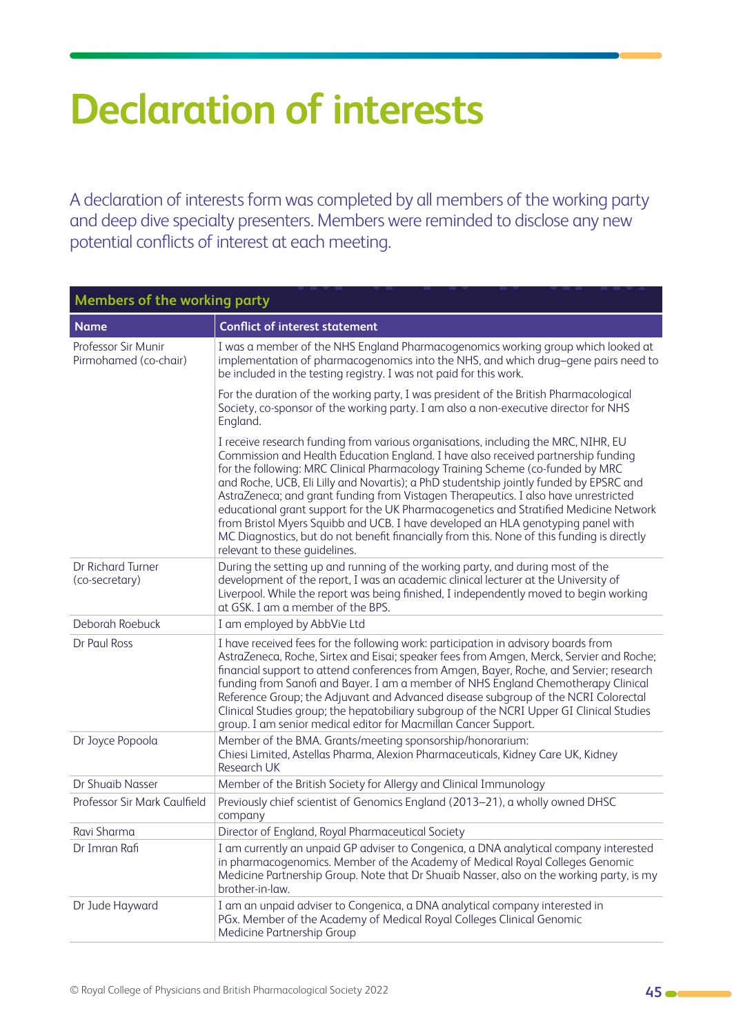# Declaration of interests

A declaration of interests form was completed by all members of the working party and deep dive specialty presenters. Members were reminded to disclose any new potential conflicts of interest at each meeting.

**Members of the working party**

| Name | Conflict of interest statement |
|---|---|
| Professor Sir Munir Pirmohamed (co-chair) | I was a member of the NHS England Pharmacogenomics working group which looked at implementation of pharmacogenomics into the NHS, and which drug–gene pairs need to be included in the testing registry. I was not paid for this work.<br><br>For the duration of the working party, I was president of the British Pharmacological Society, co-sponsor of the working party. I am also a non-executive director for NHS England.<br><br>I receive research funding from various organisations, including the MRC, NIHR, EU Commission and Health Education England. I have also received partnership funding for the following: MRC Clinical Pharmacology Training Scheme (co-funded by MRC and Roche, UCB, Eli Lilly and Novartis); a PhD studentship jointly funded by EPSRC and AstraZeneca; and grant funding from Vistagen Therapeutics. I also have unrestricted educational grant support for the UK Pharmacogenetics and Stratified Medicine Network from Bristol Myers Squibb and UCB. I have developed an HLA genotyping panel with MC Diagnostics, but do not benefit financially from this. None of this funding is directly relevant to these guidelines. |
| Dr Richard Turner (co-secretary) | During the setting up and running of the working party, and during most of the development of the report, I was an academic clinical lecturer at the University of Liverpool. While the report was being finished, I independently moved to begin working at GSK. I am a member of the BPS. |
| Deborah Roebuck | I am employed by AbbVie Ltd |
| Dr Paul Ross | I have received fees for the following work: participation in advisory boards from AstraZeneca, Roche, Sirtex and Eisai; speaker fees from Amgen, Merck, Servier and Roche; financial support to attend conferences from Amgen, Bayer, Roche, and Servier; research funding from Sanofi and Bayer. I am a member of NHS England Chemotherapy Clinical Reference Group; the Adjuvant and Advanced disease subgroup of the NCRI Colorectal Clinical Studies group; the hepatobiliary subgroup of the NCRI Upper GI Clinical Studies group. I am senior medical editor for Macmillan Cancer Support. |
| Dr Joyce Popoola | Member of the BMA. Grants/meeting sponsorship/honorarium: Chiesi Limited, Astellas Pharma, Alexion Pharmaceuticals, Kidney Care UK, Kidney Research UK |
| Dr Shuaib Nasser | Member of the British Society for Allergy and Clinical Immunology |
| Professor Sir Mark Caulfield | Previously chief scientist of Genomics England (2013–21), a wholly owned DHSC company |
| Ravi Sharma | Director of England, Royal Pharmaceutical Society |
| Dr Imran Rafi | I am currently an unpaid GP adviser to Congenica, a DNA analytical company interested in pharmacogenomics. Member of the Academy of Medical Royal Colleges Genomic Medicine Partnership Group. Note that Dr Shuaib Nasser, also on the working party, is my brother-in-law. |
| Dr Jude Hayward | I am an unpaid adviser to Congenica, a DNA analytical company interested in PGx. Member of the Academy of Medical Royal Colleges Clinical Genomic Medicine Partnership Group |

© Royal College of Physicians and British Pharmacological Society 2022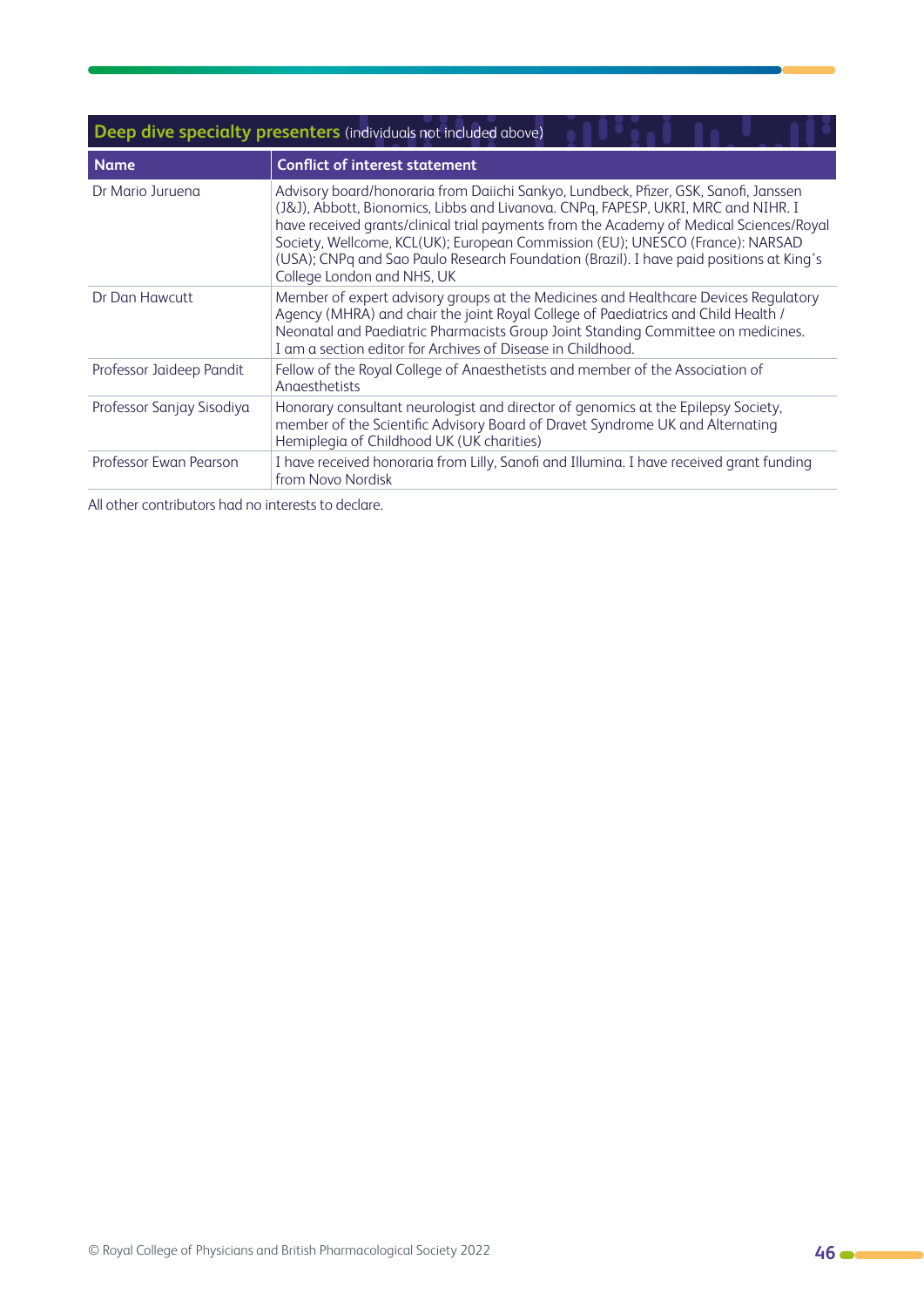## Deep dive specialty presenters (individuals not included above)

| Name | Conflict of interest statement |
|---|---|
| Dr Mario Juruena | Advisory board/honoraria from Daiichi Sankyo, Lundbeck, Pfizer, GSK, Sanofi, Janssen (J&J), Abbott, Bionomics, Libbs and Livanova. CNPq, FAPESP, UKRI, MRC and NIHR. I have received grants/clinical trial payments from the Academy of Medical Sciences/Royal Society, Wellcome, KCL(UK); European Commission (EU); UNESCO (France): NARSAD (USA); CNPq and Sao Paulo Research Foundation (Brazil). I have paid positions at King's College London and NHS, UK |
| Dr Dan Hawcutt | Member of expert advisory groups at the Medicines and Healthcare Devices Regulatory Agency (MHRA) and chair the joint Royal College of Paediatrics and Child Health / Neonatal and Paediatric Pharmacists Group Joint Standing Committee on medicines. I am a section editor for Archives of Disease in Childhood. |
| Professor Jaideep Pandit | Fellow of the Royal College of Anaesthetists and member of the Association of Anaesthetists |
| Professor Sanjay Sisodiya | Honorary consultant neurologist and director of genomics at the Epilepsy Society, member of the Scientific Advisory Board of Dravet Syndrome UK and Alternating Hemiplegia of Childhood UK (UK charities) |
| Professor Ewan Pearson | I have received honoraria from Lilly, Sanofi and Illumina. I have received grant funding from Novo Nordisk |

All other contributors had no interests to declare.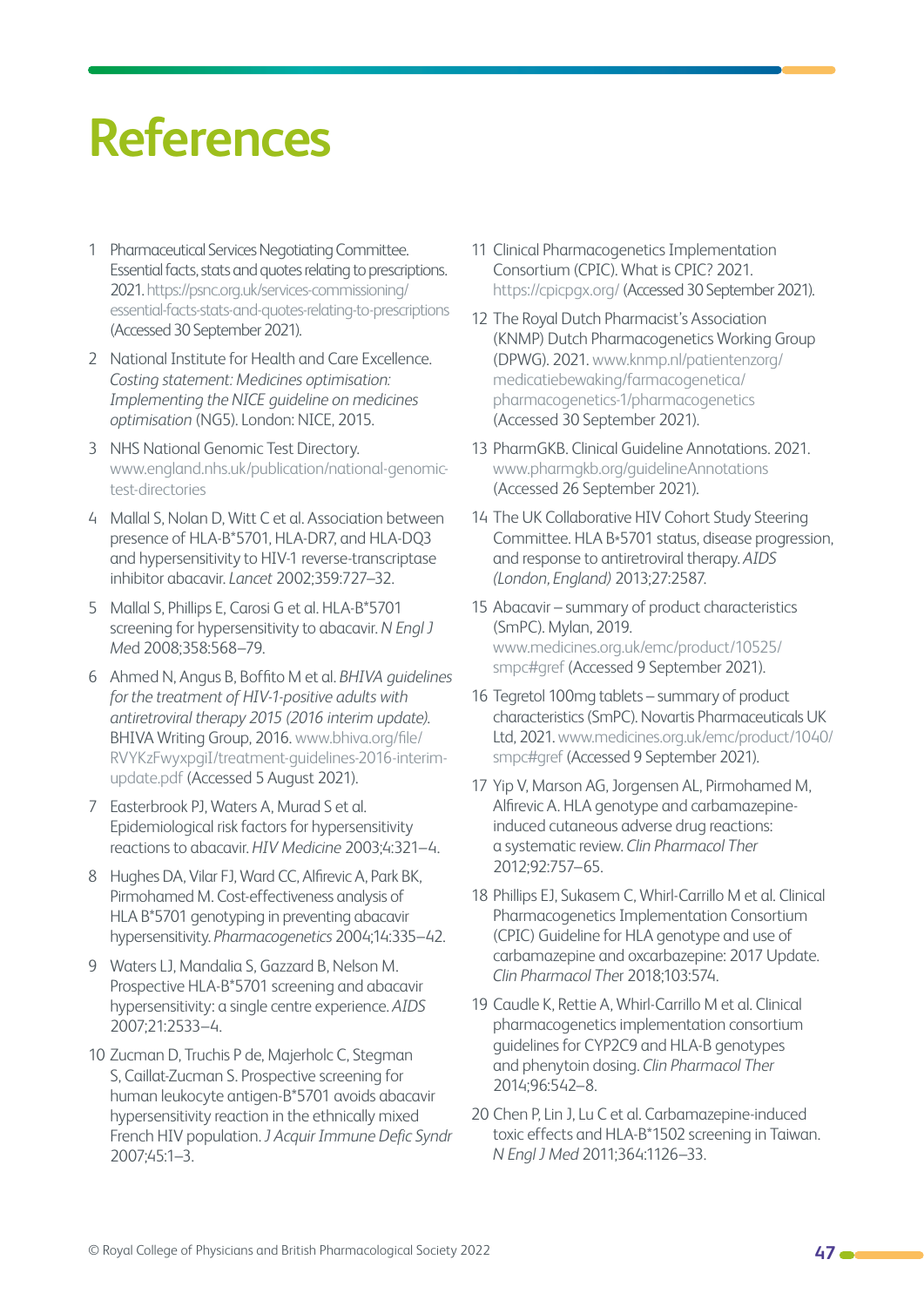# References

1. Pharmaceutical Services Negotiating Committee. Essential facts, stats and quotes relating to prescriptions. 2021. https://psnc.org.uk/services-commissioning/essential-facts-stats-and-quotes-relating-to-prescriptions (Accessed 30 September 2021).
2. National Institute for Health and Care Excellence. *Costing statement: Medicines optimisation: Implementing the NICE guideline on medicines optimisation* (NG5). London: NICE, 2015.
3. NHS National Genomic Test Directory. www.england.nhs.uk/publication/national-genomic-test-directories
4. Mallal S, Nolan D, Witt C et al. Association between presence of HLA-B*5701, HLA-DR7, and HLA-DQ3 and hypersensitivity to HIV-1 reverse-transcriptase inhibitor abacavir. *Lancet* 2002;359:727–32.
5. Mallal S, Phillips E, Carosi G et al. HLA-B*5701 screening for hypersensitivity to abacavir. *N Engl J Med* 2008;358:568–79.
6. Ahmed N, Angus B, Boffito M et al. *BHIVA guidelines for the treatment of HIV-1-positive adults with antiretroviral therapy 2015 (2016 interim update)*. BHIVA Writing Group, 2016. www.bhiva.org/file/RVYKzFwyxpgiI/treatment-guidelines-2016-interim-update.pdf (Accessed 5 August 2021).
7. Easterbrook PJ, Waters A, Murad S et al. Epidemiological risk factors for hypersensitivity reactions to abacavir. *HIV Medicine* 2003;4:321–4.
8. Hughes DA, Vilar FJ, Ward CC, Alfirevic A, Park BK, Pirmohamed M. Cost-effectiveness analysis of HLA B*5701 genotyping in preventing abacavir hypersensitivity. *Pharmacogenetics* 2004;14:335–42.
9. Waters LJ, Mandalia S, Gazzard B, Nelson M. Prospective HLA-B*5701 screening and abacavir hypersensitivity: a single centre experience. *AIDS* 2007;21:2533–4.
10. Zucman D, Truchis P de, Majerholc C, Stegman S, Caillat-Zucman S. Prospective screening for human leukocyte antigen-B*5701 avoids abacavir hypersensitivity reaction in the ethnically mixed French HIV population. *J Acquir Immune Defic Syndr* 2007;45:1–3.
11. Clinical Pharmacogenetics Implementation Consortium (CPIC). What is CPIC? 2021. https://cpicpgx.org/ (Accessed 30 September 2021).
12. The Royal Dutch Pharmacist's Association (KNMP) Dutch Pharmacogenetics Working Group (DPWG). 2021. www.knmp.nl/patientenzorg/medicatiebewaking/farmacogenetica/pharmacogenetics-1/pharmacogenetics (Accessed 30 September 2021).
13. PharmGKB. Clinical Guideline Annotations. 2021. www.pharmgkb.org/guidelineAnnotations (Accessed 26 September 2021).
14. The UK Collaborative HIV Cohort Study Steering Committee. HLA B*5701 status, disease progression, and response to antiretroviral therapy. *AIDS (London, England)* 2013;27:2587.
15. Abacavir – summary of product characteristics (SmPC). Mylan, 2019. www.medicines.org.uk/emc/product/10525/smpc#gref (Accessed 9 September 2021).
16. Tegretol 100mg tablets – summary of product characteristics (SmPC). Novartis Pharmaceuticals UK Ltd, 2021. www.medicines.org.uk/emc/product/1040/smpc#gref (Accessed 9 September 2021).
17. Yip V, Marson AG, Jorgensen AL, Pirmohamed M, Alfirevic A. HLA genotype and carbamazepine-induced cutaneous adverse drug reactions: a systematic review. *Clin Pharmacol Ther* 2012;92:757–65.
18. Phillips EJ, Sukasem C, Whirl-Carrillo M et al. Clinical Pharmacogenetics Implementation Consortium (CPIC) Guideline for HLA genotype and use of carbamazepine and oxcarbazepine: 2017 Update. *Clin Pharmacol Ther* 2018;103:574.
19. Caudle K, Rettie A, Whirl-Carrillo M et al. Clinical pharmacogenetics implementation consortium guidelines for CYP2C9 and HLA-B genotypes and phenytoin dosing. *Clin Pharmacol Ther* 2014;96:542–8.
20. Chen P, Lin J, Lu C et al. Carbamazepine-induced toxic effects and HLA-B*1502 screening in Taiwan. *N Engl J Med* 2011;364:1126–33.

© Royal College of Physicians and British Pharmacological Society 2022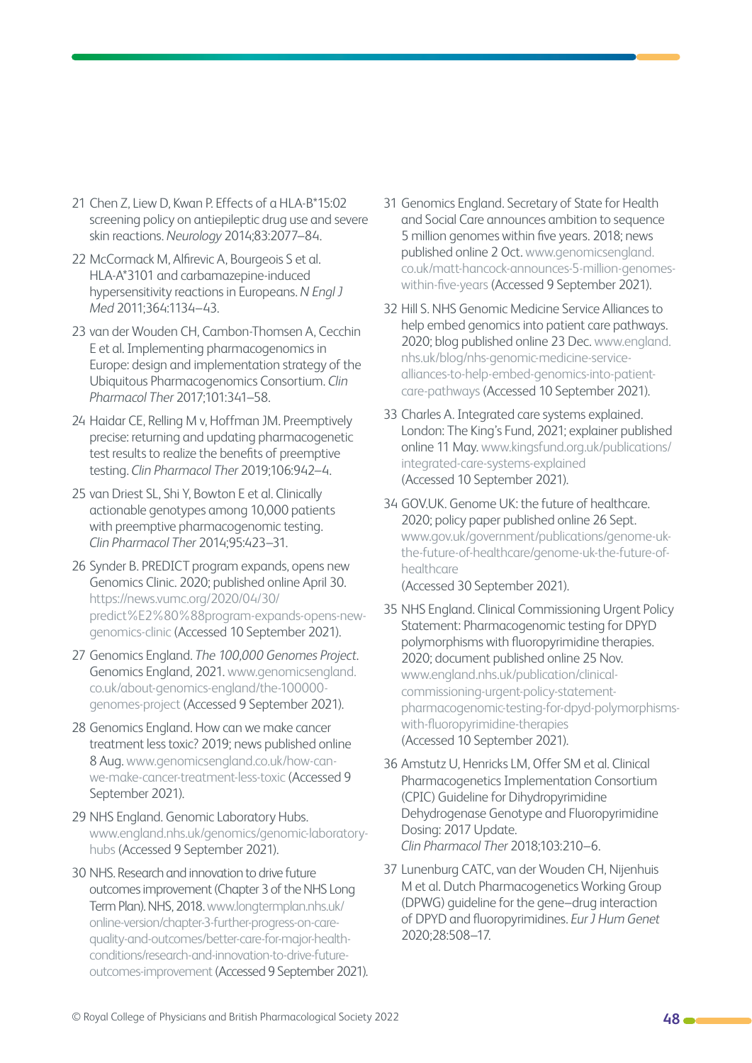21 Chen Z, Liew D, Kwan P. Effects of a HLA-B*15:02 screening policy on antiepileptic drug use and severe skin reactions. *Neurology* 2014;83:2077–84.

22 McCormack M, Alfirevic A, Bourgeois S et al. HLA-A*3101 and carbamazepine-induced hypersensitivity reactions in Europeans. *N Engl J Med* 2011;364:1134–43.

23 van der Wouden CH, Cambon-Thomsen A, Cecchin E et al. Implementing pharmacogenomics in Europe: design and implementation strategy of the Ubiquitous Pharmacogenomics Consortium. *Clin Pharmacol Ther* 2017;101:341–58.

24 Haidar CE, Relling M v, Hoffman JM. Preemptively precise: returning and updating pharmacogenetic test results to realize the benefits of preemptive testing. *Clin Pharmacol Ther* 2019;106:942–4.

25 van Driest SL, Shi Y, Bowton E et al. Clinically actionable genotypes among 10,000 patients with preemptive pharmacogenomic testing. *Clin Pharmacol Ther* 2014;95:423–31.

26 Synder B. PREDICT program expands, opens new Genomics Clinic. 2020; published online April 30. https://news.vumc.org/2020/04/30/predict%E2%80%88program-expands-opens-new-genomics-clinic (Accessed 10 September 2021).

27 Genomics England. *The 100,000 Genomes Project*. Genomics England, 2021. www.genomicsengland.co.uk/about-genomics-england/the-100000-genomes-project (Accessed 9 September 2021).

28 Genomics England. How can we make cancer treatment less toxic? 2019; news published online 8 Aug. www.genomicsengland.co.uk/how-can-we-make-cancer-treatment-less-toxic (Accessed 9 September 2021).

29 NHS England. Genomic Laboratory Hubs. www.england.nhs.uk/genomics/genomic-laboratory-hubs (Accessed 9 September 2021).

30 NHS. Research and innovation to drive future outcomes improvement (Chapter 3 of the NHS Long Term Plan). NHS, 2018. www.longtermplan.nhs.uk/online-version/chapter-3-further-progress-on-care-quality-and-outcomes/better-care-for-major-health-conditions/research-and-innovation-to-drive-future-outcomes-improvement (Accessed 9 September 2021).

31 Genomics England. Secretary of State for Health and Social Care announces ambition to sequence 5 million genomes within five years. 2018; news published online 2 Oct. www.genomicsengland.co.uk/matt-hancock-announces-5-million-genomes-within-five-years (Accessed 9 September 2021).

32 Hill S. NHS Genomic Medicine Service Alliances to help embed genomics into patient care pathways. 2020; blog published online 23 Dec. www.england.nhs.uk/blog/nhs-genomic-medicine-service-alliances-to-help-embed-genomics-into-patient-care-pathways (Accessed 10 September 2021).

33 Charles A. Integrated care systems explained. London: The King's Fund, 2021; explainer published online 11 May. www.kingsfund.org.uk/publications/integrated-care-systems-explained (Accessed 10 September 2021).

34 GOV.UK. Genome UK: the future of healthcare. 2020; policy paper published online 26 Sept. www.gov.uk/government/publications/genome-uk-the-future-of-healthcare/genome-uk-the-future-of-healthcare (Accessed 30 September 2021).

35 NHS England. Clinical Commissioning Urgent Policy Statement: Pharmacogenomic testing for DPYD polymorphisms with fluoropyrimidine therapies. 2020; document published online 25 Nov. www.england.nhs.uk/publication/clinical-commissioning-urgent-policy-statement-pharmacogenomic-testing-for-dpyd-polymorphisms-with-fluoropyrimidine-therapies (Accessed 10 September 2021).

36 Amstutz U, Henricks LM, Offer SM et al. Clinical Pharmacogenetics Implementation Consortium (CPIC) Guideline for Dihydropyrimidine Dehydrogenase Genotype and Fluoropyrimidine Dosing: 2017 Update. *Clin Pharmacol Ther* 2018;103:210–6.

37 Lunenburg CATC, van der Wouden CH, Nijenhuis M et al. Dutch Pharmacogenetics Working Group (DPWG) guideline for the gene–drug interaction of DPYD and fluoropyrimidines. *Eur J Hum Genet* 2020;28:508–17.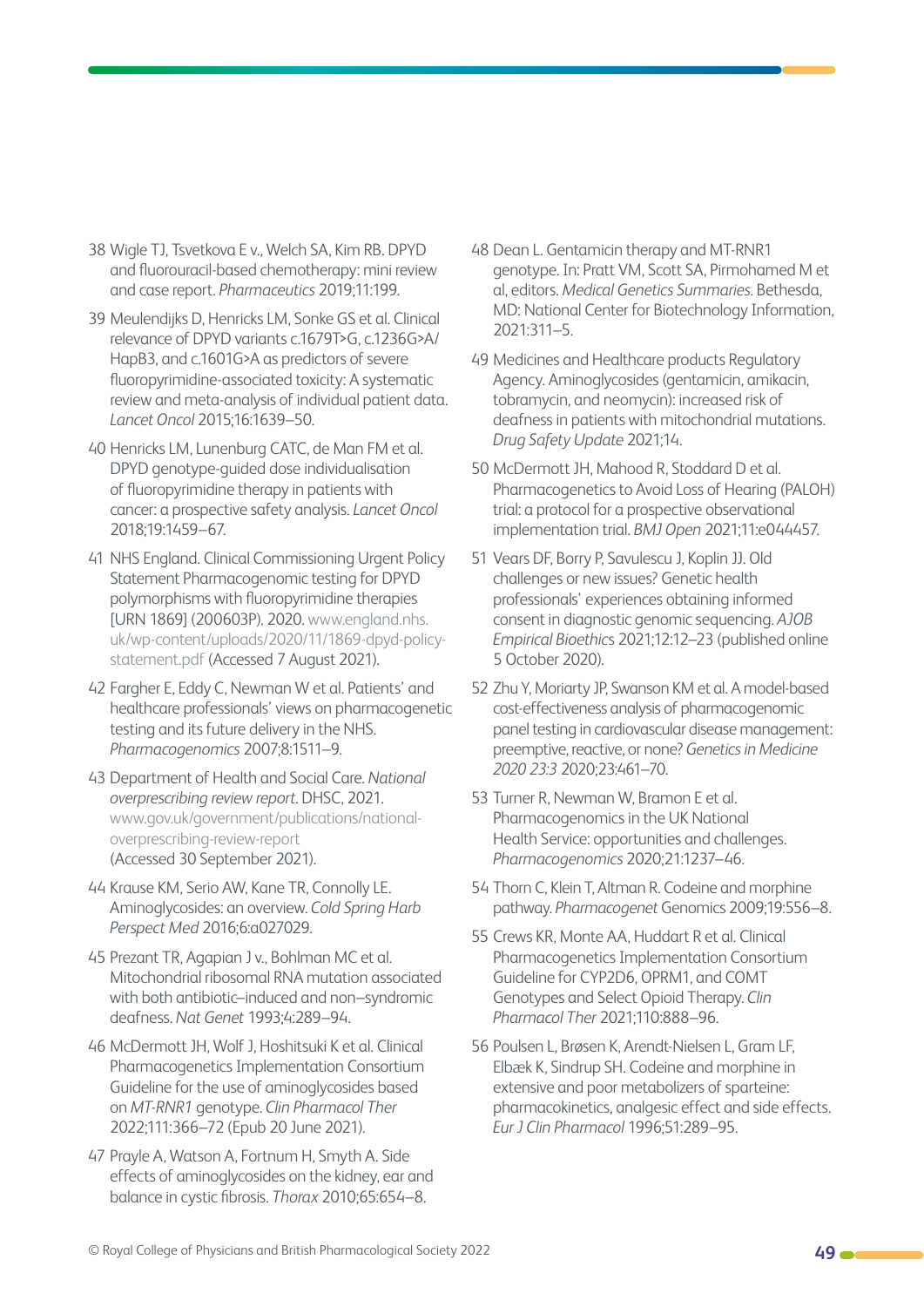38 Wigle TJ, Tsvetkova E v., Welch SA, Kim RB. DPYD and fluorouracil-based chemotherapy: mini review and case report. *Pharmaceutics* 2019;11:199.

39 Meulendijks D, Henricks LM, Sonke GS et al. Clinical relevance of DPYD variants c.1679T>G, c.1236G>A/HapB3, and c.1601G>A as predictors of severe fluoropyrimidine-associated toxicity: A systematic review and meta-analysis of individual patient data. *Lancet Oncol* 2015;16:1639–50.

40 Henricks LM, Lunenburg CATC, de Man FM et al. DPYD genotype-guided dose individualisation of fluoropyrimidine therapy in patients with cancer: a prospective safety analysis. *Lancet Oncol* 2018;19:1459–67.

41 NHS England. Clinical Commissioning Urgent Policy Statement Pharmacogenomic testing for DPYD polymorphisms with fluoropyrimidine therapies [URN 1869] (200603P). 2020. www.england.nhs.uk/wp-content/uploads/2020/11/1869-dpyd-policy-statement.pdf (Accessed 7 August 2021).

42 Fargher E, Eddy C, Newman W et al. Patients' and healthcare professionals' views on pharmacogenetic testing and its future delivery in the NHS. *Pharmacogenomics* 2007;8:1511–9.

43 Department of Health and Social Care. *National overprescribing review report*. DHSC, 2021. www.gov.uk/government/publications/national-overprescribing-review-report (Accessed 30 September 2021).

44 Krause KM, Serio AW, Kane TR, Connolly LE. Aminoglycosides: an overview. *Cold Spring Harb Perspect Med* 2016;6:a027029.

45 Prezant TR, Agapian J v., Bohlman MC et al. Mitochondrial ribosomal RNA mutation associated with both antibiotic–induced and non–syndromic deafness. *Nat Genet* 1993;4:289–94.

46 McDermott JH, Wolf J, Hoshitsuki K et al. Clinical Pharmacogenetics Implementation Consortium Guideline for the use of aminoglycosides based on *MT-RNR1* genotype. *Clin Pharmacol Ther* 2022;111:366–72 (Epub 20 June 2021).

47 Prayle A, Watson A, Fortnum H, Smyth A. Side effects of aminoglycosides on the kidney, ear and balance in cystic fibrosis. *Thorax* 2010;65:654–8.

48 Dean L. Gentamicin therapy and MT-RNR1 genotype. In: Pratt VM, Scott SA, Pirmohamed M et al, editors. *Medical Genetics Summaries*. Bethesda, MD: National Center for Biotechnology Information, 2021:311–5.

49 Medicines and Healthcare products Regulatory Agency. Aminoglycosides (gentamicin, amikacin, tobramycin, and neomycin): increased risk of deafness in patients with mitochondrial mutations. *Drug Safety Update* 2021;14.

50 McDermott JH, Mahood R, Stoddard D et al. Pharmacogenetics to Avoid Loss of Hearing (PALOH) trial: a protocol for a prospective observational implementation trial. *BMJ Open* 2021;11:e044457.

51 Vears DF, Borry P, Savulescu J, Koplin JJ. Old challenges or new issues? Genetic health professionals' experiences obtaining informed consent in diagnostic genomic sequencing. *AJOB Empirical Bioethics* 2021;12:12–23 (published online 5 October 2020).

52 Zhu Y, Moriarty JP, Swanson KM et al. A model-based cost-effectiveness analysis of pharmacogenomic panel testing in cardiovascular disease management: preemptive, reactive, or none? *Genetics in Medicine 2020 23:3* 2020;23:461–70.

53 Turner R, Newman W, Bramon E et al. Pharmacogenomics in the UK National Health Service: opportunities and challenges. *Pharmacogenomics* 2020;21:1237–46.

54 Thorn C, Klein T, Altman R. Codeine and morphine pathway. *Pharmacogenet* Genomics 2009;19:556–8.

55 Crews KR, Monte AA, Huddart R et al. Clinical Pharmacogenetics Implementation Consortium Guideline for CYP2D6, OPRM1, and COMT Genotypes and Select Opioid Therapy. *Clin Pharmacol Ther* 2021;110:888–96.

56 Poulsen L, Brøsen K, Arendt-Nielsen L, Gram LF, Elbæk K, Sindrup SH. Codeine and morphine in extensive and poor metabolizers of sparteine: pharmacokinetics, analgesic effect and side effects. *Eur J Clin Pharmacol* 1996;51:289–95.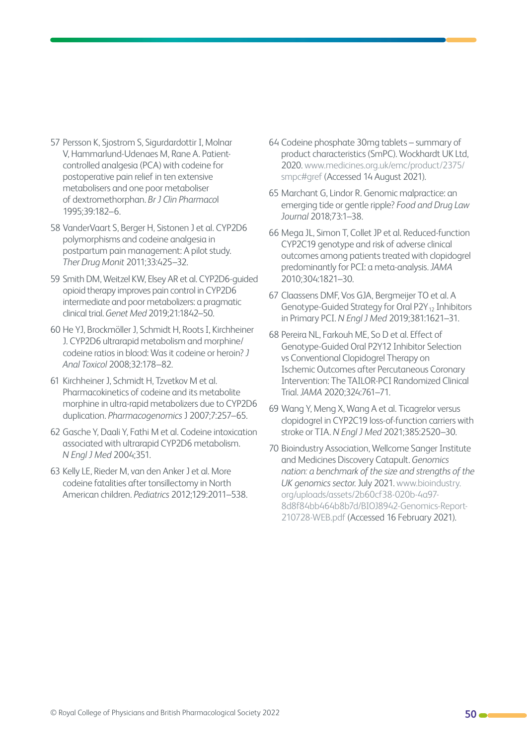57 Persson K, Sjostrom S, Sigurdardottir I, Molnar V, Hammarlund-Udenaes M, Rane A. Patient-controlled analgesia (PCA) with codeine for postoperative pain relief in ten extensive metabolisers and one poor metaboliser of dextromethorphan. *Br J Clin Pharmaco*l 1995;39:182–6.

58 VanderVaart S, Berger H, Sistonen J et al. CYP2D6 polymorphisms and codeine analgesia in postpartum pain management: A pilot study. *Ther Drug Monit* 2011;33:425–32.

59 Smith DM, Weitzel KW, Elsey AR et al. CYP2D6-guided opioid therapy improves pain control in CYP2D6 intermediate and poor metabolizers: a pragmatic clinical trial. *Genet Med* 2019;21:1842–50.

60 He YJ, Brockmöller J, Schmidt H, Roots I, Kirchheiner J. CYP2D6 ultrarapid metabolism and morphine/codeine ratios in blood: Was it codeine or heroin? *J Anal Toxicol* 2008;32:178–82.

61 Kirchheiner J, Schmidt H, Tzvetkov M et al. Pharmacokinetics of codeine and its metabolite morphine in ultra-rapid metabolizers due to CYP2D6 duplication. *Pharmacogenomics* J 2007;7:257–65.

62 Gasche Y, Daali Y, Fathi M et al. Codeine intoxication associated with ultrarapid CYP2D6 metabolism. *N Engl J Med* 2004;351.

63 Kelly LE, Rieder M, van den Anker J et al. More codeine fatalities after tonsillectomy in North American children. *Pediatrics* 2012;129:2011–538.

64 Codeine phosphate 30mg tablets – summary of product characteristics (SmPC). Wockhardt UK Ltd, 2020. www.medicines.org.uk/emc/product/2375/smpc#gref (Accessed 14 August 2021).

65 Marchant G, Lindor R. Genomic malpractice: an emerging tide or gentle ripple? *Food and Drug Law Journal* 2018;73:1–38.

66 Mega JL, Simon T, Collet JP et al. Reduced-function CYP2C19 genotype and risk of adverse clinical outcomes among patients treated with clopidogrel predominantly for PCI: a meta-analysis. *JAMA* 2010;304:1821–30.

67 Claassens DMF, Vos GJA, Bergmeijer TO et al. A Genotype-Guided Strategy for Oral $P2Y_{12}$ Inhibitors in Primary PCI. *N Engl J Med* 2019;381:1621–31.

68 Pereira NL, Farkouh ME, So D et al. Effect of Genotype-Guided Oral P2Y12 Inhibitor Selection vs Conventional Clopidogrel Therapy on Ischemic Outcomes after Percutaneous Coronary Intervention: The TAILOR-PCI Randomized Clinical Trial. *JAMA* 2020;324:761–71.

69 Wang Y, Meng X, Wang A et al. Ticagrelor versus clopidogrel in CYP2C19 loss-of-function carriers with stroke or TIA. *N Engl J Med* 2021;385:2520–30.

70 Bioindustry Association, Wellcome Sanger Institute and Medicines Discovery Catapult. *Genomics nation: a benchmark of the size and strengths of the UK genomics sector.* July 2021. www.bioindustry.org/uploads/assets/2b60cf38-020b-4a97-8d8f84bb464b8b7d/BIOJ8942-Genomics-Report-210728-WEB.pdf (Accessed 16 February 2021).

© Royal College of Physicians and British Pharmacological Society 2022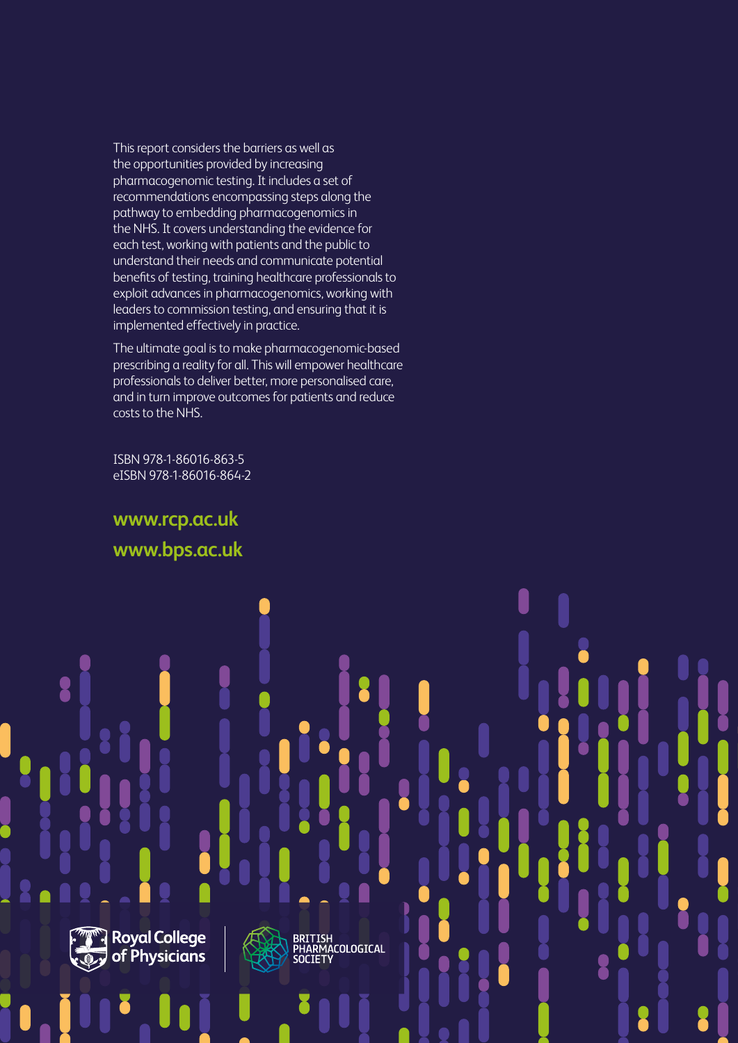This report considers the barriers as well as the opportunities provided by increasing pharmacogenomic testing. It includes a set of recommendations encompassing steps along the pathway to embedding pharmacogenomics in the NHS. It covers understanding the evidence for each test, working with patients and the public to understand their needs and communicate potential benefits of testing, training healthcare professionals to exploit advances in pharmacogenomics, working with leaders to commission testing, and ensuring that it is implemented effectively in practice.

The ultimate goal is to make pharmacogenomic-based prescribing a reality for all. This will empower healthcare professionals to deliver better, more personalised care, and in turn improve outcomes for patients and reduce costs to the NHS.

ISBN 978-1-86016-863-5
eISBN 978-1-86016-864-2

**www.rcp.ac.uk**
**www.bps.ac.uk**

Royal College of Physicians

BRITISH PHARMACOLOGICAL SOCIETY